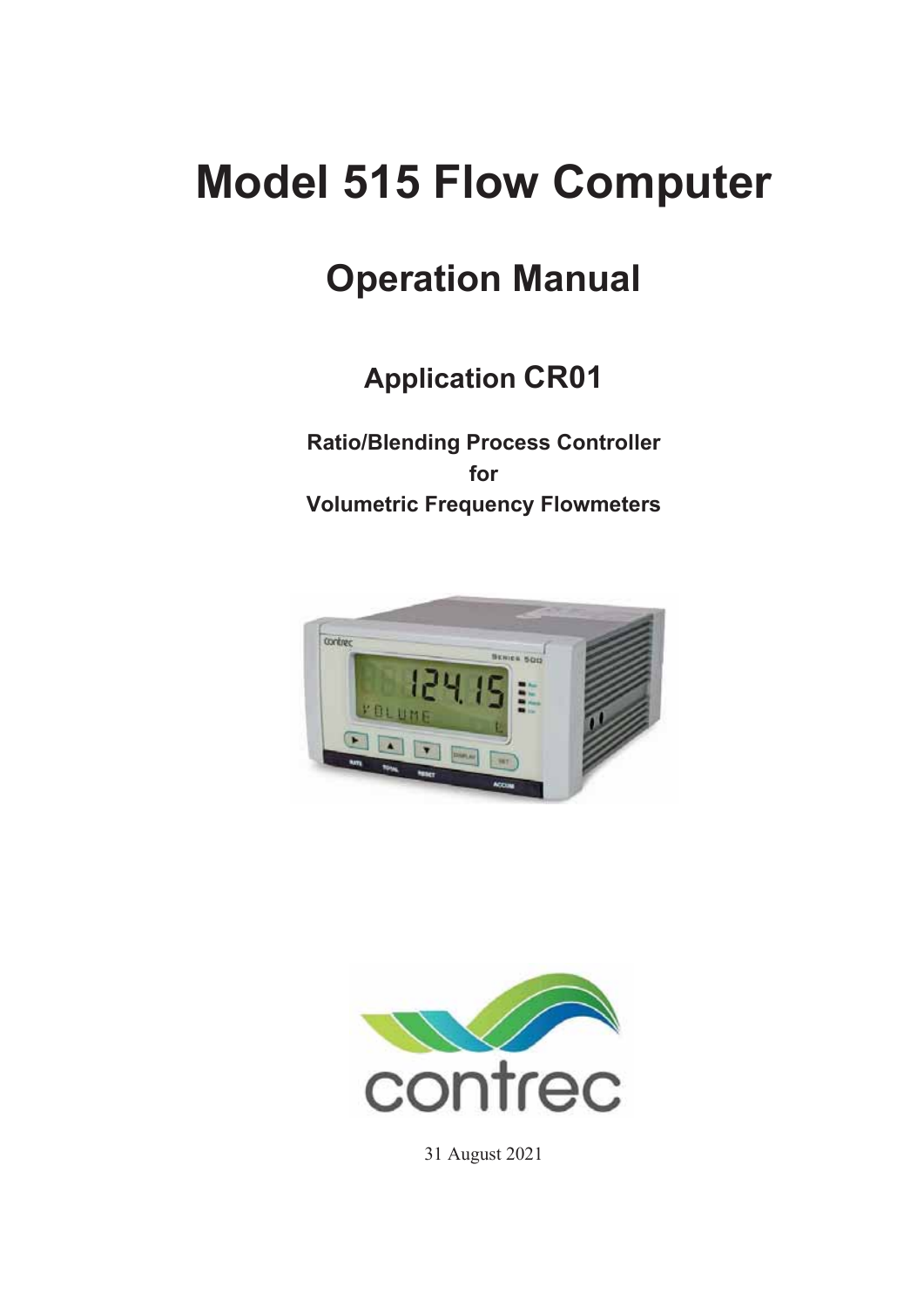# Model 515 Flow Computer

## Operation Manual

### Application CR01

**Ratio/Blending Process Controller**
**for**
**Volumetric Frequency Flowmeters**

31 August 2021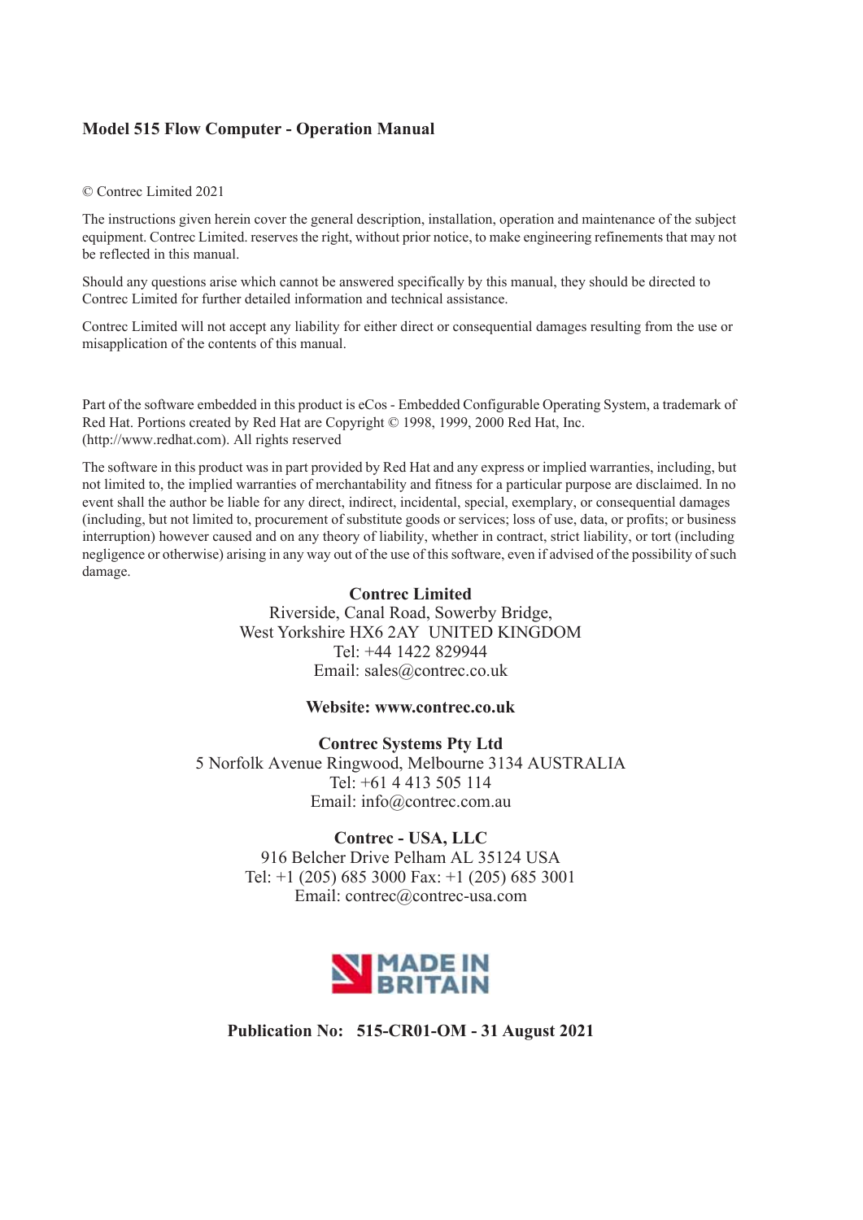**Model 515 Flow Computer - Operation Manual**

© Contrec Limited 2021

The instructions given herein cover the general description, installation, operation and maintenance of the subject equipment. Contrec Limited. reserves the right, without prior notice, to make engineering refinements that may not be reflected in this manual.

Should any questions arise which cannot be answered specifically by this manual, they should be directed to Contrec Limited for further detailed information and technical assistance.

Contrec Limited will not accept any liability for either direct or consequential damages resulting from the use or misapplication of the contents of this manual.

Part of the software embedded in this product is eCos - Embedded Configurable Operating System, a trademark of Red Hat. Portions created by Red Hat are Copyright © 1998, 1999, 2000 Red Hat, Inc. (http://www.redhat.com). All rights reserved

The software in this product was in part provided by Red Hat and any express or implied warranties, including, but not limited to, the implied warranties of merchantability and fitness for a particular purpose are disclaimed. In no event shall the author be liable for any direct, indirect, incidental, special, exemplary, or consequential damages (including, but not limited to, procurement of substitute goods or services; loss of use, data, or profits; or business interruption) however caused and on any theory of liability, whether in contract, strict liability, or tort (including negligence or otherwise) arising in any way out of the use of this software, even if advised of the possibility of such damage.

**Contrec Limited**
Riverside, Canal Road, Sowerby Bridge,
West Yorkshire HX6 2AY UNITED KINGDOM
Tel: +44 1422 829944
Email: sales@contrec.co.uk

**Website: www.contrec.co.uk**

**Contrec Systems Pty Ltd**
5 Norfolk Avenue Ringwood, Melbourne 3134 AUSTRALIA
Tel: +61 4 413 505 114
Email: info@contrec.com.au

**Contrec - USA, LLC**
916 Belcher Drive Pelham AL 35124 USA
Tel: +1 (205) 685 3000 Fax: +1 (205) 685 3001
Email: contrec@contrec-usa.com

MADE IN BRITAIN

**Publication No: 515-CR01-OM - 31 August 2021**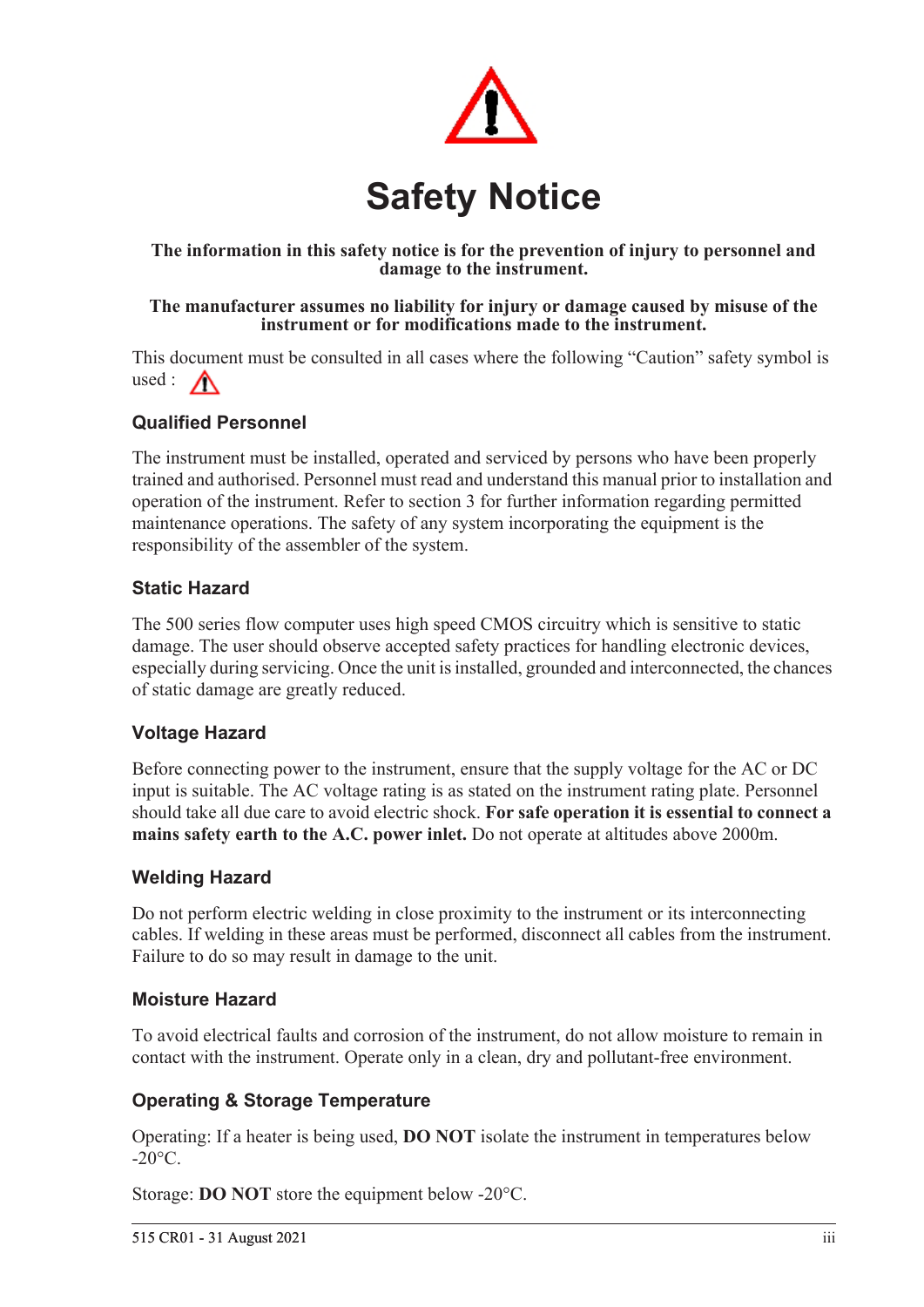# Safety Notice

**The information in this safety notice is for the prevention of injury to personnel and damage to the instrument.**

**The manufacturer assumes no liability for injury or damage caused by misuse of the instrument or for modifications made to the instrument.**

This document must be consulted in all cases where the following "Caution" safety symbol is used :

### Qualified Personnel

The instrument must be installed, operated and serviced by persons who have been properly trained and authorised. Personnel must read and understand this manual prior to installation and operation of the instrument. Refer to section 3 for further information regarding permitted maintenance operations. The safety of any system incorporating the equipment is the responsibility of the assembler of the system.

### Static Hazard

The 500 series flow computer uses high speed CMOS circuitry which is sensitive to static damage. The user should observe accepted safety practices for handling electronic devices, especially during servicing. Once the unit is installed, grounded and interconnected, the chances of static damage are greatly reduced.

### Voltage Hazard

Before connecting power to the instrument, ensure that the supply voltage for the AC or DC input is suitable. The AC voltage rating is as stated on the instrument rating plate. Personnel should take all due care to avoid electric shock. **For safe operation it is essential to connect a mains safety earth to the A.C. power inlet.** Do not operate at altitudes above 2000m.

### Welding Hazard

Do not perform electric welding in close proximity to the instrument or its interconnecting cables. If welding in these areas must be performed, disconnect all cables from the instrument. Failure to do so may result in damage to the unit.

### Moisture Hazard

To avoid electrical faults and corrosion of the instrument, do not allow moisture to remain in contact with the instrument. Operate only in a clean, dry and pollutant-free environment.

### Operating & Storage Temperature

Operating: If a heater is being used, **DO NOT** isolate the instrument in temperatures below -20°C.

Storage: **DO NOT** store the equipment below -20°C.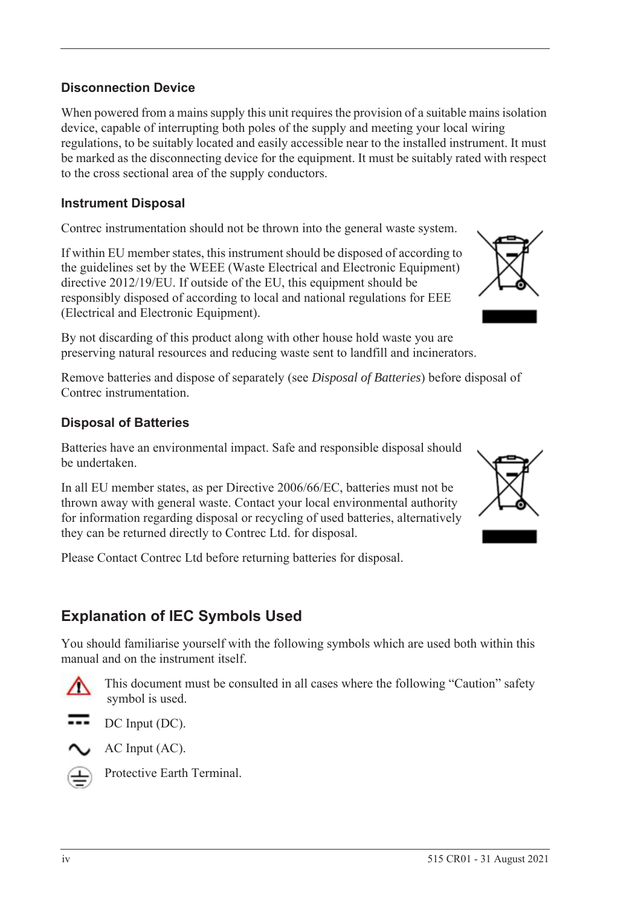### Disconnection Device

When powered from a mains supply this unit requires the provision of a suitable mains isolation device, capable of interrupting both poles of the supply and meeting your local wiring regulations, to be suitably located and easily accessible near to the installed instrument. It must be marked as the disconnecting device for the equipment. It must be suitably rated with respect to the cross sectional area of the supply conductors.

### Instrument Disposal

Contrec instrumentation should not be thrown into the general waste system.

If within EU member states, this instrument should be disposed of according to the guidelines set by the WEEE (Waste Electrical and Electronic Equipment) directive 2012/19/EU. If outside of the EU, this equipment should be responsibly disposed of according to local and national regulations for EEE (Electrical and Electronic Equipment).

By not discarding of this product along with other house hold waste you are preserving natural resources and reducing waste sent to landfill and incinerators.

Remove batteries and dispose of separately (see *Disposal of Batteries*) before disposal of Contrec instrumentation.

### Disposal of Batteries

Batteries have an environmental impact. Safe and responsible disposal should be undertaken.

In all EU member states, as per Directive 2006/66/EC, batteries must not be thrown away with general waste. Contact your local environmental authority for information regarding disposal or recycling of used batteries, alternatively they can be returned directly to Contrec Ltd. for disposal.

Please Contact Contrec Ltd before returning batteries for disposal.

## Explanation of IEC Symbols Used

You should familiarise yourself with the following symbols which are used both within this manual and on the instrument itself.

This document must be consulted in all cases where the following “Caution” safety symbol is used.

DC Input (DC).

AC Input (AC).

Protective Earth Terminal.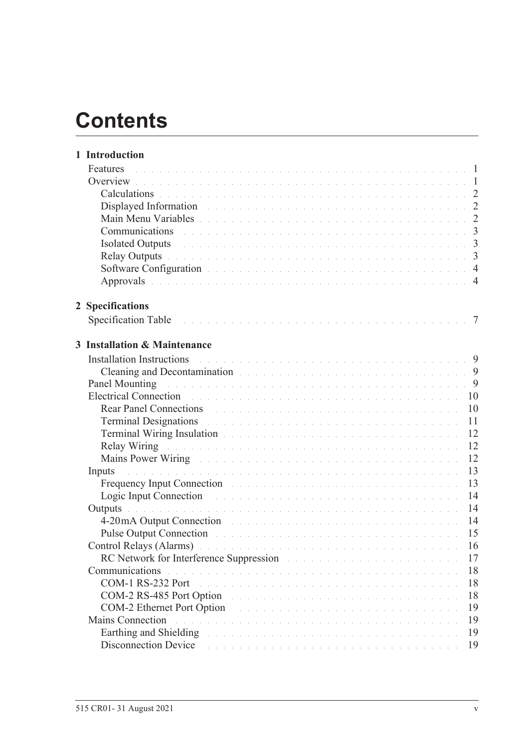# Contents

**1 Introduction**

Features . . . . . . . . . . . . . . . . . . . . . . . . . . . . . . . . . . . . . 1
Overview . . . . . . . . . . . . . . . . . . . . . . . . . . . . . . . . . . . . . 1
- Calculations . . . . . . . . . . . . . . . . . . . . . . . . . . . . . . . . . 2
- Displayed Information . . . . . . . . . . . . . . . . . . . . . . . . . . . . 2
- Main Menu Variables . . . . . . . . . . . . . . . . . . . . . . . . . . . . . 2
- Communications . . . . . . . . . . . . . . . . . . . . . . . . . . . . . . . 3
- Isolated Outputs . . . . . . . . . . . . . . . . . . . . . . . . . . . . . . . 3
- Relay Outputs . . . . . . . . . . . . . . . . . . . . . . . . . . . . . . . . 3
- Software Configuration . . . . . . . . . . . . . . . . . . . . . . . . . . . 4
- Approvals . . . . . . . . . . . . . . . . . . . . . . . . . . . . . . . . . . 4

**2 Specifications**

Specification Table . . . . . . . . . . . . . . . . . . . . . . . . . . . . . . . 7

**3 Installation & Maintenance**

Installation Instructions . . . . . . . . . . . . . . . . . . . . . . . . . . . . 9
- Cleaning and Decontamination . . . . . . . . . . . . . . . . . . . . . . . 9

Panel Mounting . . . . . . . . . . . . . . . . . . . . . . . . . . . . . . . . . 9
Electrical Connection . . . . . . . . . . . . . . . . . . . . . . . . . . . . . 10
- Rear Panel Connections . . . . . . . . . . . . . . . . . . . . . . . . . . 10
- Terminal Designations . . . . . . . . . . . . . . . . . . . . . . . . . . . 11
- Terminal Wiring Insulation . . . . . . . . . . . . . . . . . . . . . . . . . 12
- Relay Wiring . . . . . . . . . . . . . . . . . . . . . . . . . . . . . . . . 12
- Mains Power Wiring . . . . . . . . . . . . . . . . . . . . . . . . . . . . 12

Inputs . . . . . . . . . . . . . . . . . . . . . . . . . . . . . . . . . . . . . 13
- Frequency Input Connection . . . . . . . . . . . . . . . . . . . . . . . . 13
- Logic Input Connection . . . . . . . . . . . . . . . . . . . . . . . . . . 14

Outputs . . . . . . . . . . . . . . . . . . . . . . . . . . . . . . . . . . . . 14
- 4-20mA Output Connection . . . . . . . . . . . . . . . . . . . . . . . . 14
- Pulse Output Connection . . . . . . . . . . . . . . . . . . . . . . . . . 15

Control Relays (Alarms) . . . . . . . . . . . . . . . . . . . . . . . . . . . 16
- RC Network for Interference Suppression . . . . . . . . . . . . . . . . 17

Communications . . . . . . . . . . . . . . . . . . . . . . . . . . . . . . . 18
- COM-1 RS-232 Port . . . . . . . . . . . . . . . . . . . . . . . . . . . . 18
- COM-2 RS-485 Port Option . . . . . . . . . . . . . . . . . . . . . . . . 18
- COM-2 Ethernet Port Option . . . . . . . . . . . . . . . . . . . . . . . 19

Mains Connection . . . . . . . . . . . . . . . . . . . . . . . . . . . . . . 19
- Earthing and Shielding . . . . . . . . . . . . . . . . . . . . . . . . . . 19
- Disconnection Device . . . . . . . . . . . . . . . . . . . . . . . . . . . 19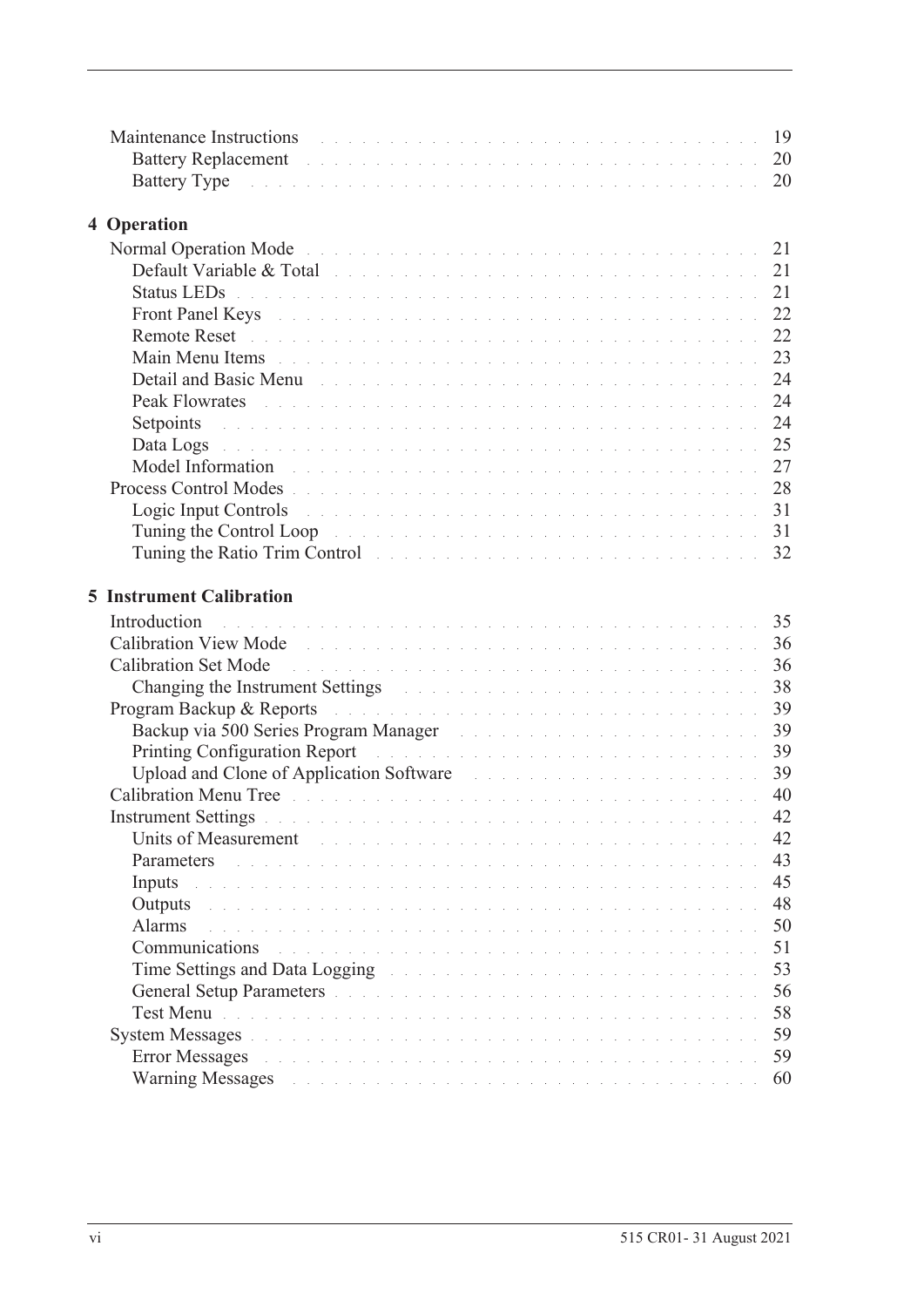Maintenance Instructions . . . . . 19
- Battery Replacement . . . . . 20
- Battery Type . . . . . 20

**4 Operation**

Normal Operation Mode . . . . . 21
- Default Variable & Total . . . . . 21
- Status LEDs . . . . . 21
- Front Panel Keys . . . . . 22
- Remote Reset . . . . . 22
- Main Menu Items . . . . . 23
- Detail and Basic Menu . . . . . 24
- Peak Flowrates . . . . . 24
- Setpoints . . . . . 24
- Data Logs . . . . . 25
- Model Information . . . . . 27

Process Control Modes . . . . . 28
- Logic Input Controls . . . . . 31
- Tuning the Control Loop . . . . . 31
- Tuning the Ratio Trim Control . . . . . 32

**5 Instrument Calibration**

Introduction . . . . . 35

Calibration View Mode . . . . . 36

Calibration Set Mode . . . . . 36
- Changing the Instrument Settings . . . . . 38

Program Backup & Reports . . . . . 39
- Backup via 500 Series Program Manager . . . . . 39
- Printing Configuration Report . . . . . 39
- Upload and Clone of Application Software . . . . . 39

Calibration Menu Tree . . . . . 40

Instrument Settings . . . . . 42
- Units of Measurement . . . . . 42
- Parameters . . . . . 43
- Inputs . . . . . 45
- Outputs . . . . . 48
- Alarms . . . . . 50
- Communications . . . . . 51
- Time Settings and Data Logging . . . . . 53
- General Setup Parameters . . . . . 56
- Test Menu . . . . . 58

System Messages . . . . . 59
- Error Messages . . . . . 59
- Warning Messages . . . . . 60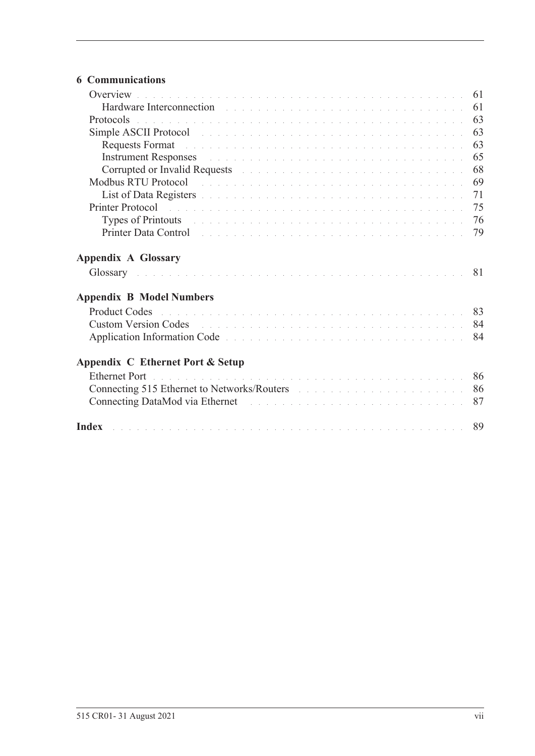**6 Communications**

- Overview . . . . . 61
  - Hardware Interconnection . . . . . 61
- Protocols . . . . . 63
- Simple ASCII Protocol . . . . . 63
  - Requests Format . . . . . 63
  - Instrument Responses . . . . . 65
  - Corrupted or Invalid Requests . . . . . 68
- Modbus RTU Protocol . . . . . 69
  - List of Data Registers . . . . . 71
- Printer Protocol . . . . . 75
  - Types of Printouts . . . . . 76
  - Printer Data Control . . . . . 79

**Appendix A Glossary**

- Glossary . . . . . 81

**Appendix B Model Numbers**

- Product Codes . . . . . 83
- Custom Version Codes . . . . . 84
- Application Information Code . . . . . 84

**Appendix C Ethernet Port & Setup**

- Ethernet Port . . . . . 86
- Connecting 515 Ethernet to Networks/Routers . . . . . 86
- Connecting DataMod via Ethernet . . . . . 87

**Index** . . . . . 89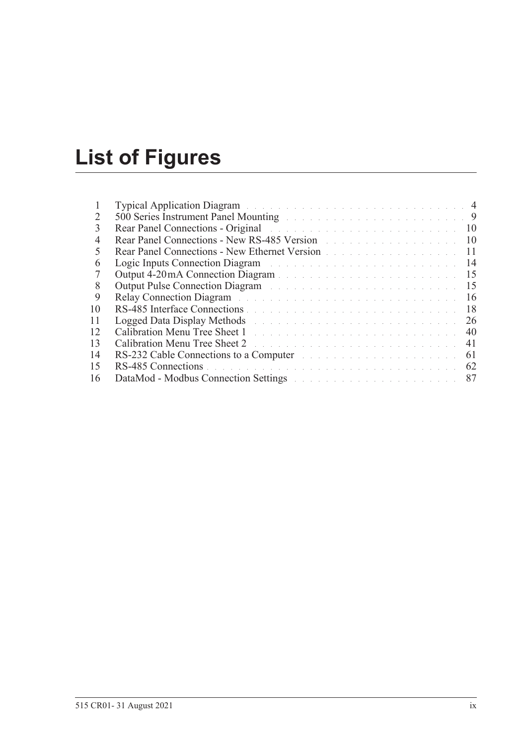# List of Figures

| | | |
|---|---|---|
| 1 | Typical Application Diagram | 4 |
| 2 | 500 Series Instrument Panel Mounting | 9 |
| 3 | Rear Panel Connections - Original | 10 |
| 4 | Rear Panel Connections - New RS-485 Version | 10 |
| 5 | Rear Panel Connections - New Ethernet Version | 11 |
| 6 | Logic Inputs Connection Diagram | 14 |
| 7 | Output 4-20 mA Connection Diagram | 15 |
| 8 | Output Pulse Connection Diagram | 15 |
| 9 | Relay Connection Diagram | 16 |
| 10 | RS-485 Interface Connections | 18 |
| 11 | Logged Data Display Methods | 26 |
| 12 | Calibration Menu Tree Sheet 1 | 40 |
| 13 | Calibration Menu Tree Sheet 2 | 41 |
| 14 | RS-232 Cable Connections to a Computer | 61 |
| 15 | RS-485 Connections | 62 |
| 16 | DataMod - Modbus Connection Settings | 87 |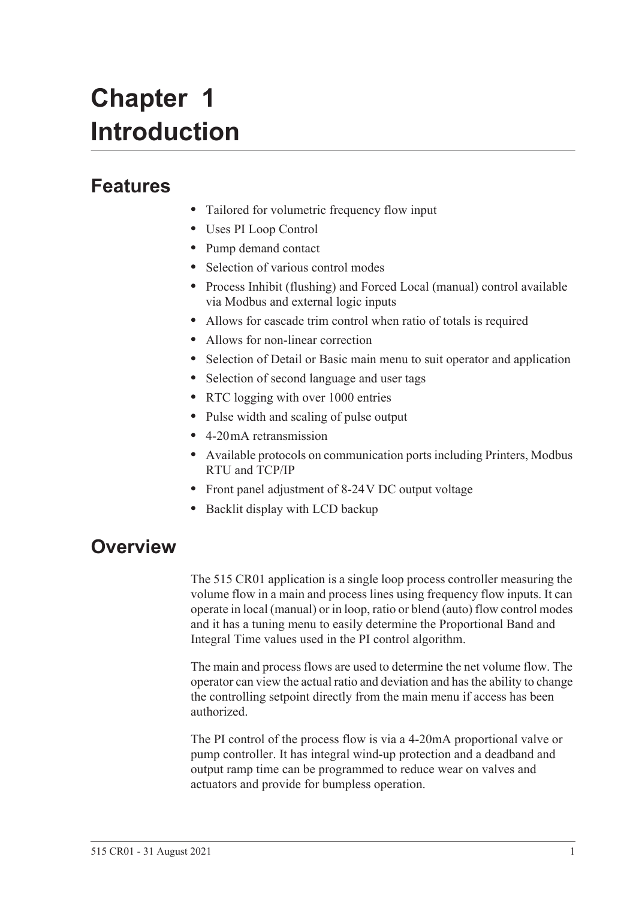# Chapter 1 Introduction

## Features

- Tailored for volumetric frequency flow input
- Uses PI Loop Control
- Pump demand contact
- Selection of various control modes
- Process Inhibit (flushing) and Forced Local (manual) control available via Modbus and external logic inputs
- Allows for cascade trim control when ratio of totals is required
- Allows for non-linear correction
- Selection of Detail or Basic main menu to suit operator and application
- Selection of second language and user tags
- RTC logging with over 1000 entries
- Pulse width and scaling of pulse output
- 4-20 mA retransmission
- Available protocols on communication ports including Printers, Modbus RTU and TCP/IP
- Front panel adjustment of 8-24 V DC output voltage
- Backlit display with LCD backup

## Overview

The 515 CR01 application is a single loop process controller measuring the volume flow in a main and process lines using frequency flow inputs. It can operate in local (manual) or in loop, ratio or blend (auto) flow control modes and it has a tuning menu to easily determine the Proportional Band and Integral Time values used in the PI control algorithm.

The main and process flows are used to determine the net volume flow. The operator can view the actual ratio and deviation and has the ability to change the controlling setpoint directly from the main menu if access has been authorized.

The PI control of the process flow is via a 4-20mA proportional valve or pump controller. It has integral wind-up protection and a deadband and output ramp time can be programmed to reduce wear on valves and actuators and provide for bumpless operation.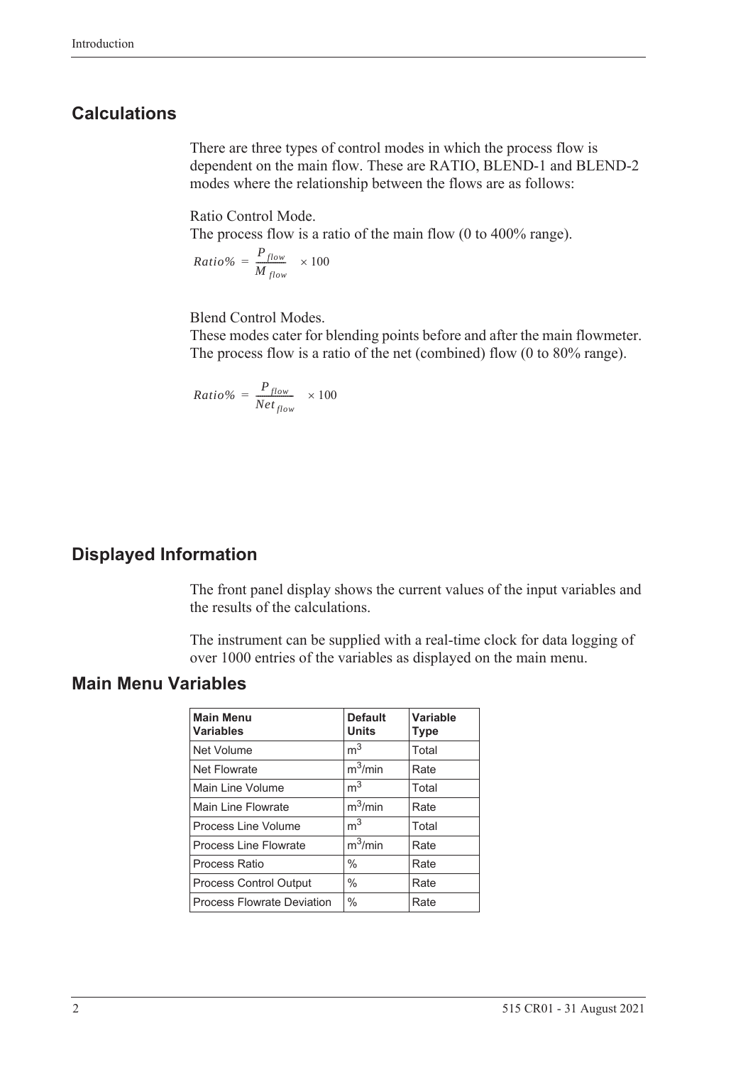## Calculations

There are three types of control modes in which the process flow is dependent on the main flow. These are RATIO, BLEND-1 and BLEND-2 modes where the relationship between the flows are as follows:

Ratio Control Mode.
The process flow is a ratio of the main flow (0 to 400% range).

$$Ratio\% = \frac{P_{flow}}{M_{flow}} \times 100$$

Blend Control Modes.
These modes cater for blending points before and after the main flowmeter. The process flow is a ratio of the net (combined) flow (0 to 80% range).

$$Ratio\% = \frac{P_{flow}}{Net_{flow}} \times 100$$

## Displayed Information

The front panel display shows the current values of the input variables and the results of the calculations.

The instrument can be supplied with a real-time clock for data logging of over 1000 entries of the variables as displayed on the main menu.

## Main Menu Variables

| Main Menu Variables | Default Units | Variable Type |
|---|---|---|
| Net Volume | $m^3$ | Total |
| Net Flowrate | $m^3$/min | Rate |
| Main Line Volume | $m^3$ | Total |
| Main Line Flowrate | $m^3$/min | Rate |
| Process Line Volume | $m^3$ | Total |
| Process Line Flowrate | $m^3$/min | Rate |
| Process Ratio | % | Rate |
| Process Control Output | % | Rate |
| Process Flowrate Deviation | % | Rate |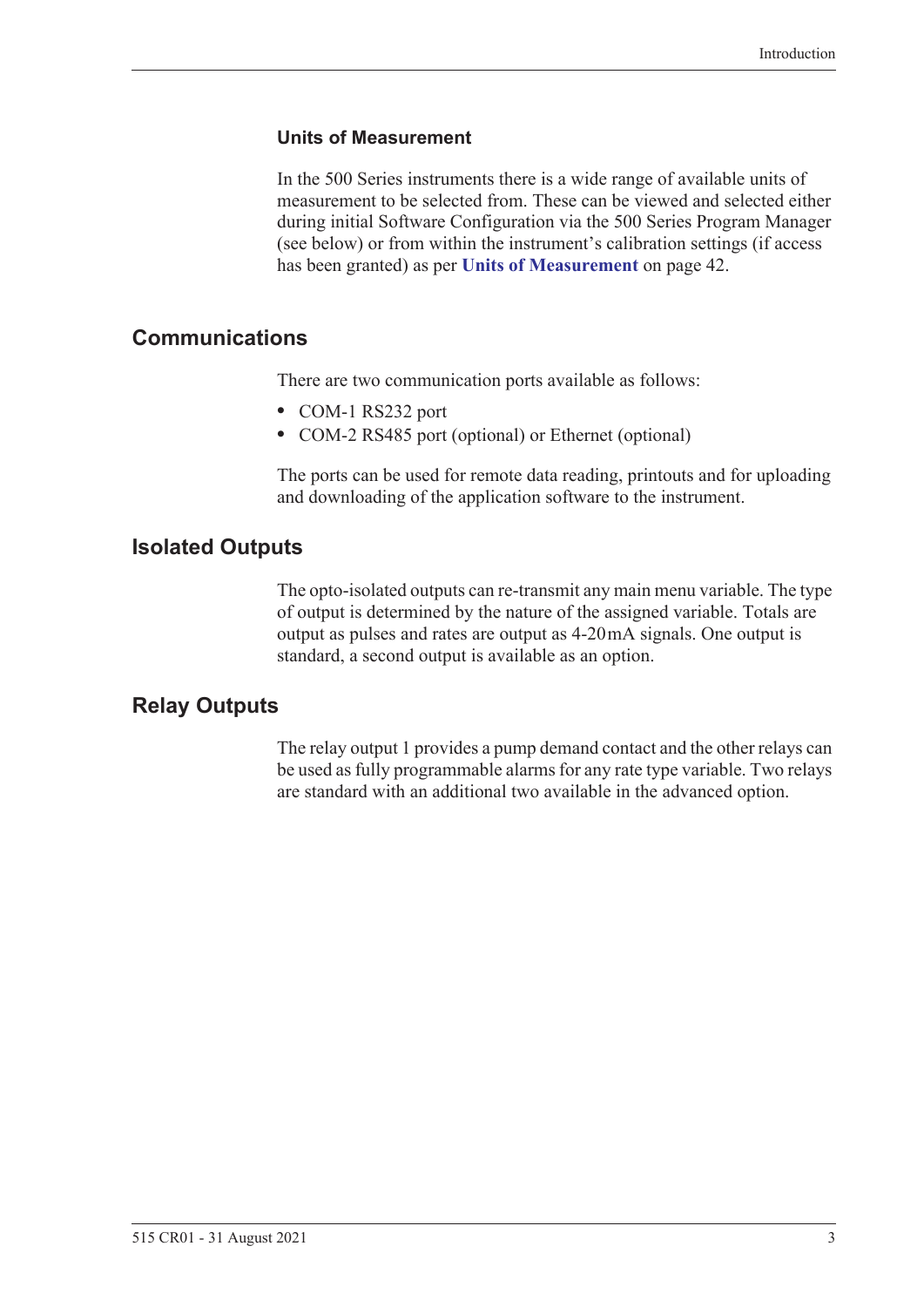### Units of Measurement

In the 500 Series instruments there is a wide range of available units of measurement to be selected from. These can be viewed and selected either during initial Software Configuration via the 500 Series Program Manager (see below) or from within the instrument's calibration settings (if access has been granted) as per **Units of Measurement** on page 42.

## Communications

There are two communication ports available as follows:

- COM-1 RS232 port
- COM-2 RS485 port (optional) or Ethernet (optional)

The ports can be used for remote data reading, printouts and for uploading and downloading of the application software to the instrument.

## Isolated Outputs

The opto-isolated outputs can re-transmit any main menu variable. The type of output is determined by the nature of the assigned variable. Totals are output as pulses and rates are output as 4-20 mA signals. One output is standard, a second output is available as an option.

## Relay Outputs

The relay output 1 provides a pump demand contact and the other relays can be used as fully programmable alarms for any rate type variable. Two relays are standard with an additional two available in the advanced option.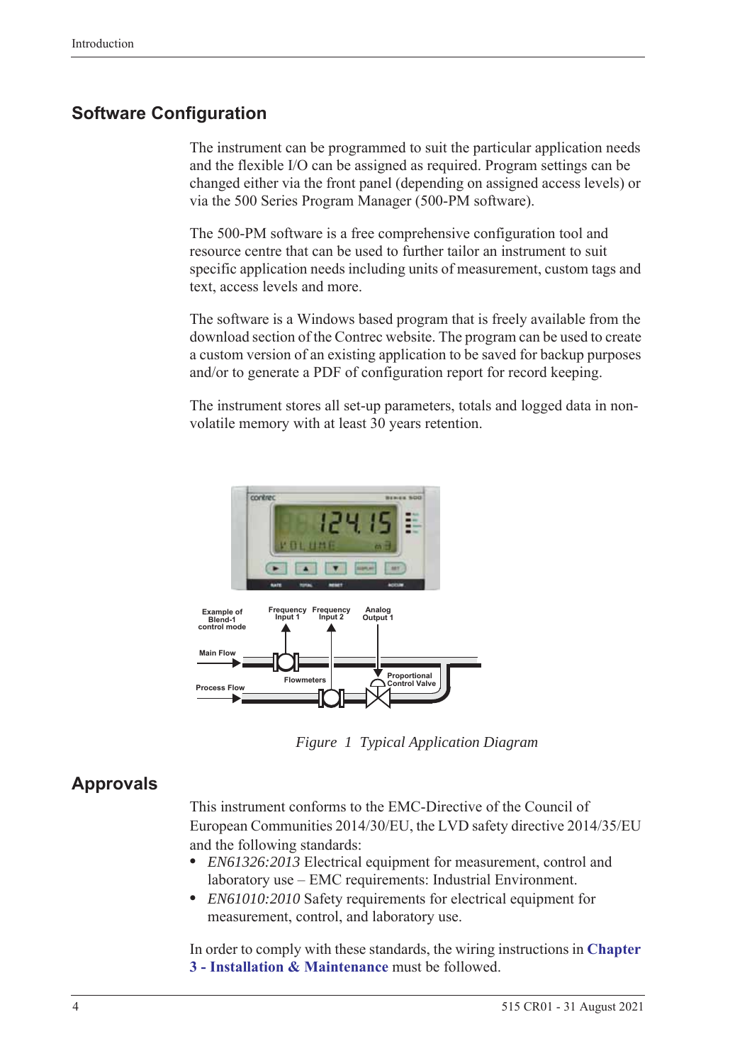## Software Configuration

The instrument can be programmed to suit the particular application needs and the flexible I/O can be assigned as required. Program settings can be changed either via the front panel (depending on assigned access levels) or via the 500 Series Program Manager (500-PM software).

The 500-PM software is a free comprehensive configuration tool and resource centre that can be used to further tailor an instrument to suit specific application needs including units of measurement, custom tags and text, access levels and more.

The software is a Windows based program that is freely available from the download section of the Contrec website. The program can be used to create a custom version of an existing application to be saved for backup purposes and/or to generate a PDF of configuration report for record keeping.

The instrument stores all set-up parameters, totals and logged data in non-volatile memory with at least 30 years retention.

*Figure 1 Typical Application Diagram*

## Approvals

This instrument conforms to the EMC-Directive of the Council of European Communities 2014/30/EU, the LVD safety directive 2014/35/EU and the following standards:

- *EN61326:2013* Electrical equipment for measurement, control and laboratory use – EMC requirements: Industrial Environment.
- *EN61010:2010* Safety requirements for electrical equipment for measurement, control, and laboratory use.

In order to comply with these standards, the wiring instructions in **Chapter 3 - Installation & Maintenance** must be followed.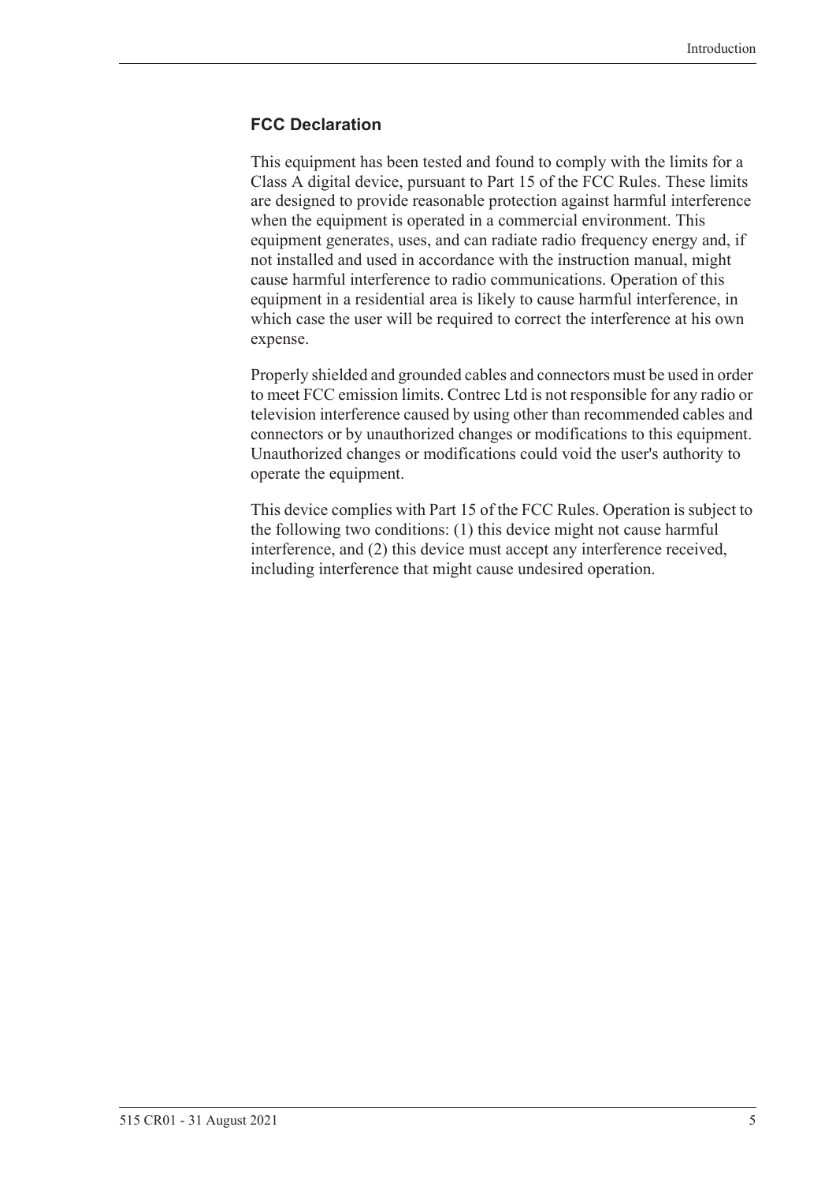### FCC Declaration

This equipment has been tested and found to comply with the limits for a Class A digital device, pursuant to Part 15 of the FCC Rules. These limits are designed to provide reasonable protection against harmful interference when the equipment is operated in a commercial environment. This equipment generates, uses, and can radiate radio frequency energy and, if not installed and used in accordance with the instruction manual, might cause harmful interference to radio communications. Operation of this equipment in a residential area is likely to cause harmful interference, in which case the user will be required to correct the interference at his own expense.

Properly shielded and grounded cables and connectors must be used in order to meet FCC emission limits. Contrec Ltd is not responsible for any radio or television interference caused by using other than recommended cables and connectors or by unauthorized changes or modifications to this equipment. Unauthorized changes or modifications could void the user's authority to operate the equipment.

This device complies with Part 15 of the FCC Rules. Operation is subject to the following two conditions: (1) this device might not cause harmful interference, and (2) this device must accept any interference received, including interference that might cause undesired operation.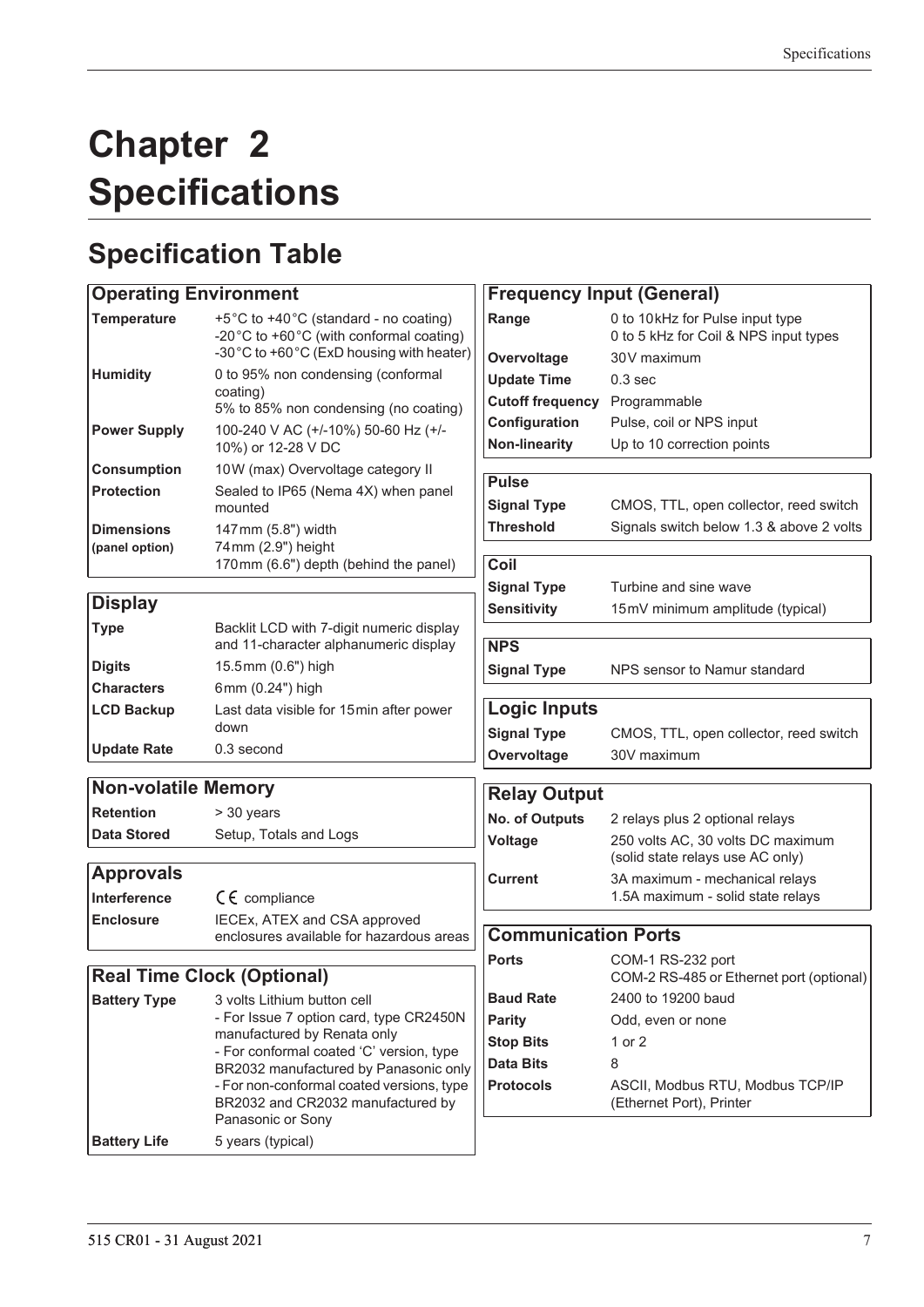# Chapter 2 Specifications

## Specification Table

| Operating Environment | |
|---|---|
| **Temperature** | +5°C to +40°C (standard - no coating)<br>-20°C to +60°C (with conformal coating)<br>-30°C to +60°C (ExD housing with heater) |
| **Humidity** | 0 to 95% non condensing (conformal coating)<br>5% to 85% non condensing (no coating) |
| **Power Supply** | 100-240 V AC (+/-10%) 50-60 Hz (+/-10%) or 12-28 V DC |
| **Consumption** | 10W (max) Overvoltage category II |
| **Protection** | Sealed to IP65 (Nema 4X) when panel mounted |
| **Dimensions (panel option)** | 147mm (5.8") width<br>74mm (2.9") height<br>170mm (6.6") depth (behind the panel) |

| Display | |
|---|---|
| **Type** | Backlit LCD with 7-digit numeric display and 11-character alphanumeric display |
| **Digits** | 15.5mm (0.6") high |
| **Characters** | 6mm (0.24") high |
| **LCD Backup** | Last data visible for 15min after power down |
| **Update Rate** | 0.3 second |

| Non-volatile Memory | |
|---|---|
| **Retention** | > 30 years |
| **Data Stored** | Setup, Totals and Logs |

| Approvals | |
|---|---|
| **Interference** | CE compliance |
| **Enclosure** | IECEx, ATEX and CSA approved enclosures available for hazardous areas |

| Real Time Clock (Optional) | |
|---|---|
| **Battery Type** | 3 volts Lithium button cell<br>- For Issue 7 option card, type CR2450N manufactured by Renata only<br>- For conformal coated 'C' version, type BR2032 manufactured by Panasonic only<br>- For non-conformal coated versions, type BR2032 and CR2032 manufactured by Panasonic or Sony |
| **Battery Life** | 5 years (typical) |

| Frequency Input (General) | |
|---|---|
| **Range** | 0 to 10kHz for Pulse input type<br>0 to 5 kHz for Coil & NPS input types |
| **Overvoltage** | 30V maximum |
| **Update Time** | 0.3 sec |
| **Cutoff frequency** | Programmable |
| **Configuration** | Pulse, coil or NPS input |
| **Non-linearity** | Up to 10 correction points |

| Pulse | |
|---|---|
| **Signal Type** | CMOS, TTL, open collector, reed switch |
| **Threshold** | Signals switch below 1.3 & above 2 volts |

| Coil | |
|---|---|
| **Signal Type** | Turbine and sine wave |
| **Sensitivity** | 15mV minimum amplitude (typical) |

| NPS | |
|---|---|
| **Signal Type** | NPS sensor to Namur standard |

| Logic Inputs | |
|---|---|
| **Signal Type** | CMOS, TTL, open collector, reed switch |
| **Overvoltage** | 30V maximum |

| Relay Output | |
|---|---|
| **No. of Outputs** | 2 relays plus 2 optional relays |
| **Voltage** | 250 volts AC, 30 volts DC maximum (solid state relays use AC only) |
| **Current** | 3A maximum - mechanical relays<br>1.5A maximum - solid state relays |

| Communication Ports | |
|---|---|
| **Ports** | COM-1 RS-232 port<br>COM-2 RS-485 or Ethernet port (optional) |
| **Baud Rate** | 2400 to 19200 baud |
| **Parity** | Odd, even or none |
| **Stop Bits** | 1 or 2 |
| **Data Bits** | 8 |
| **Protocols** | ASCII, Modbus RTU, Modbus TCP/IP (Ethernet Port), Printer |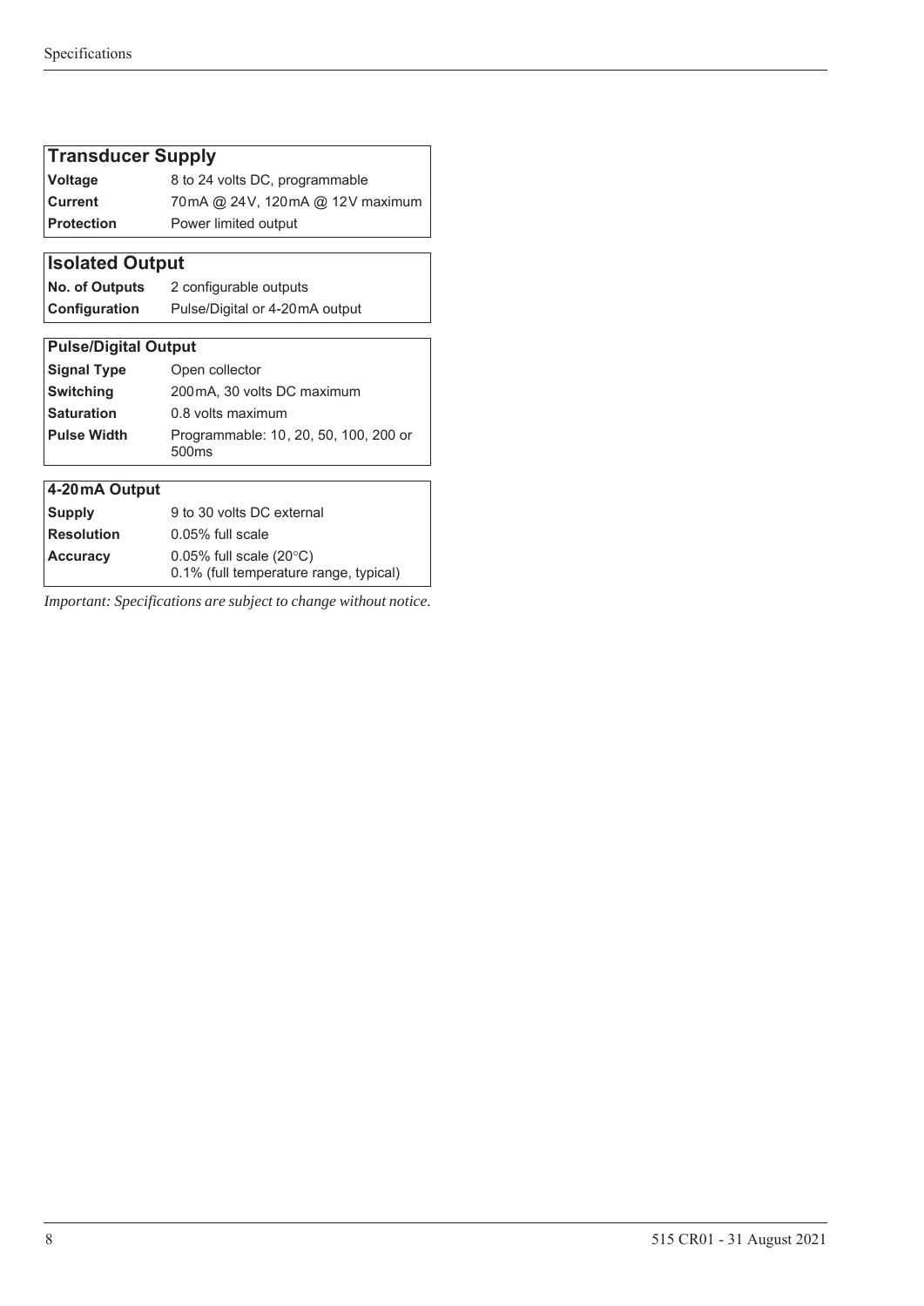| Transducer Supply | |
|---|---|
| **Voltage** | 8 to 24 volts DC, programmable |
| **Current** | 70mA @ 24V, 120mA @ 12V maximum |
| **Protection** | Power limited output |

| Isolated Output | |
|---|---|
| **No. of Outputs** | 2 configurable outputs |
| **Configuration** | Pulse/Digital or 4-20mA output |

| Pulse/Digital Output | |
|---|---|
| **Signal Type** | Open collector |
| **Switching** | 200mA, 30 volts DC maximum |
| **Saturation** | 0.8 volts maximum |
| **Pulse Width** | Programmable: 10, 20, 50, 100, 200 or 500ms |

| 4-20mA Output | |
|---|---|
| **Supply** | 9 to 30 volts DC external |
| **Resolution** | 0.05% full scale |
| **Accuracy** | 0.05% full scale (20°C)<br>0.1% (full temperature range, typical) |

*Important: Specifications are subject to change without notice.*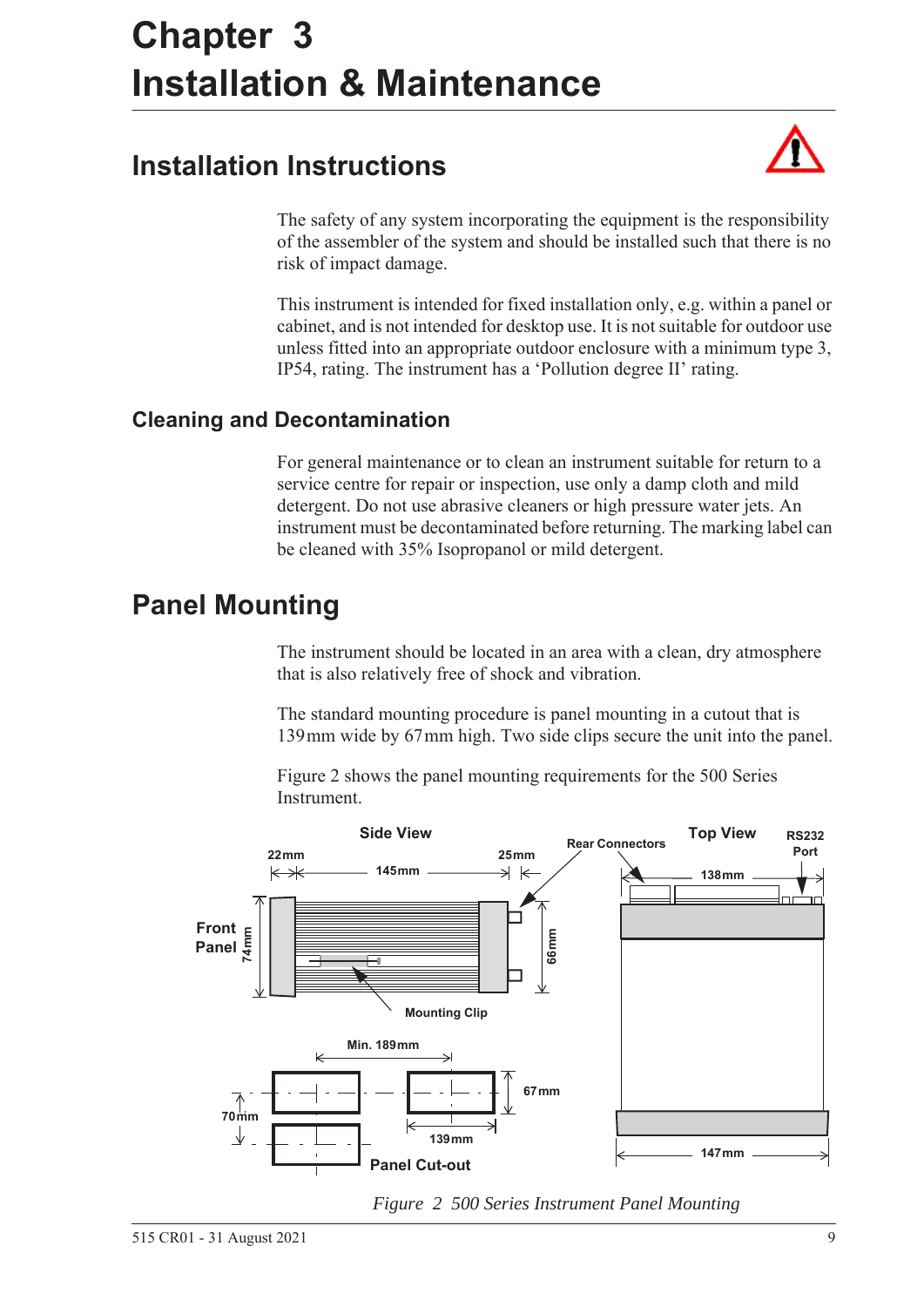# Chapter 3
# Installation & Maintenance

## Installation Instructions

The safety of any system incorporating the equipment is the responsibility of the assembler of the system and should be installed such that there is no risk of impact damage.

This instrument is intended for fixed installation only, e.g. within a panel or cabinet, and is not intended for desktop use. It is not suitable for outdoor use unless fitted into an appropriate outdoor enclosure with a minimum type 3, IP54, rating. The instrument has a 'Pollution degree II' rating.

### Cleaning and Decontamination

For general maintenance or to clean an instrument suitable for return to a service centre for repair or inspection, use only a damp cloth and mild detergent. Do not use abrasive cleaners or high pressure water jets. An instrument must be decontaminated before returning. The marking label can be cleaned with 35% Isopropanol or mild detergent.

## Panel Mounting

The instrument should be located in an area with a clean, dry atmosphere that is also relatively free of shock and vibration.

The standard mounting procedure is panel mounting in a cutout that is 139 mm wide by 67 mm high. Two side clips secure the unit into the panel.

Figure 2 shows the panel mounting requirements for the 500 Series Instrument.

*Figure 2 500 Series Instrument Panel Mounting*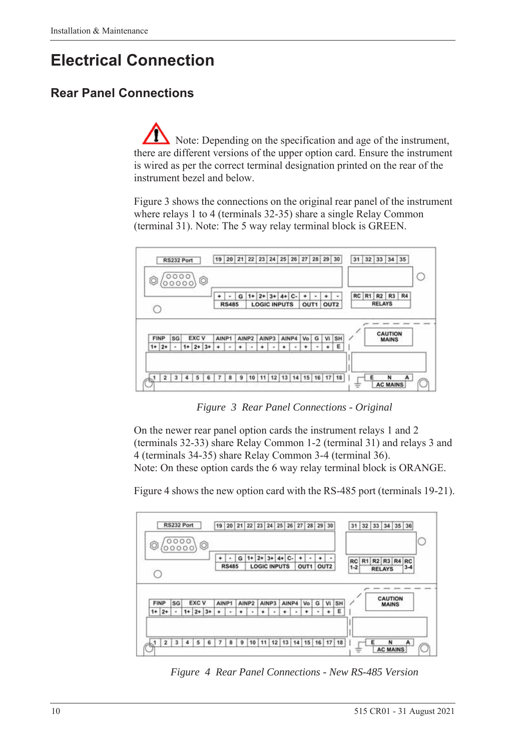# Electrical Connection

## Rear Panel Connections

Note: Depending on the specification and age of the instrument, there are different versions of the upper option card. Ensure the instrument is wired as per the correct terminal designation printed on the rear of the instrument bezel and below.

Figure 3 shows the connections on the original rear panel of the instrument where relays 1 to 4 (terminals 32-35) share a single Relay Common (terminal 31). Note: The 5 way relay terminal block is GREEN.

*Figure 3 Rear Panel Connections - Original*

On the newer rear panel option cards the instrument relays 1 and 2 (terminals 32-33) share Relay Common 1-2 (terminal 31) and relays 3 and 4 (terminals 34-35) share Relay Common 3-4 (terminal 36).
Note: On these option cards the 6 way relay terminal block is ORANGE.

Figure 4 shows the new option card with the RS-485 port (terminals 19-21).

*Figure 4 Rear Panel Connections - New RS-485 Version*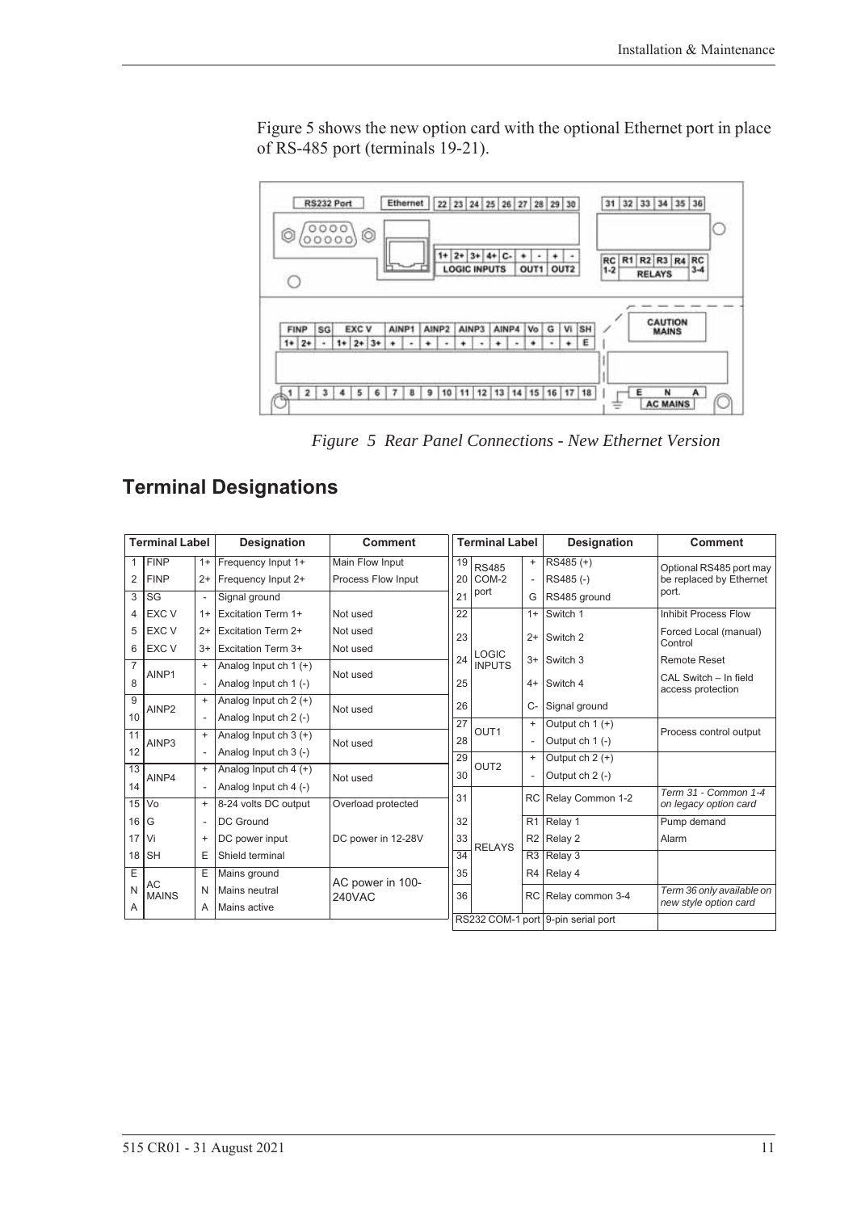Figure 5 shows the new option card with the optional Ethernet port in place of RS-485 port (terminals 19-21).

*Figure 5 Rear Panel Connections - New Ethernet Version*

## Terminal Designations

| Terminal Label | | | Designation | Comment |
|---|---|---|---|---|
| 1 | FINP | 1+ | Frequency Input 1+ | Main Flow Input |
| 2 | FINP | 2+ | Frequency Input 2+ | Process Flow Input |
| 3 | SG | - | Signal ground | |
| 4 | EXC V | 1+ | Excitation Term 1+ | Not used |
| 5 | EXC V | 2+ | Excitation Term 2+ | Not used |
| 6 | EXC V | 3+ | Excitation Term 3+ | Not used |
| 7 | AINP1 | + | Analog Input ch 1 (+) | Not used |
| 8 | | - | Analog Input ch 1 (-) | |
| 9 | AINP2 | + | Analog Input ch 2 (+) | Not used |
| 10 | | - | Analog Input ch 2 (-) | |
| 11 | AINP3 | + | Analog Input ch 3 (+) | Not used |
| 12 | | - | Analog Input ch 3 (-) | |
| 13 | AINP4 | + | Analog Input ch 4 (+) | Not used |
| 14 | | - | Analog Input ch 4 (-) | |
| 15 | Vo | + | 8-24 volts DC output | Overload protected |
| 16 | G | - | DC Ground | |
| 17 | Vi | + | DC power input | DC power in 12-28V |
| 18 | SH | E | Shield terminal | |
| E | AC MAINS | E | Mains ground | AC power in 100-240VAC |
| N | | N | Mains neutral | |
| A | | A | Mains active | |

| Terminal Label | | | Designation | Comment |
|---|---|---|---|---|
| 19 | RS485 COM-2 port | + | RS485 (+) | Optional RS485 port may be replaced by Ethernet port. |
| 20 | | - | RS485 (-) | |
| 21 | | G | RS485 ground | |
| 22 | LOGIC INPUTS | 1+ | Switch 1 | Inhibit Process Flow |
| 23 | | 2+ | Switch 2 | Forced Local (manual) Control |
| 24 | | 3+ | Switch 3 | Remote Reset |
| 25 | | 4+ | Switch 4 | CAL Switch – In field access protection |
| 26 | | C- | Signal ground | |
| 27 | OUT1 | + | Output ch 1 (+) | Process control output |
| 28 | | - | Output ch 1 (-) | |
| 29 | OUT2 | + | Output ch 2 (+) | |
| 30 | | - | Output ch 2 (-) | |
| 31 | RELAYS | RC | Relay Common 1-2 | *Term 31 - Common 1-4 on legacy option card* |
| 32 | | R1 | Relay 1 | Pump demand |
| 33 | | R2 | Relay 2 | Alarm |
| 34 | | R3 | Relay 3 | |
| 35 | | R4 | Relay 4 | |
| 36 | | RC | Relay common 3-4 | *Term 36 only available on new style option card* |
| RS232 COM-1 port | | | 9-pin serial port | |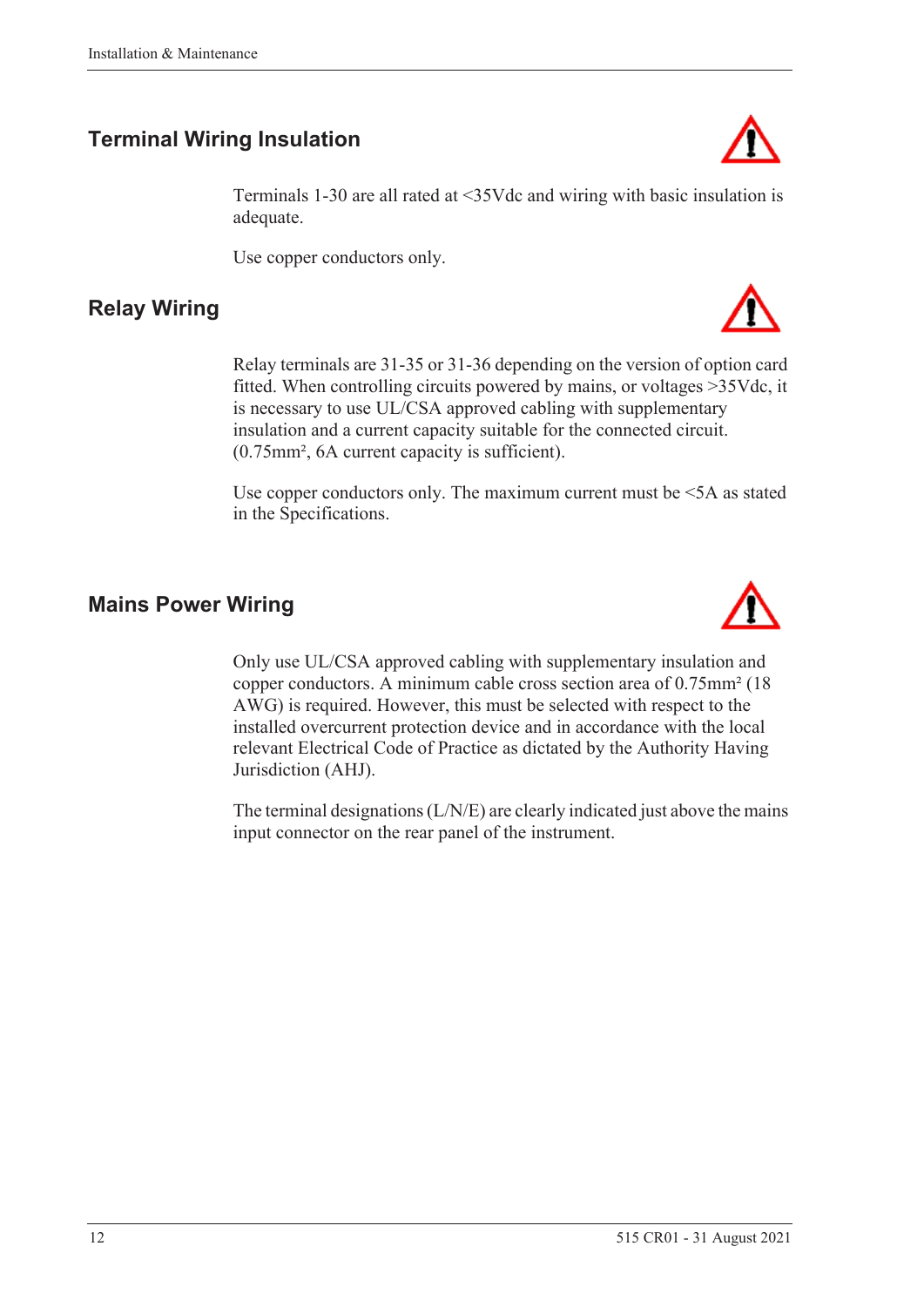## Terminal Wiring Insulation

Terminals 1-30 are all rated at <35Vdc and wiring with basic insulation is adequate.

Use copper conductors only.

## Relay Wiring

Relay terminals are 31-35 or 31-36 depending on the version of option card fitted. When controlling circuits powered by mains, or voltages >35Vdc, it is necessary to use UL/CSA approved cabling with supplementary insulation and a current capacity suitable for the connected circuit. ($0.75mm^2$, 6A current capacity is sufficient).

Use copper conductors only. The maximum current must be <5A as stated in the Specifications.

## Mains Power Wiring

Only use UL/CSA approved cabling with supplementary insulation and copper conductors. A minimum cable cross section area of $0.75mm^2$ (18 AWG) is required. However, this must be selected with respect to the installed overcurrent protection device and in accordance with the local relevant Electrical Code of Practice as dictated by the Authority Having Jurisdiction (AHJ).

The terminal designations (L/N/E) are clearly indicated just above the mains input connector on the rear panel of the instrument.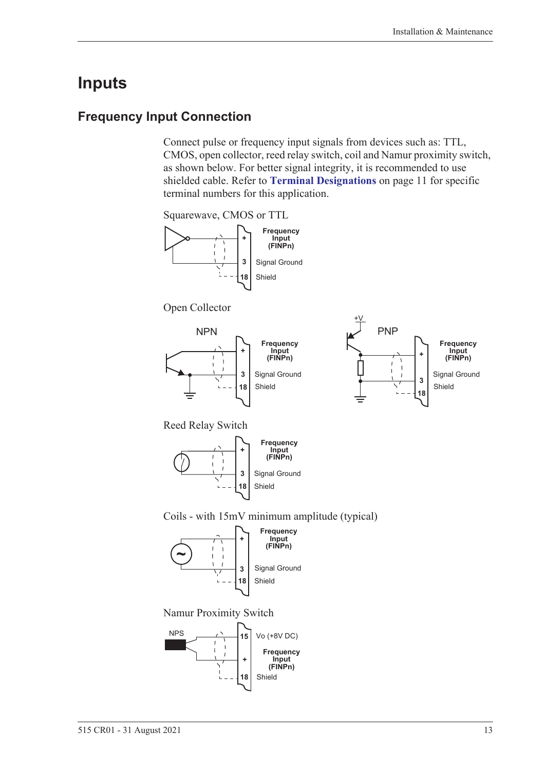# Inputs

## Frequency Input Connection

Connect pulse or frequency input signals from devices such as: TTL, CMOS, open collector, reed relay switch, coil and Namur proximity switch, as shown below. For better signal integrity, it is recommended to use shielded cable. Refer to **Terminal Designations** on page 11 for specific terminal numbers for this application.

Squarewave, CMOS or TTL

| Terminal | Function |
|---|---|
| + | Frequency Input (FINPn) |
| 3 | Signal Ground |
| 18 | Shield |

Open Collector

NPN

| Terminal | Function |
|---|---|
| + | Frequency Input (FINPn) |
| 3 | Signal Ground |
| 18 | Shield |

PNP (+V)

| Terminal | Function |
|---|---|
| + | Frequency Input (FINPn) |
| 3 | Signal Ground |
| 18 | Shield |

Reed Relay Switch

| Terminal | Function |
|---|---|
| + | Frequency Input (FINPn) |
| 3 | Signal Ground |
| 18 | Shield |

Coils - with 15mV minimum amplitude (typical)

| Terminal | Function |
|---|---|
| + | Frequency Input (FINPn) |
| 3 | Signal Ground |
| 18 | Shield |

Namur Proximity Switch (NPS)

| Terminal | Function |
|---|---|
| 15 | Vo (+8V DC) |
| + | Frequency Input (FINPn) |
| 18 | Shield |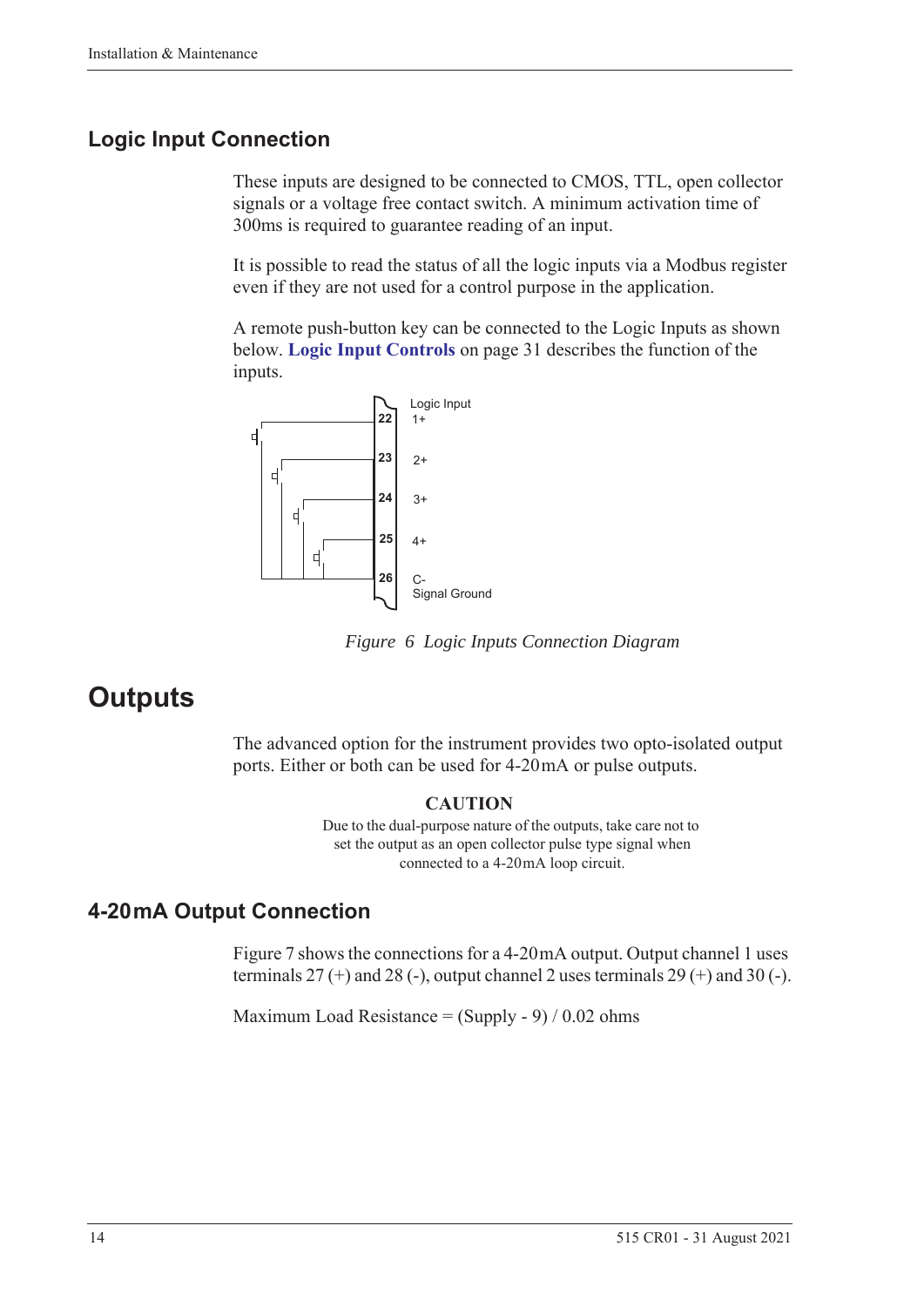## Logic Input Connection

These inputs are designed to be connected to CMOS, TTL, open collector signals or a voltage free contact switch. A minimum activation time of 300ms is required to guarantee reading of an input.

It is possible to read the status of all the logic inputs via a Modbus register even if they are not used for a control purpose in the application.

A remote push-button key can be connected to the Logic Inputs as shown below. **Logic Input Controls** on page 31 describes the function of the inputs.

Logic Input
22 1+
23 2+
24 3+
25 4+
26 C- Signal Ground

*Figure 6 Logic Inputs Connection Diagram*

# Outputs

The advanced option for the instrument provides two opto-isolated output ports. Either or both can be used for 4-20 mA or pulse outputs.

**CAUTION**

Due to the dual-purpose nature of the outputs, take care not to set the output as an open collector pulse type signal when connected to a 4-20 mA loop circuit.

## 4-20 mA Output Connection

Figure 7 shows the connections for a 4-20 mA output. Output channel 1 uses terminals 27 (+) and 28 (-), output channel 2 uses terminals 29 (+) and 30 (-).

Maximum Load Resistance = (Supply - 9) / 0.02 ohms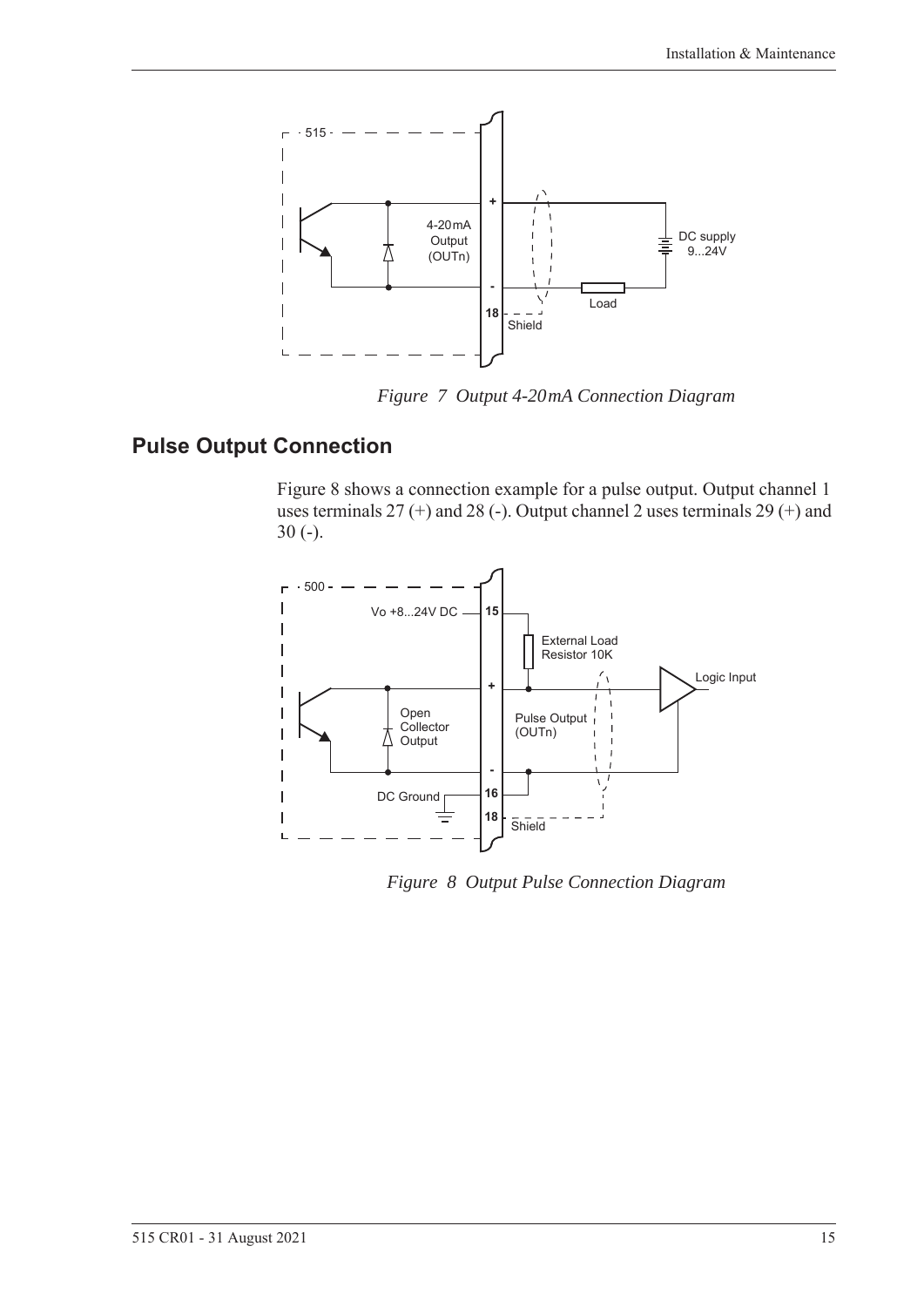*Figure 7 Output 4-20mA Connection Diagram*

## Pulse Output Connection

Figure 8 shows a connection example for a pulse output. Output channel 1 uses terminals 27 (+) and 28 (-). Output channel 2 uses terminals 29 (+) and 30 (-).

*Figure 8 Output Pulse Connection Diagram*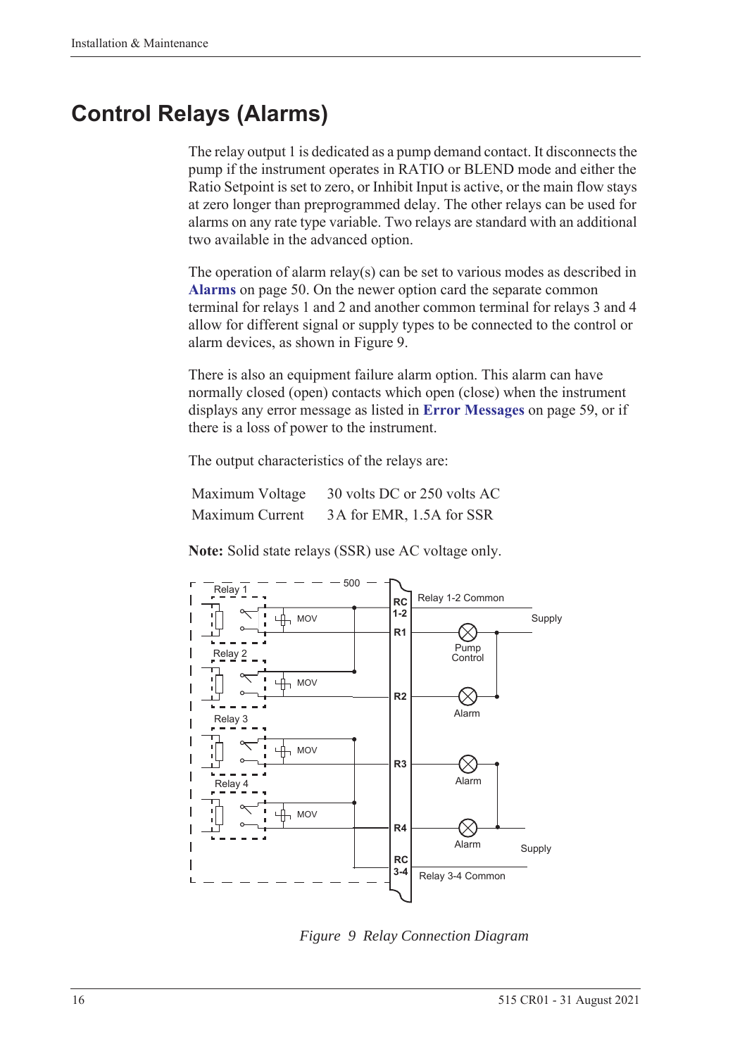# Control Relays (Alarms)

The relay output 1 is dedicated as a pump demand contact. It disconnects the pump if the instrument operates in RATIO or BLEND mode and either the Ratio Setpoint is set to zero, or Inhibit Input is active, or the main flow stays at zero longer than preprogrammed delay. The other relays can be used for alarms on any rate type variable. Two relays are standard with an additional two available in the advanced option.

The operation of alarm relay(s) can be set to various modes as described in **Alarms** on page 50. On the newer option card the separate common terminal for relays 1 and 2 and another common terminal for relays 3 and 4 allow for different signal or supply types to be connected to the control or alarm devices, as shown in Figure 9.

There is also an equipment failure alarm option. This alarm can have normally closed (open) contacts which open (close) when the instrument displays any error message as listed in **Error Messages** on page 59, or if there is a loss of power to the instrument.

The output characteristics of the relays are:

| | |
|---|---|
| Maximum Voltage | 30 volts DC or 250 volts AC |
| Maximum Current | 3A for EMR, 1.5A for SSR |

**Note:** Solid state relays (SSR) use AC voltage only.

*Figure 9 Relay Connection Diagram*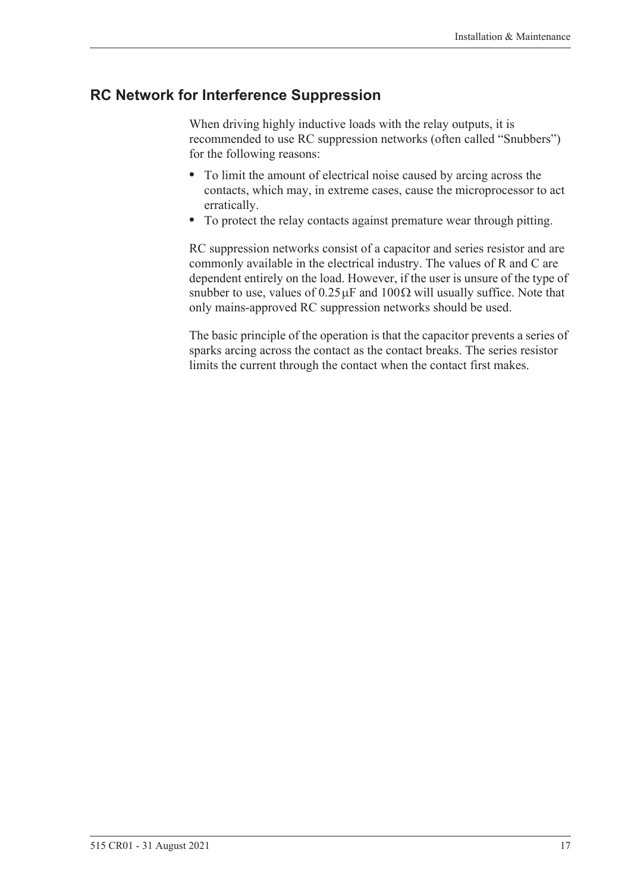## RC Network for Interference Suppression

When driving highly inductive loads with the relay outputs, it is recommended to use RC suppression networks (often called "Snubbers") for the following reasons:

- To limit the amount of electrical noise caused by arcing across the contacts, which may, in extreme cases, cause the microprocessor to act erratically.
- To protect the relay contacts against premature wear through pitting.

RC suppression networks consist of a capacitor and series resistor and are commonly available in the electrical industry. The values of R and C are dependent entirely on the load. However, if the user is unsure of the type of snubber to use, values of $0.25\,\mu F$ and $100\,\Omega$ will usually suffice. Note that only mains-approved RC suppression networks should be used.

The basic principle of the operation is that the capacitor prevents a series of sparks arcing across the contact as the contact breaks. The series resistor limits the current through the contact when the contact first makes.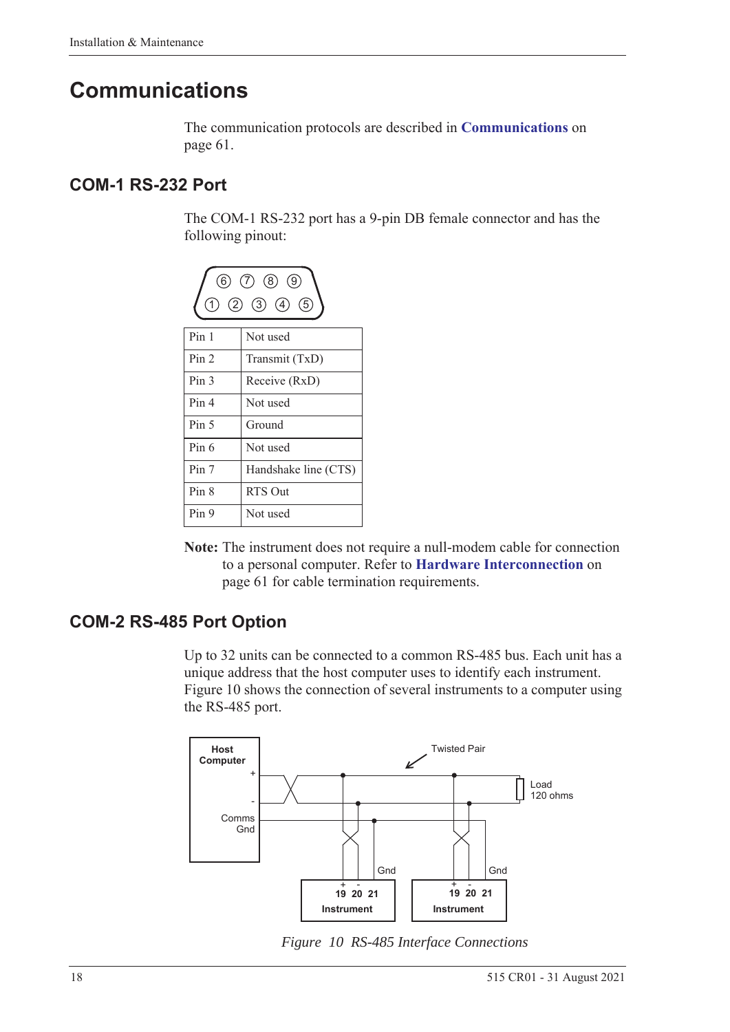# Communications

The communication protocols are described in **Communications** on page 61.

## COM-1 RS-232 Port

The COM-1 RS-232 port has a 9-pin DB female connector and has the following pinout:

| Pin | Function |
|---|---|
| Pin 1 | Not used |
| Pin 2 | Transmit (TxD) |
| Pin 3 | Receive (RxD) |
| Pin 4 | Not used |
| Pin 5 | Ground |
| Pin 6 | Not used |
| Pin 7 | Handshake line (CTS) |
| Pin 8 | RTS Out |
| Pin 9 | Not used |

**Note:** The instrument does not require a null-modem cable for connection to a personal computer. Refer to **Hardware Interconnection** on page 61 for cable termination requirements.

## COM-2 RS-485 Port Option

Up to 32 units can be connected to a common RS-485 bus. Each unit has a unique address that the host computer uses to identify each instrument. Figure 10 shows the connection of several instruments to a computer using the RS-485 port.

*Figure 10 RS-485 Interface Connections*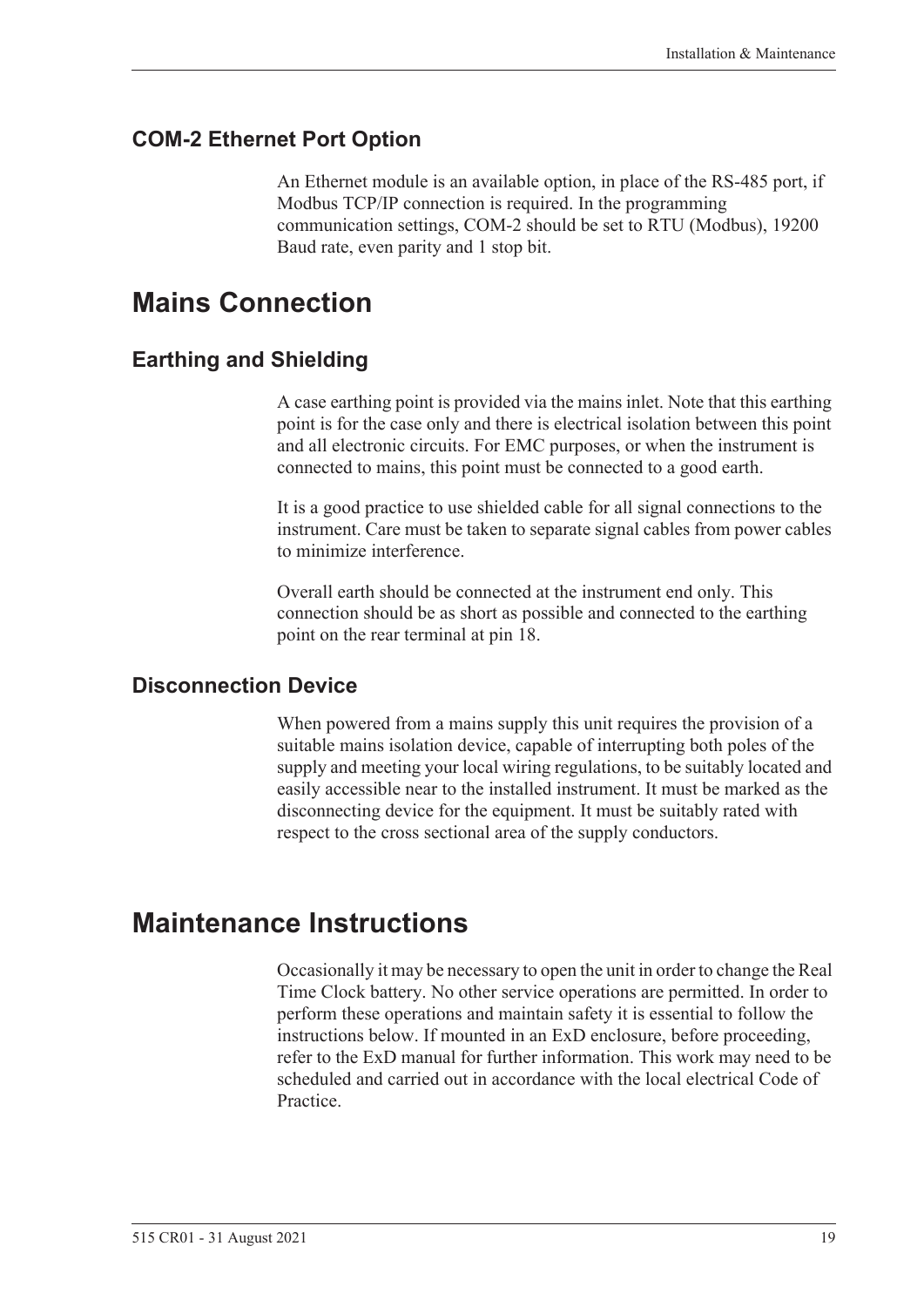### COM-2 Ethernet Port Option

An Ethernet module is an available option, in place of the RS-485 port, if Modbus TCP/IP connection is required. In the programming communication settings, COM-2 should be set to RTU (Modbus), 19200 Baud rate, even parity and 1 stop bit.

## Mains Connection

### Earthing and Shielding

A case earthing point is provided via the mains inlet. Note that this earthing point is for the case only and there is electrical isolation between this point and all electronic circuits. For EMC purposes, or when the instrument is connected to mains, this point must be connected to a good earth.

It is a good practice to use shielded cable for all signal connections to the instrument. Care must be taken to separate signal cables from power cables to minimize interference.

Overall earth should be connected at the instrument end only. This connection should be as short as possible and connected to the earthing point on the rear terminal at pin 18.

### Disconnection Device

When powered from a mains supply this unit requires the provision of a suitable mains isolation device, capable of interrupting both poles of the supply and meeting your local wiring regulations, to be suitably located and easily accessible near to the installed instrument. It must be marked as the disconnecting device for the equipment. It must be suitably rated with respect to the cross sectional area of the supply conductors.

## Maintenance Instructions

Occasionally it may be necessary to open the unit in order to change the Real Time Clock battery. No other service operations are permitted. In order to perform these operations and maintain safety it is essential to follow the instructions below. If mounted in an ExD enclosure, before proceeding, refer to the ExD manual for further information. This work may need to be scheduled and carried out in accordance with the local electrical Code of Practice.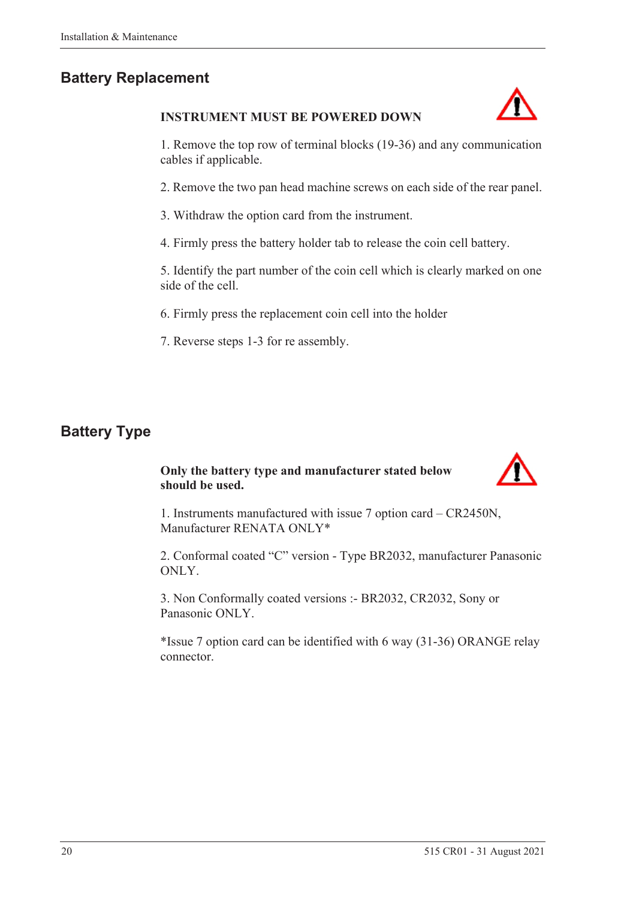## Battery Replacement

**INSTRUMENT MUST BE POWERED DOWN**

1. Remove the top row of terminal blocks (19-36) and any communication cables if applicable.

2. Remove the two pan head machine screws on each side of the rear panel.

3. Withdraw the option card from the instrument.

4. Firmly press the battery holder tab to release the coin cell battery.

5. Identify the part number of the coin cell which is clearly marked on one side of the cell.

6. Firmly press the replacement coin cell into the holder

7. Reverse steps 1-3 for re assembly.

## Battery Type

**Only the battery type and manufacturer stated below should be used.**

1. Instruments manufactured with issue 7 option card – CR2450N, Manufacturer RENATA ONLY*

2. Conformal coated "C" version - Type BR2032, manufacturer Panasonic ONLY.

3. Non Conformally coated versions :- BR2032, CR2032, Sony or Panasonic ONLY.

*Issue 7 option card can be identified with 6 way (31-36) ORANGE relay connector.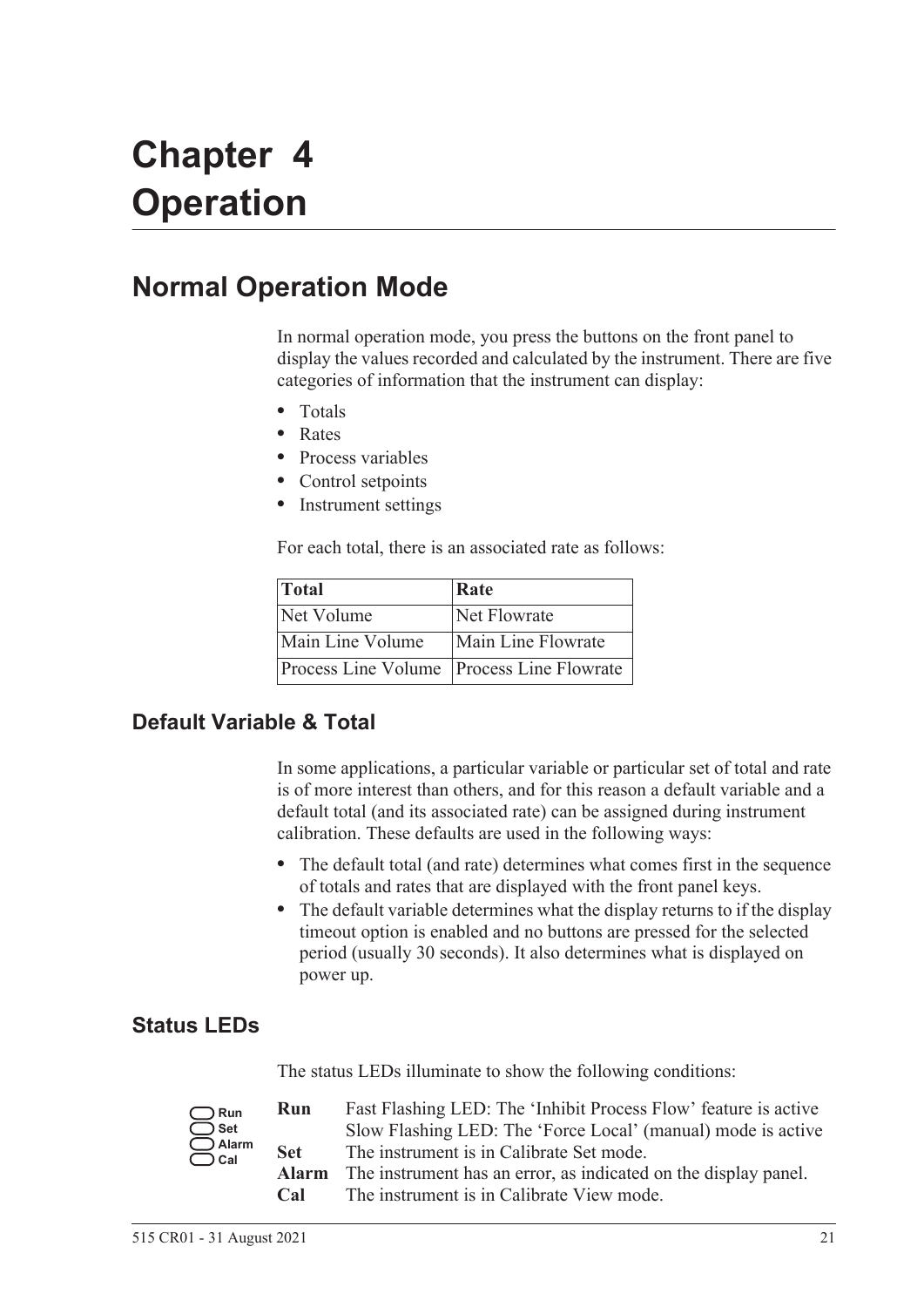// Chapter 4
# Chapter 4 Operation

## Normal Operation Mode

In normal operation mode, you press the buttons on the front panel to display the values recorded and calculated by the instrument. There are five categories of information that the instrument can display:

- Totals
- Rates
- Process variables
- Control setpoints
- Instrument settings

For each total, there is an associated rate as follows:

| Total | Rate |
|---|---|
| Net Volume | Net Flowrate |
| Main Line Volume | Main Line Flowrate |
| Process Line Volume | Process Line Flowrate |

### Default Variable & Total

In some applications, a particular variable or particular set of total and rate is of more interest than others, and for this reason a default variable and a default total (and its associated rate) can be assigned during instrument calibration. These defaults are used in the following ways:

- The default total (and rate) determines what comes first in the sequence of totals and rates that are displayed with the front panel keys.
- The default variable determines what the display returns to if the display timeout option is enabled and no buttons are pressed for the selected period (usually 30 seconds). It also determines what is displayed on power up.

### Status LEDs

The status LEDs illuminate to show the following conditions:

Run
Set
Alarm
Cal

**Run** Fast Flashing LED: The 'Inhibit Process Flow' feature is active
Slow Flashing LED: The 'Force Local' (manual) mode is active

**Set** The instrument is in Calibrate Set mode.

**Alarm** The instrument has an error, as indicated on the display panel.

**Cal** The instrument is in Calibrate View mode.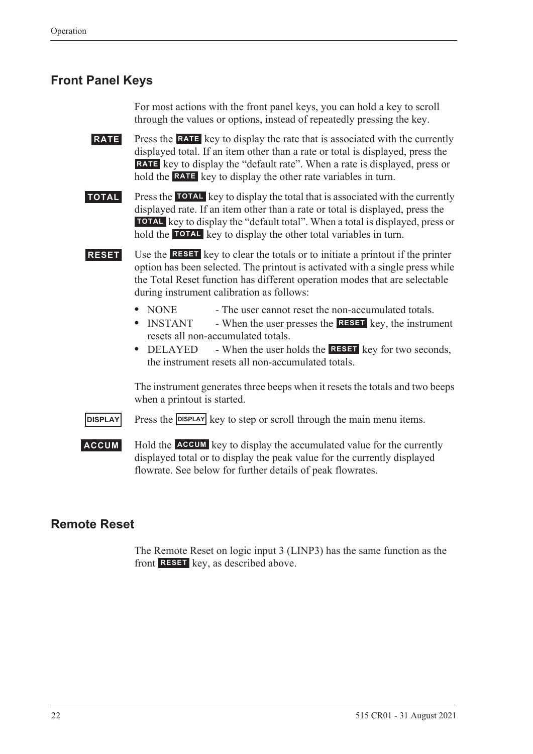## Front Panel Keys

For most actions with the front panel keys, you can hold a key to scroll through the values or options, instead of repeatedly pressing the key.

**RATE** Press the **RATE** key to display the rate that is associated with the currently displayed total. If an item other than a rate or total is displayed, press the **RATE** key to display the "default rate". When a rate is displayed, press or hold the **RATE** key to display the other rate variables in turn.

**TOTAL** Press the **TOTAL** key to display the total that is associated with the currently displayed rate. If an item other than a rate or total is displayed, press the **TOTAL** key to display the "default total". When a total is displayed, press or hold the **TOTAL** key to display the other total variables in turn.

**RESET** Use the **RESET** key to clear the totals or to initiate a printout if the printer option has been selected. The printout is activated with a single press while the Total Reset function has different operation modes that are selectable during instrument calibration as follows:

- NONE - The user cannot reset the non-accumulated totals.
- INSTANT - When the user presses the **RESET** key, the instrument resets all non-accumulated totals.
- DELAYED - When the user holds the **RESET** key for two seconds, the instrument resets all non-accumulated totals.

The instrument generates three beeps when it resets the totals and two beeps when a printout is started.

**DISPLAY** Press the **DISPLAY** key to step or scroll through the main menu items.

**ACCUM** Hold the **ACCUM** key to display the accumulated value for the currently displayed total or to display the peak value for the currently displayed flowrate. See below for further details of peak flowrates.

## Remote Reset

The Remote Reset on logic input 3 (LINP3) has the same function as the front **RESET** key, as described above.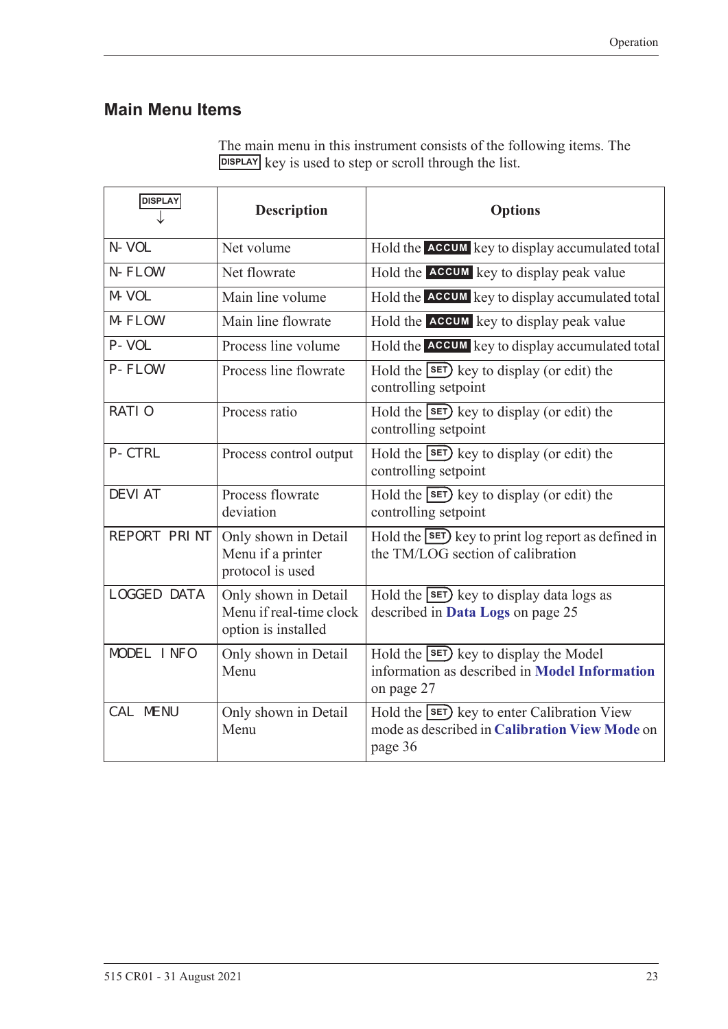## Main Menu Items

The main menu in this instrument consists of the following items. The DISPLAY key is used to step or scroll through the list.

| DISPLAY ↓ | Description | Options |
|---|---|---|
| N-VOL | Net volume | Hold the ACCUM key to display accumulated total |
| N-FLOW | Net flowrate | Hold the ACCUM key to display peak value |
| M-VOL | Main line volume | Hold the ACCUM key to display accumulated total |
| M-FLOW | Main line flowrate | Hold the ACCUM key to display peak value |
| P-VOL | Process line volume | Hold the ACCUM key to display accumulated total |
| P-FLOW | Process line flowrate | Hold the SET key to display (or edit) the controlling setpoint |
| RATIO | Process ratio | Hold the SET key to display (or edit) the controlling setpoint |
| P-CTRL | Process control output | Hold the SET key to display (or edit) the controlling setpoint |
| DEVIAT | Process flowrate deviation | Hold the SET key to display (or edit) the controlling setpoint |
| REPORT PRINT | Only shown in Detail Menu if a printer protocol is used | Hold the SET key to print log report as defined in the TM/LOG section of calibration |
| LOGGED DATA | Only shown in Detail Menu if real-time clock option is installed | Hold the SET key to display data logs as described in **Data Logs** on page 25 |
| MODEL INFO | Only shown in Detail Menu | Hold the SET key to display the Model information as described in **Model Information** on page 27 |
| CAL MENU | Only shown in Detail Menu | Hold the SET key to enter Calibration View mode as described in **Calibration View Mode** on page 36 |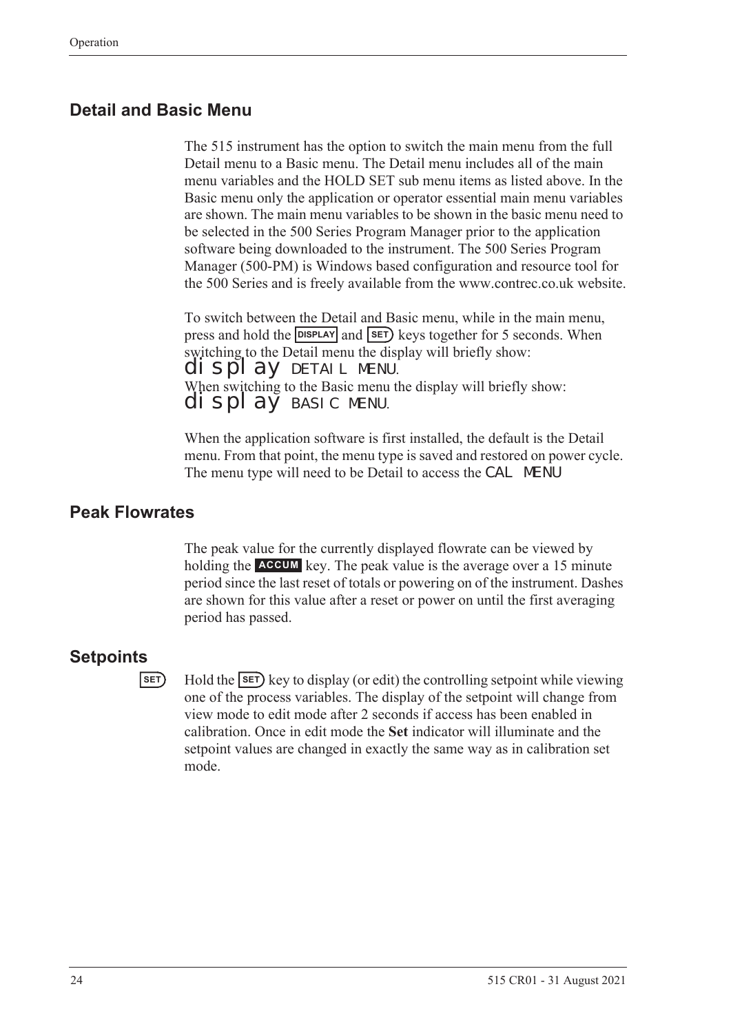## Detail and Basic Menu

The 515 instrument has the option to switch the main menu from the full Detail menu to a Basic menu. The Detail menu includes all of the main menu variables and the HOLD SET sub menu items as listed above. In the Basic menu only the application or operator essential main menu variables are shown. The main menu variables to be shown in the basic menu need to be selected in the 500 Series Program Manager prior to the application software being downloaded to the instrument. The 500 Series Program Manager (500-PM) is Windows based configuration and resource tool for the 500 Series and is freely available from the www.contrec.co.uk website.

To switch between the Detail and Basic menu, while in the main menu, press and hold the DISPLAY and SET keys together for 5 seconds. When switching to the Detail menu the display will briefly show: display DETAIL MENU. When switching to the Basic menu the display will briefly show: display BASIC MENU.

When the application software is first installed, the default is the Detail menu. From that point, the menu type is saved and restored on power cycle. The menu type will need to be Detail to access the CAL MENU

## Peak Flowrates

The peak value for the currently displayed flowrate can be viewed by holding the ACCUM key. The peak value is the average over a 15 minute period since the last reset of totals or powering on of the instrument. Dashes are shown for this value after a reset or power on until the first averaging period has passed.

## Setpoints

SET Hold the SET key to display (or edit) the controlling setpoint while viewing one of the process variables. The display of the setpoint will change from view mode to edit mode after 2 seconds if access has been enabled in calibration. Once in edit mode the **Set** indicator will illuminate and the setpoint values are changed in exactly the same way as in calibration set mode.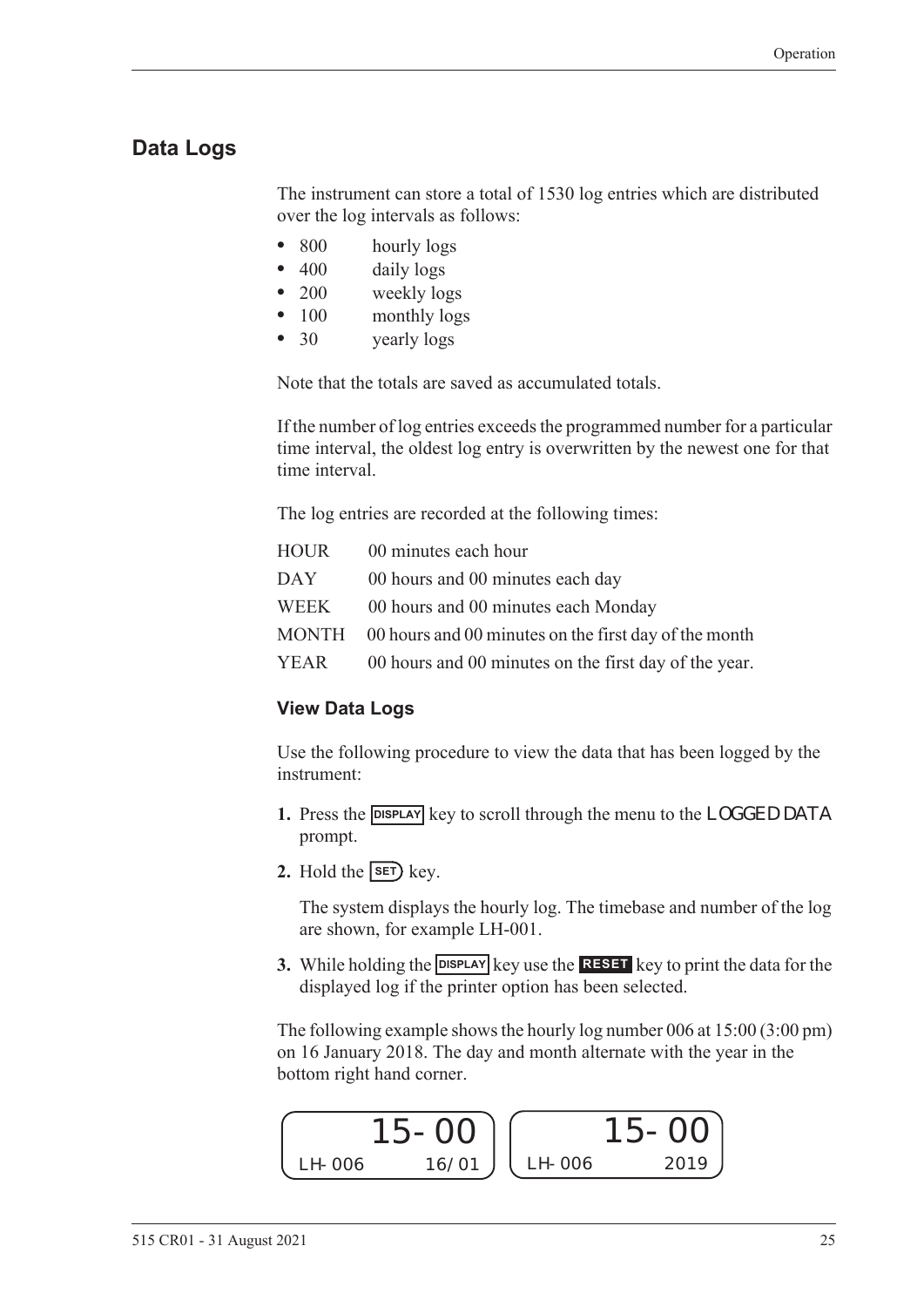## Data Logs

The instrument can store a total of 1530 log entries which are distributed over the log intervals as follows:

- 800 hourly logs
- 400 daily logs
- 200 weekly logs
- 100 monthly logs
- 30 yearly logs

Note that the totals are saved as accumulated totals.

If the number of log entries exceeds the programmed number for a particular time interval, the oldest log entry is overwritten by the newest one for that time interval.

The log entries are recorded at the following times:

| | |
|---|---|
| HOUR | 00 minutes each hour |
| DAY | 00 hours and 00 minutes each day |
| WEEK | 00 hours and 00 minutes each Monday |
| MONTH | 00 hours and 00 minutes on the first day of the month |
| YEAR | 00 hours and 00 minutes on the first day of the year. |

### View Data Logs

Use the following procedure to view the data that has been logged by the instrument:

1. Press the DISPLAY key to scroll through the menu to the LOGGED DATA prompt.
2. Hold the SET key.

   The system displays the hourly log. The timebase and number of the log are shown, for example LH-001.

3. While holding the DISPLAY key use the RESET key to print the data for the displayed log if the printer option has been selected.

The following example shows the hourly log number 006 at 15:00 (3:00 pm) on 16 January 2018. The day and month alternate with the year in the bottom right hand corner.

```
        15-00            15-00
LH-006      16/01    LH-006      2019
```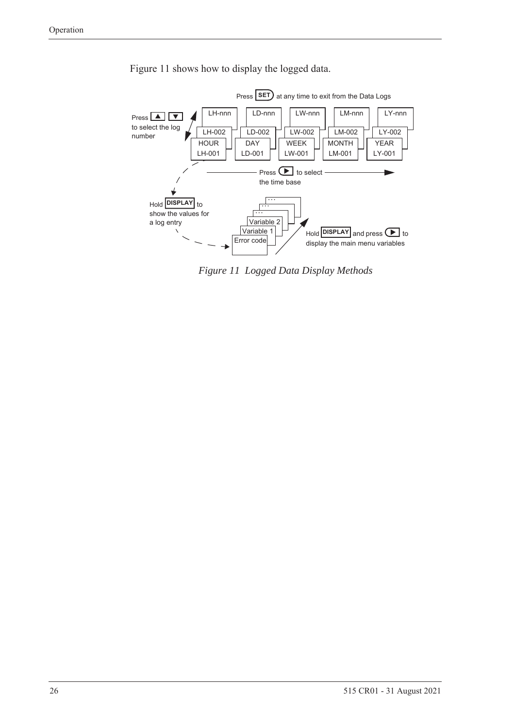Figure 11 shows how to display the logged data.

Press SET at any time to exit from the Data Logs

Press ▲ ▼ to select the log number

| HOUR | DAY | WEEK | MONTH | YEAR |
|---|---|---|---|---|
| LH-001 | LD-001 | LW-001 | LM-001 | LY-001 |
| LH-002 | LD-002 | LW-002 | LM-002 | LY-002 |
| LH-nnn | LD-nnn | LW-nnn | LM-nnn | LY-nnn |

Press ▶ to select the time base

Hold DISPLAY to show the values for a log entry

Error code
Variable 1
Variable 2
...

Hold DISPLAY and press ▶ to display the main menu variables

*Figure 11 Logged Data Display Methods*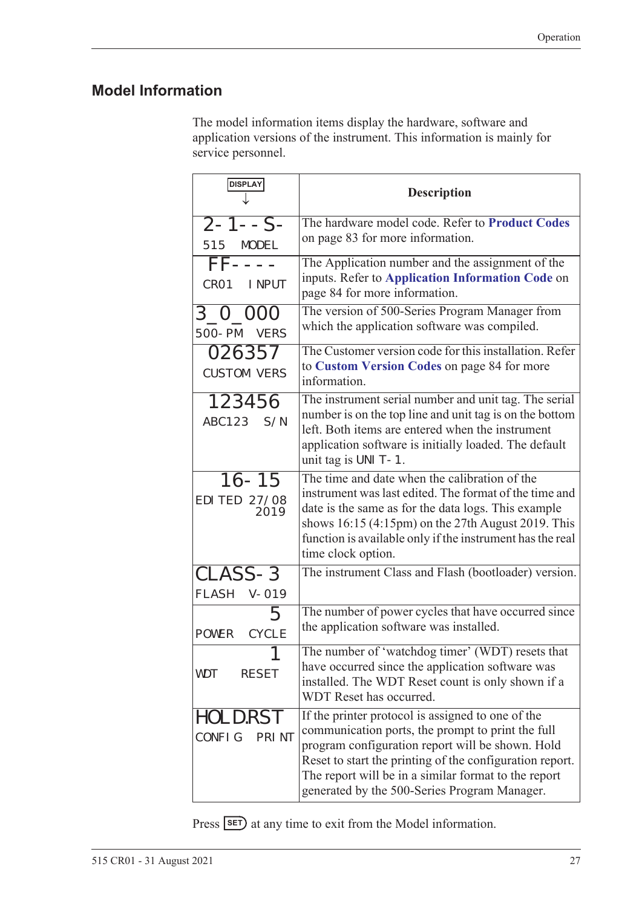## Model Information

The model information items display the hardware, software and application versions of the instrument. This information is mainly for service personnel.

| DISPLAY ↓ | Description |
|---|---|
| 2-1--S-<br>515 MODEL | The hardware model code. Refer to **Product Codes** on page 83 for more information. |
| FF----<br>CR01 INPUT | The Application number and the assignment of the inputs. Refer to **Application Information Code** on page 84 for more information. |
| 3_0_000<br>500-PM VERS | The version of 500-Series Program Manager from which the application software was compiled. |
| 026357<br>CUSTOM VERS | The Customer version code for this installation. Refer to **Custom Version Codes** on page 84 for more information. |
| 123456<br>ABC123 S/N | The instrument serial number and unit tag. The serial number is on the top line and unit tag is on the bottom left. Both items are entered when the instrument application software is initially loaded. The default unit tag is UNIT-1. |
| 16-15<br>EDITED 27/08 2019 | The time and date when the calibration of the instrument was last edited. The format of the time and date is the same as for the data logs. This example shows 16:15 (4:15pm) on the 27th August 2019. This function is available only if the instrument has the real time clock option. |
| CLASS-3<br>FLASH V-019 | The instrument Class and Flash (bootloader) version. |
| 5<br>POWER CYCLE | The number of power cycles that have occurred since the application software was installed. |
| 1<br>WDT RESET | The number of 'watchdog timer' (WDT) resets that have occurred since the application software was installed. The WDT Reset count is only shown if a WDT Reset has occurred. |
| HOLD.RST<br>CONFIG PRINT | If the printer protocol is assigned to one of the communication ports, the prompt to print the full program configuration report will be shown. Hold Reset to start the printing of the configuration report. The report will be in a similar format to the report generated by the 500-Series Program Manager. |

Press SET at any time to exit from the Model information.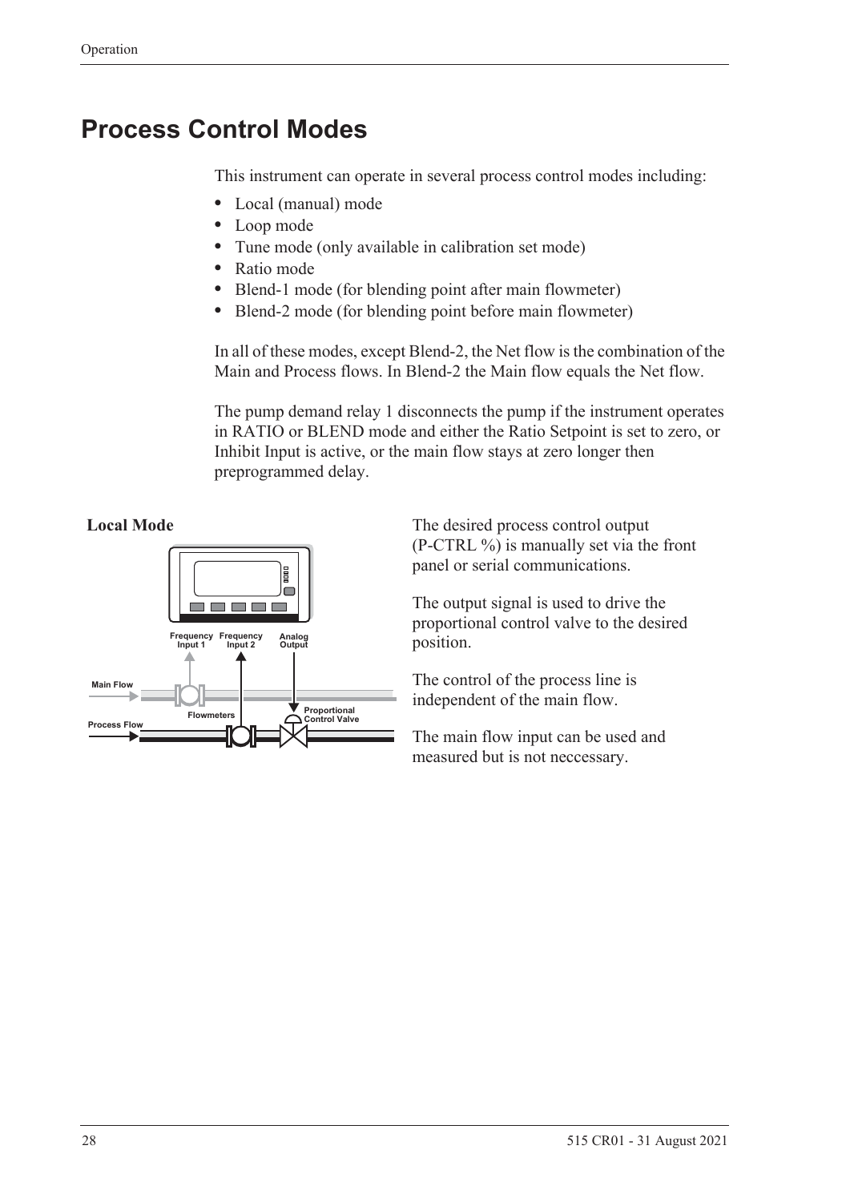# Process Control Modes

This instrument can operate in several process control modes including:

- Local (manual) mode
- Loop mode
- Tune mode (only available in calibration set mode)
- Ratio mode
- Blend-1 mode (for blending point after main flowmeter)
- Blend-2 mode (for blending point before main flowmeter)

In all of these modes, except Blend-2, the Net flow is the combination of the Main and Process flows. In Blend-2 the Main flow equals the Net flow.

The pump demand relay 1 disconnects the pump if the instrument operates in RATIO or BLEND mode and either the Ratio Setpoint is set to zero, or Inhibit Input is active, or the main flow stays at zero longer then preprogrammed delay.

### Local Mode

The desired process control output (P-CTRL %) is manually set via the front panel or serial communications.

The output signal is used to drive the proportional control valve to the desired position.

The control of the process line is independent of the main flow.

The main flow input can be used and measured but is not neccessary.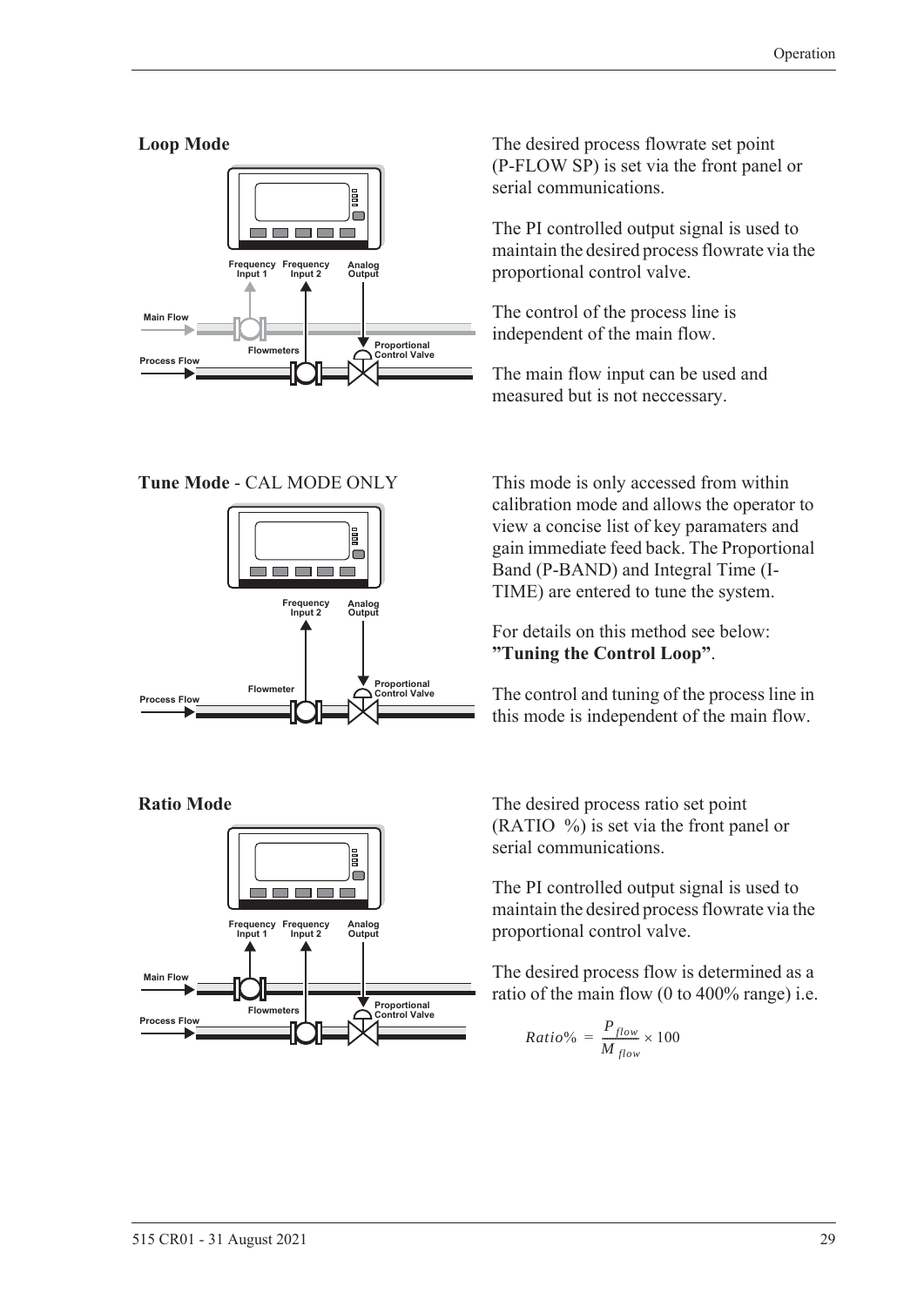### Loop Mode

The desired process flowrate set point (P-FLOW SP) is set via the front panel or serial communications.

The PI controlled output signal is used to maintain the desired process flowrate via the proportional control valve.

The control of the process line is independent of the main flow.

The main flow input can be used and measured but is not neccessary.

### Tune Mode - CAL MODE ONLY

This mode is only accessed from within calibration mode and allows the operator to view a concise list of key paramaters and gain immediate feed back. The Proportional Band (P-BAND) and Integral Time (I-TIME) are entered to tune the system.

For details on this method see below: **"Tuning the Control Loop"**.

The control and tuning of the process line in this mode is independent of the main flow.

### Ratio Mode

The desired process ratio set point (RATIO %) is set via the front panel or serial communications.

The PI controlled output signal is used to maintain the desired process flowrate via the proportional control valve.

The desired process flow is determined as a ratio of the main flow (0 to 400% range) i.e.

$$Ratio\% = \frac{P_{flow}}{M_{flow}} \times 100$$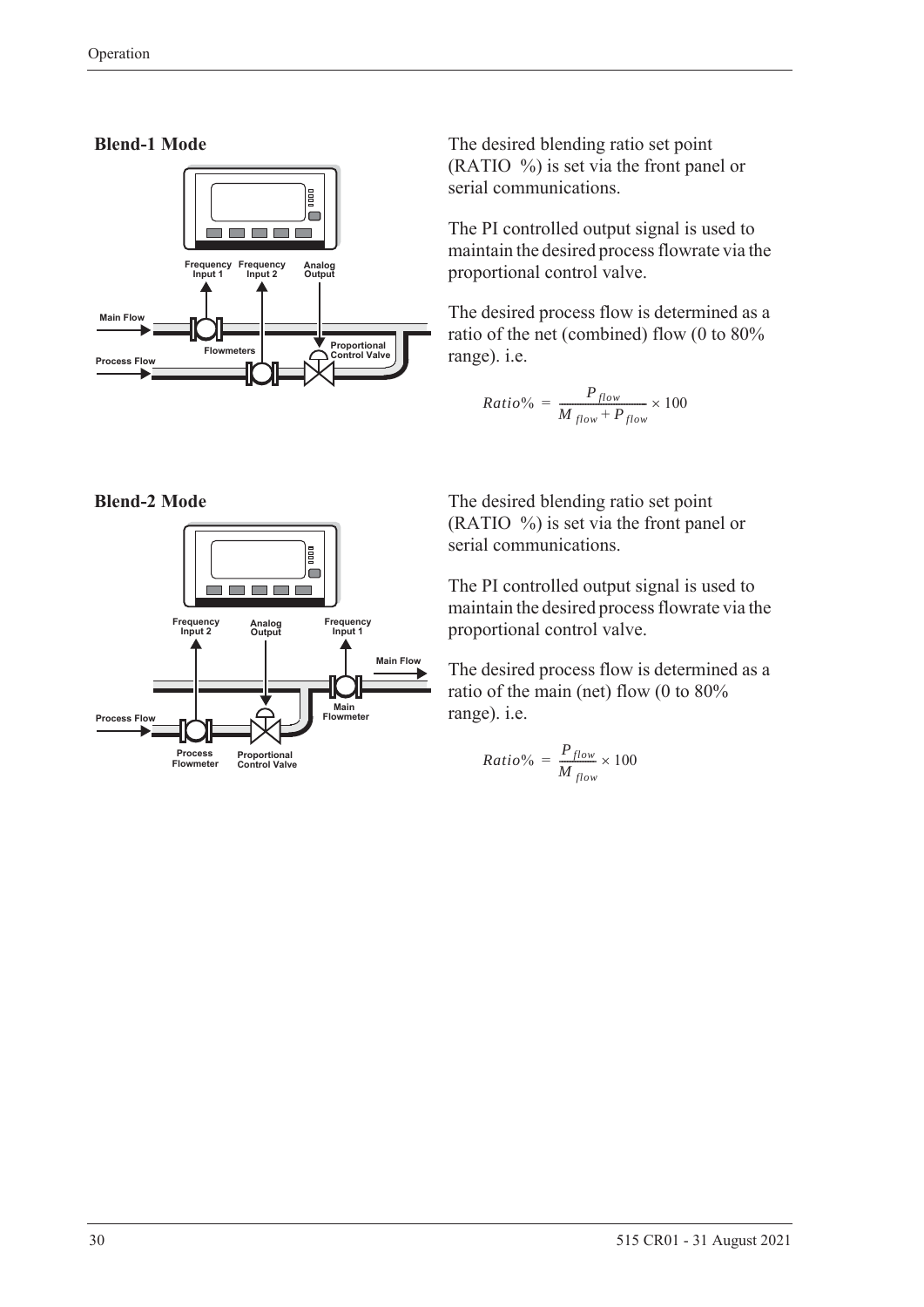### Blend-1 Mode

The desired blending ratio set point (RATIO %) is set via the front panel or serial communications.

The PI controlled output signal is used to maintain the desired process flowrate via the proportional control valve.

The desired process flow is determined as a ratio of the net (combined) flow (0 to 80% range). i.e.

$$Ratio\% = \frac{P_{flow}}{M_{flow} + P_{flow}} \times 100$$

### Blend-2 Mode

The desired blending ratio set point (RATIO %) is set via the front panel or serial communications.

The PI controlled output signal is used to maintain the desired process flowrate via the proportional control valve.

The desired process flow is determined as a ratio of the main (net) flow (0 to 80% range). i.e.

$$Ratio\% = \frac{P_{flow}}{M_{flow}} \times 100$$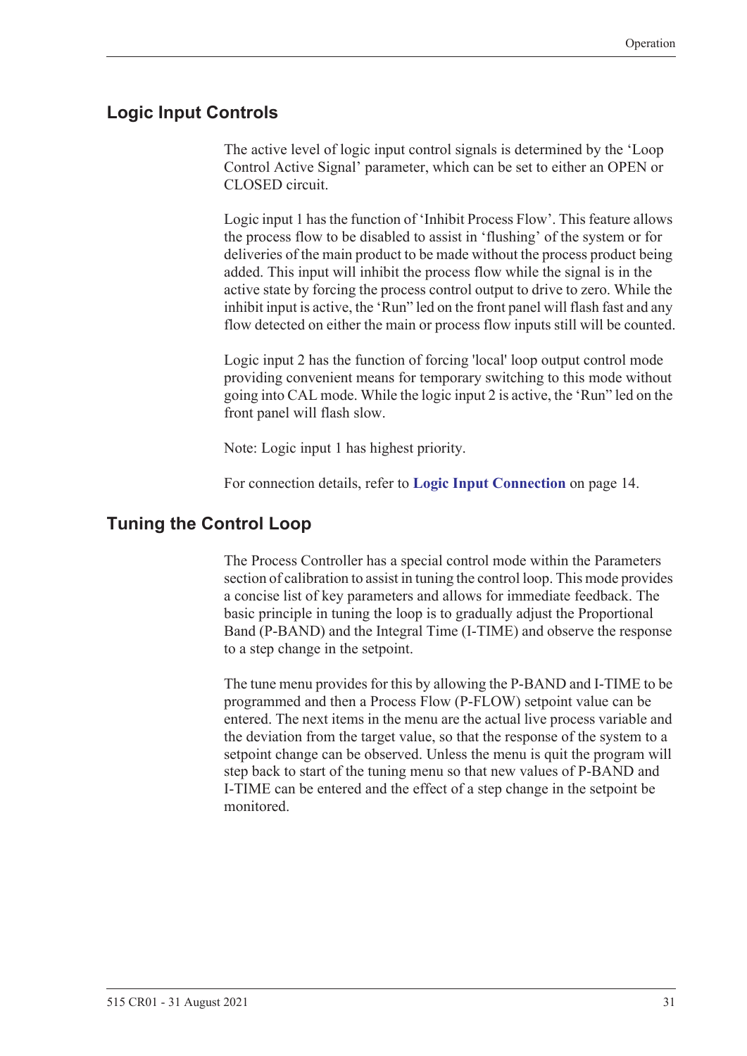## Logic Input Controls

The active level of logic input control signals is determined by the 'Loop Control Active Signal' parameter, which can be set to either an OPEN or CLOSED circuit.

Logic input 1 has the function of 'Inhibit Process Flow'. This feature allows the process flow to be disabled to assist in 'flushing' of the system or for deliveries of the main product to be made without the process product being added. This input will inhibit the process flow while the signal is in the active state by forcing the process control output to drive to zero. While the inhibit input is active, the 'Run" led on the front panel will flash fast and any flow detected on either the main or process flow inputs still will be counted.

Logic input 2 has the function of forcing 'local' loop output control mode providing convenient means for temporary switching to this mode without going into CAL mode. While the logic input 2 is active, the 'Run" led on the front panel will flash slow.

Note: Logic input 1 has highest priority.

For connection details, refer to **Logic Input Connection** on page 14.

## Tuning the Control Loop

The Process Controller has a special control mode within the Parameters section of calibration to assist in tuning the control loop. This mode provides a concise list of key parameters and allows for immediate feedback. The basic principle in tuning the loop is to gradually adjust the Proportional Band (P-BAND) and the Integral Time (I-TIME) and observe the response to a step change in the setpoint.

The tune menu provides for this by allowing the P-BAND and I-TIME to be programmed and then a Process Flow (P-FLOW) setpoint value can be entered. The next items in the menu are the actual live process variable and the deviation from the target value, so that the response of the system to a setpoint change can be observed. Unless the menu is quit the program will step back to start of the tuning menu so that new values of P-BAND and I-TIME can be entered and the effect of a step change in the setpoint be monitored.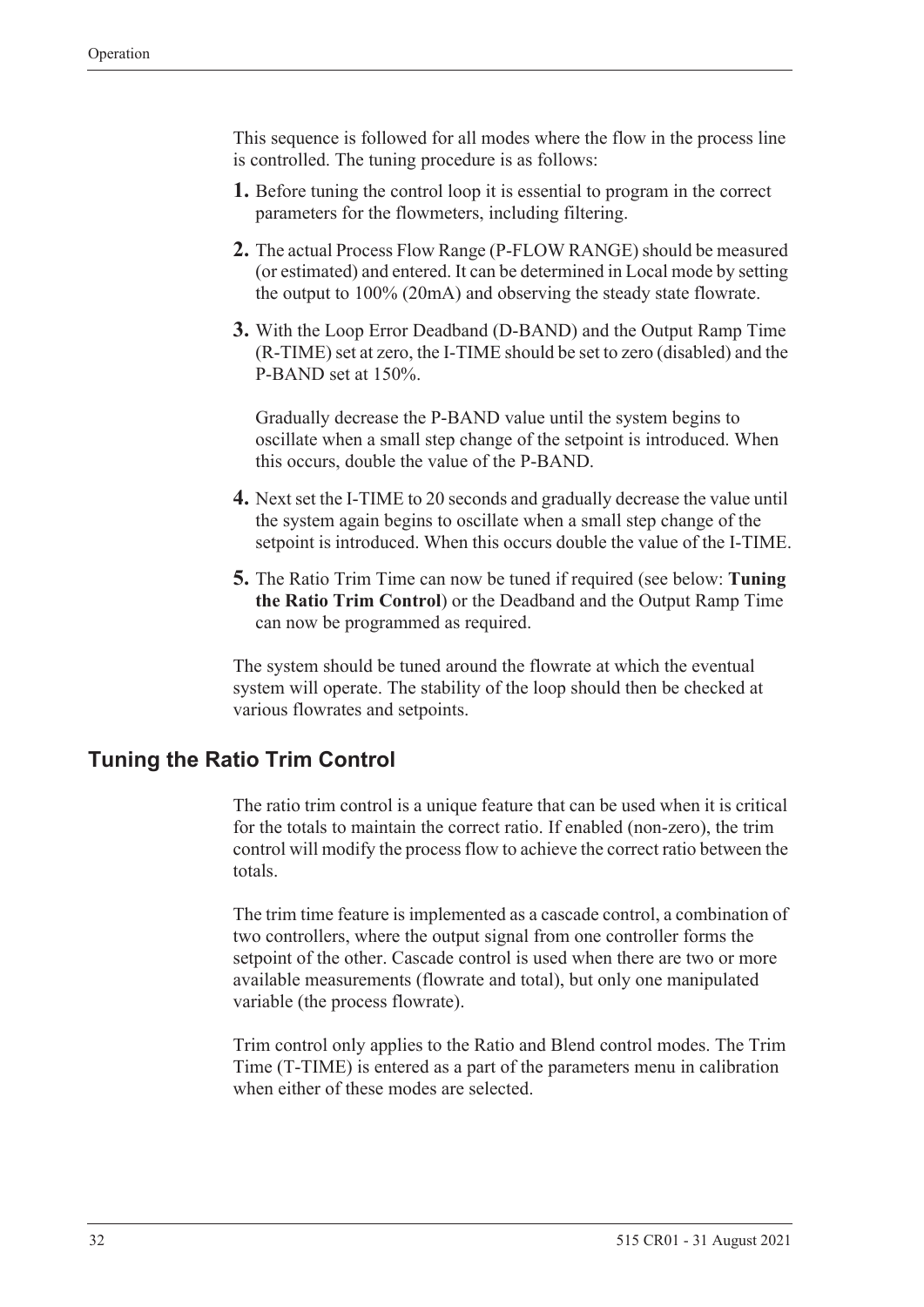This sequence is followed for all modes where the flow in the process line is controlled. The tuning procedure is as follows:

1. Before tuning the control loop it is essential to program in the correct parameters for the flowmeters, including filtering.
2. The actual Process Flow Range (P-FLOW RANGE) should be measured (or estimated) and entered. It can be determined in Local mode by setting the output to 100% (20mA) and observing the steady state flowrate.
3. With the Loop Error Deadband (D-BAND) and the Output Ramp Time (R-TIME) set at zero, the I-TIME should be set to zero (disabled) and the P-BAND set at 150%.

   Gradually decrease the P-BAND value until the system begins to oscillate when a small step change of the setpoint is introduced. When this occurs, double the value of the P-BAND.
4. Next set the I-TIME to 20 seconds and gradually decrease the value until the system again begins to oscillate when a small step change of the setpoint is introduced. When this occurs double the value of the I-TIME.
5. The Ratio Trim Time can now be tuned if required (see below: **Tuning the Ratio Trim Control**) or the Deadband and the Output Ramp Time can now be programmed as required.

The system should be tuned around the flowrate at which the eventual system will operate. The stability of the loop should then be checked at various flowrates and setpoints.

## Tuning the Ratio Trim Control

The ratio trim control is a unique feature that can be used when it is critical for the totals to maintain the correct ratio. If enabled (non-zero), the trim control will modify the process flow to achieve the correct ratio between the totals.

The trim time feature is implemented as a cascade control, a combination of two controllers, where the output signal from one controller forms the setpoint of the other. Cascade control is used when there are two or more available measurements (flowrate and total), but only one manipulated variable (the process flowrate).

Trim control only applies to the Ratio and Blend control modes. The Trim Time (T-TIME) is entered as a part of the parameters menu in calibration when either of these modes are selected.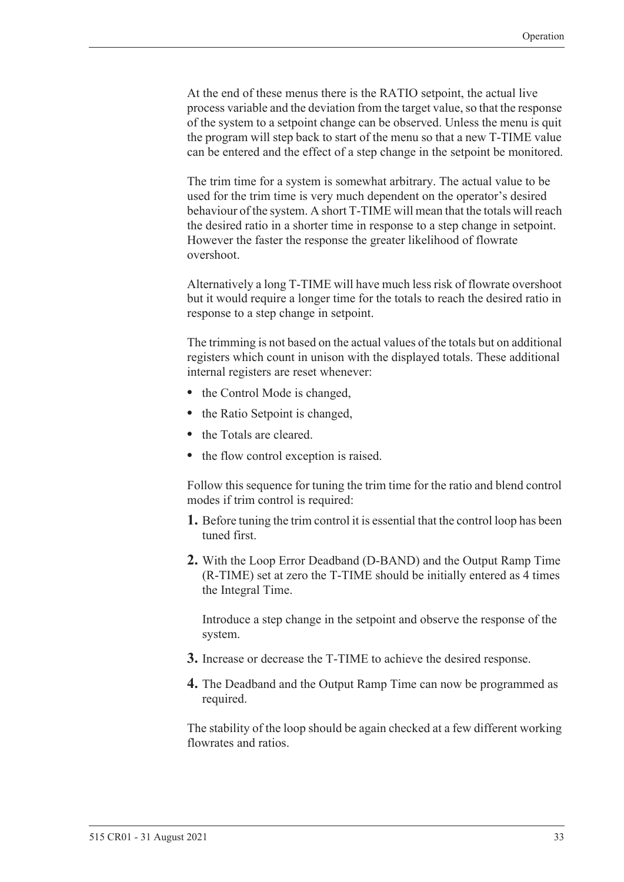At the end of these menus there is the RATIO setpoint, the actual live process variable and the deviation from the target value, so that the response of the system to a setpoint change can be observed. Unless the menu is quit the program will step back to start of the menu so that a new T-TIME value can be entered and the effect of a step change in the setpoint be monitored.

The trim time for a system is somewhat arbitrary. The actual value to be used for the trim time is very much dependent on the operator's desired behaviour of the system. A short T-TIME will mean that the totals will reach the desired ratio in a shorter time in response to a step change in setpoint. However the faster the response the greater likelihood of flowrate overshoot.

Alternatively a long T-TIME will have much less risk of flowrate overshoot but it would require a longer time for the totals to reach the desired ratio in response to a step change in setpoint.

The trimming is not based on the actual values of the totals but on additional registers which count in unison with the displayed totals. These additional internal registers are reset whenever:

- the Control Mode is changed,
- the Ratio Setpoint is changed,
- the Totals are cleared.
- the flow control exception is raised.

Follow this sequence for tuning the trim time for the ratio and blend control modes if trim control is required:

1. Before tuning the trim control it is essential that the control loop has been tuned first.
2. With the Loop Error Deadband (D-BAND) and the Output Ramp Time (R-TIME) set at zero the T-TIME should be initially entered as 4 times the Integral Time.

   Introduce a step change in the setpoint and observe the response of the system.
3. Increase or decrease the T-TIME to achieve the desired response.
4. The Deadband and the Output Ramp Time can now be programmed as required.

The stability of the loop should be again checked at a few different working flowrates and ratios.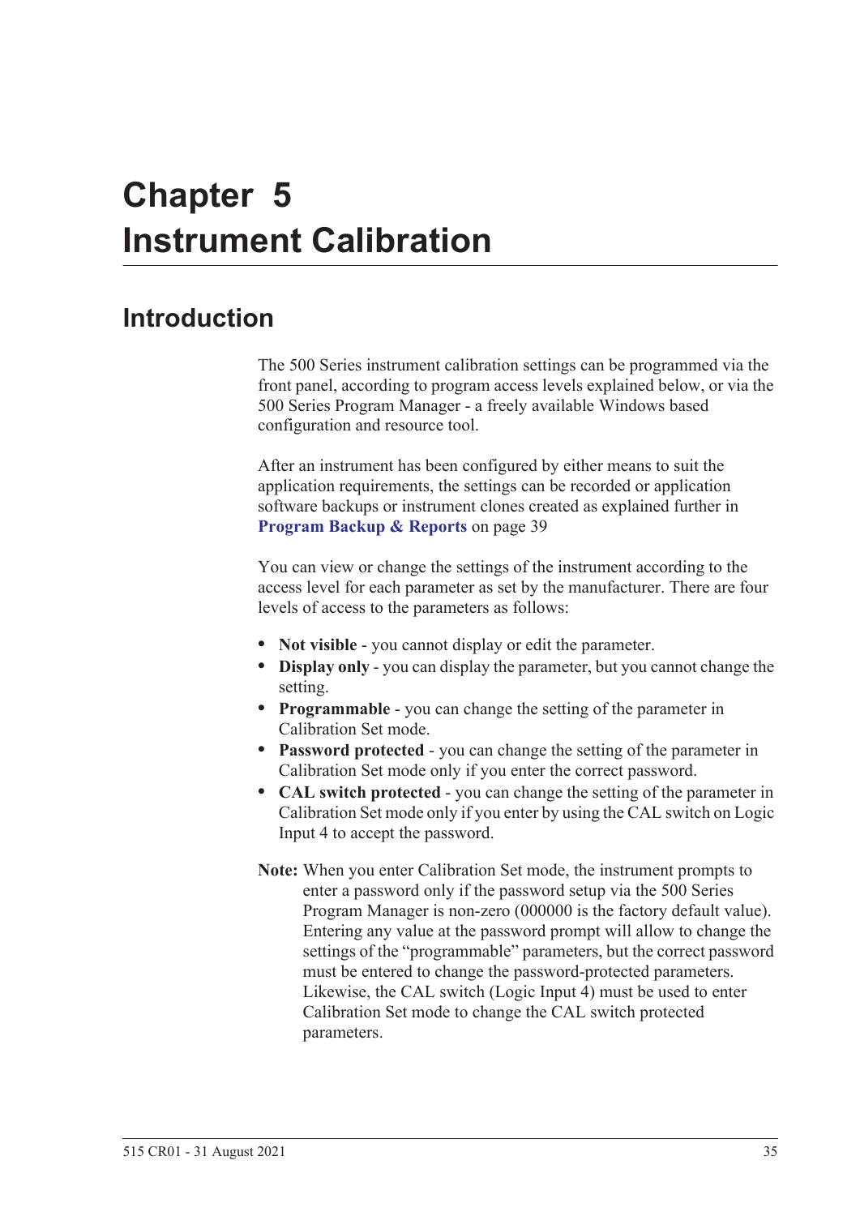# Chapter 5 Instrument Calibration

## Introduction

The 500 Series instrument calibration settings can be programmed via the front panel, according to program access levels explained below, or via the 500 Series Program Manager - a freely available Windows based configuration and resource tool.

After an instrument has been configured by either means to suit the application requirements, the settings can be recorded or application software backups or instrument clones created as explained further in **Program Backup & Reports** on page 39

You can view or change the settings of the instrument according to the access level for each parameter as set by the manufacturer. There are four levels of access to the parameters as follows:

- **Not visible** - you cannot display or edit the parameter.
- **Display only** - you can display the parameter, but you cannot change the setting.
- **Programmable** - you can change the setting of the parameter in Calibration Set mode.
- **Password protected** - you can change the setting of the parameter in Calibration Set mode only if you enter the correct password.
- **CAL switch protected** - you can change the setting of the parameter in Calibration Set mode only if you enter by using the CAL switch on Logic Input 4 to accept the password.

**Note:** When you enter Calibration Set mode, the instrument prompts to enter a password only if the password setup via the 500 Series Program Manager is non-zero (000000 is the factory default value). Entering any value at the password prompt will allow to change the settings of the "programmable" parameters, but the correct password must be entered to change the password-protected parameters. Likewise, the CAL switch (Logic Input 4) must be used to enter Calibration Set mode to change the CAL switch protected parameters.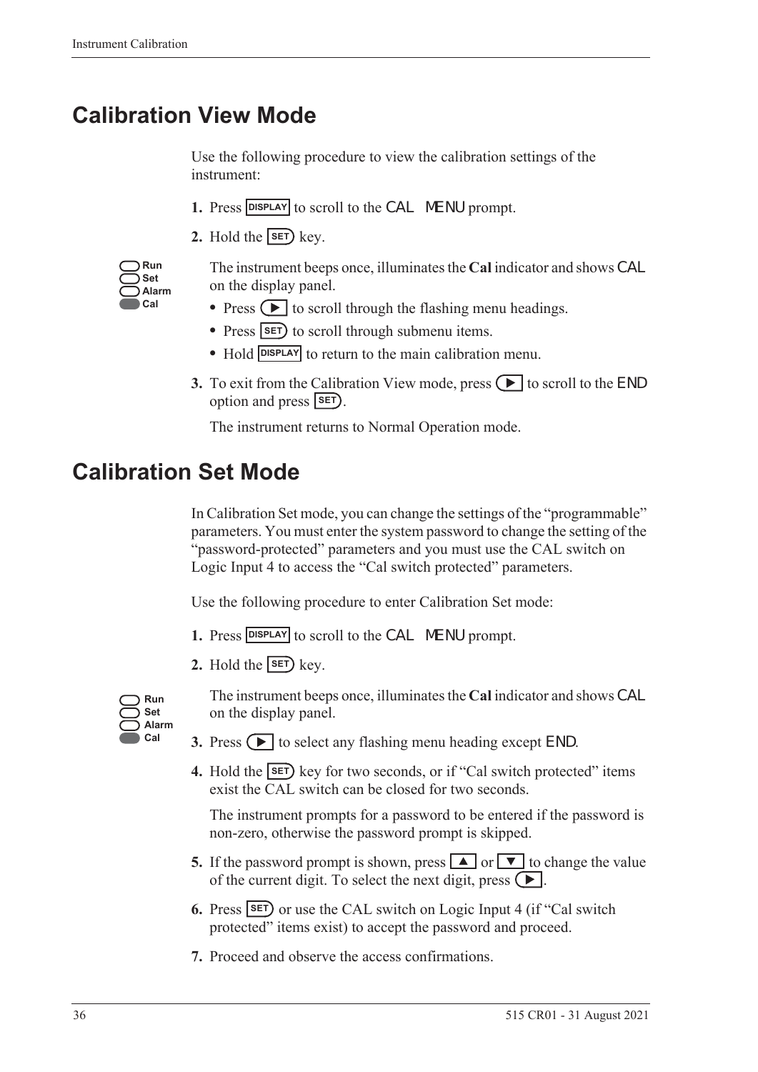# Calibration View Mode

Use the following procedure to view the calibration settings of the instrument:

1. Press DISPLAY to scroll to the CAL MENU prompt.
2. Hold the SET key.

   The instrument beeps once, illuminates the **Cal** indicator and shows CAL on the display panel.

   - Press ▶ to scroll through the flashing menu headings.
   - Press SET to scroll through submenu items.
   - Hold DISPLAY to return to the main calibration menu.

3. To exit from the Calibration View mode, press ▶ to scroll to the END option and press SET.

   The instrument returns to Normal Operation mode.

# Calibration Set Mode

In Calibration Set mode, you can change the settings of the "programmable" parameters. You must enter the system password to change the setting of the "password-protected" parameters and you must use the CAL switch on Logic Input 4 to access the "Cal switch protected" parameters.

Use the following procedure to enter Calibration Set mode:

1. Press DISPLAY to scroll to the CAL MENU prompt.
2. Hold the SET key.

   The instrument beeps once, illuminates the **Cal** indicator and shows CAL on the display panel.

3. Press ▶ to select any flashing menu heading except END.
4. Hold the SET key for two seconds, or if "Cal switch protected" items exist the CAL switch can be closed for two seconds.

   The instrument prompts for a password to be entered if the password is non-zero, otherwise the password prompt is skipped.

5. If the password prompt is shown, press ▲ or ▼ to change the value of the current digit. To select the next digit, press ▶.
6. Press SET or use the CAL switch on Logic Input 4 (if "Cal switch protected" items exist) to accept the password and proceed.
7. Proceed and observe the access confirmations.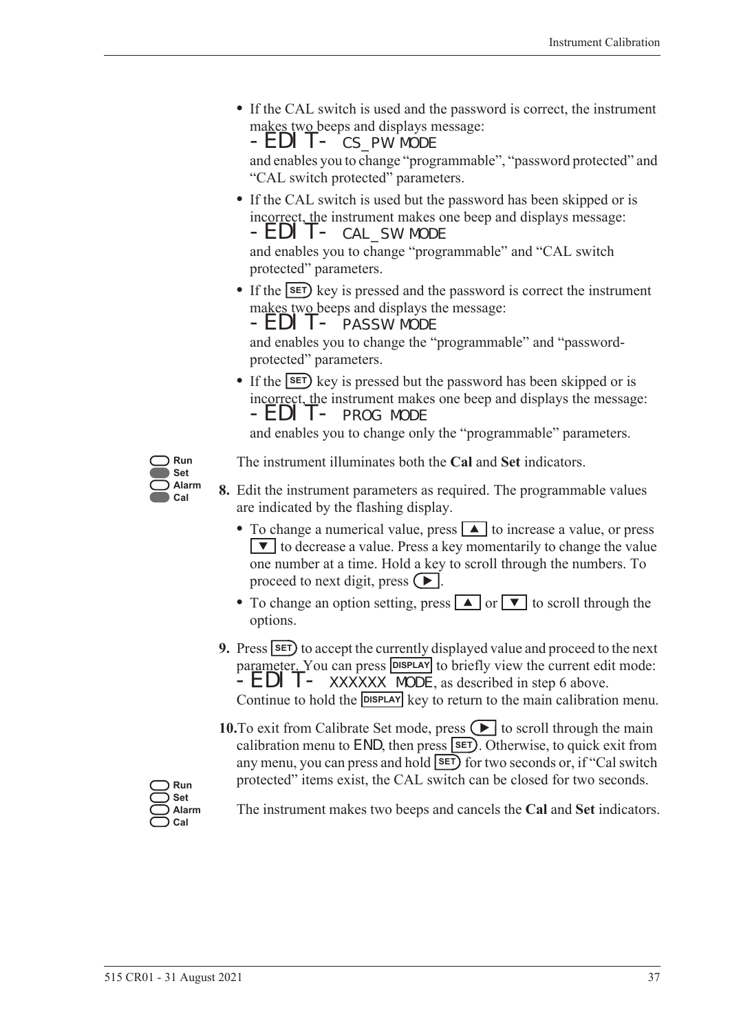- If the CAL switch is used and the password is correct, the instrument makes two beeps and displays message:
  `-EDIT- CS_PW MODE`
  and enables you to change "programmable", "password protected" and "CAL switch protected" parameters.
- If the CAL switch is used but the password has been skipped or is incorrect, the instrument makes one beep and displays message:
  `-EDIT- CAL_SW MODE`
  and enables you to change "programmable" and "CAL switch protected" parameters.
- If the SET key is pressed and the password is correct the instrument makes two beeps and displays the message:
  `-EDIT- PASSW MODE`
  and enables you to change the "programmable" and "password-protected" parameters.
- If the SET key is pressed but the password has been skipped or is incorrect, the instrument makes one beep and displays the message:
  `-EDIT- PROG MODE`
  and enables you to change only the "programmable" parameters.

Run / Set / Alarm / Cal

The instrument illuminates both the **Cal** and **Set** indicators.

**8.** Edit the instrument parameters as required. The programmable values are indicated by the flashing display.

- To change a numerical value, press ▲ to increase a value, or press ▼ to decrease a value. Press a key momentarily to change the value one number at a time. Hold a key to scroll through the numbers. To proceed to next digit, press ▶.
- To change an option setting, press ▲ or ▼ to scroll through the options.

**9.** Press SET to accept the currently displayed value and proceed to the next parameter. You can press DISPLAY to briefly view the current edit mode: `-EDIT- XXXXXX MODE`, as described in step 6 above. Continue to hold the DISPLAY key to return to the main calibration menu.

**10.** To exit from Calibrate Set mode, press ▶ to scroll through the main calibration menu to `END`, then press SET. Otherwise, to quick exit from any menu, you can press and hold SET for two seconds or, if "Cal switch protected" items exist, the CAL switch can be closed for two seconds.

Run / Set / Alarm / Cal

The instrument makes two beeps and cancels the **Cal** and **Set** indicators.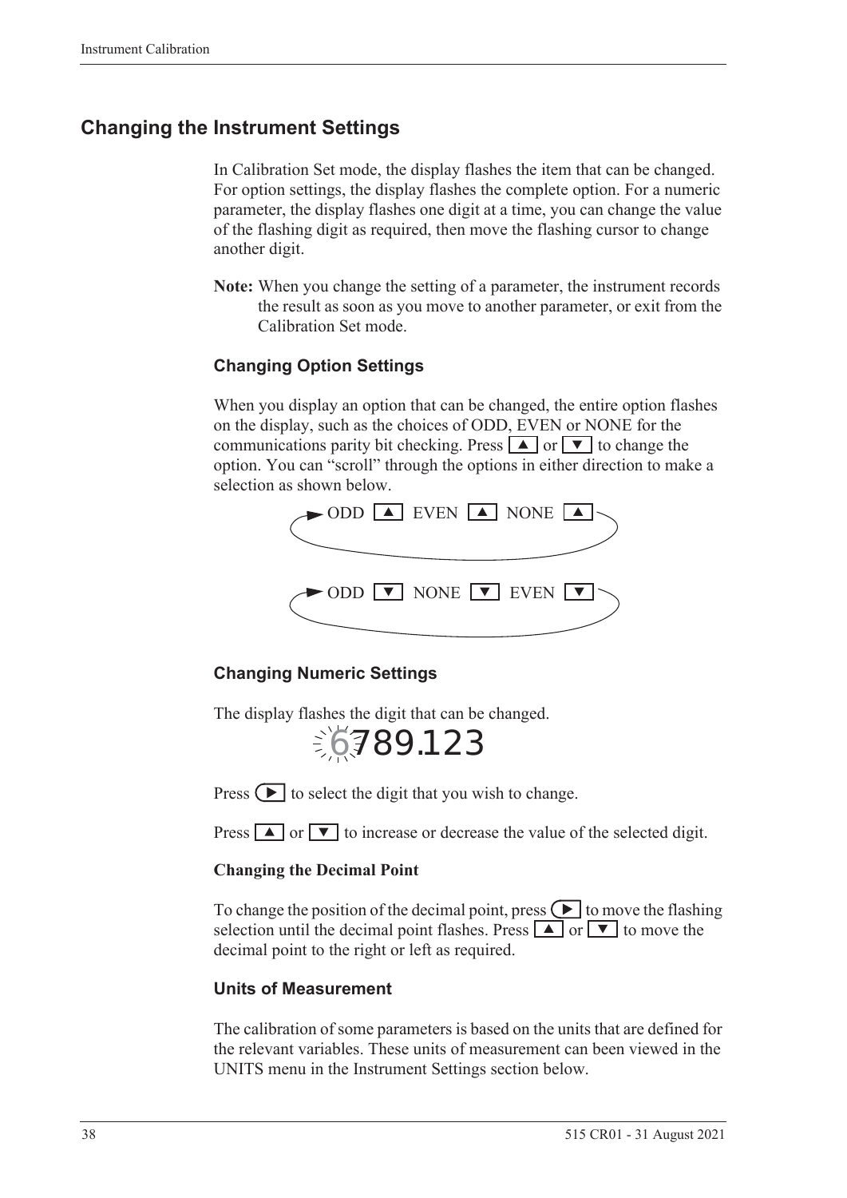## Changing the Instrument Settings

In Calibration Set mode, the display flashes the item that can be changed. For option settings, the display flashes the complete option. For a numeric parameter, the display flashes one digit at a time, you can change the value of the flashing digit as required, then move the flashing cursor to change another digit.

**Note:** When you change the setting of a parameter, the instrument records the result as soon as you move to another parameter, or exit from the Calibration Set mode.

### Changing Option Settings

When you display an option that can be changed, the entire option flashes on the display, such as the choices of ODD, EVEN or NONE for the communications parity bit checking. Press ▲ or ▼ to change the option. You can "scroll" through the options in either direction to make a selection as shown below.

ODD ▲ EVEN ▲ NONE ▲

ODD ▼ NONE ▼ EVEN ▼

### Changing Numeric Settings

The display flashes the digit that can be changed.

6789.123

Press ▶ to select the digit that you wish to change.

Press ▲ or ▼ to increase or decrease the value of the selected digit.

**Changing the Decimal Point**

To change the position of the decimal point, press ▶ to move the flashing selection until the decimal point flashes. Press ▲ or ▼ to move the decimal point to the right or left as required.

### Units of Measurement

The calibration of some parameters is based on the units that are defined for the relevant variables. These units of measurement can been viewed in the UNITS menu in the Instrument Settings section below.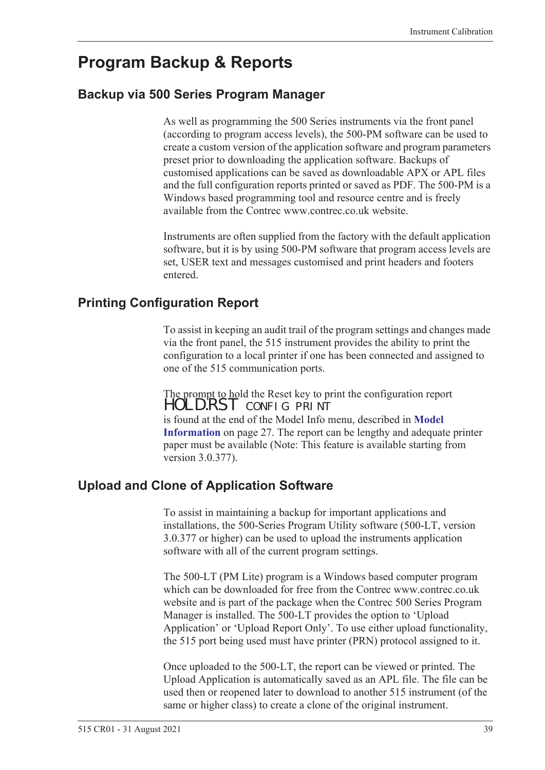# Program Backup & Reports

## Backup via 500 Series Program Manager

As well as programming the 500 Series instruments via the front panel (according to program access levels), the 500-PM software can be used to create a custom version of the application software and program parameters preset prior to downloading the application software. Backups of customised applications can be saved as downloadable APX or APL files and the full configuration reports printed or saved as PDF. The 500-PM is a Windows based programming tool and resource centre and is freely available from the Contrec www.contrec.co.uk website.

Instruments are often supplied from the factory with the default application software, but it is by using 500-PM software that program access levels are set, USER text and messages customised and print headers and footers entered.

## Printing Configuration Report

To assist in keeping an audit trail of the program settings and changes made via the front panel, the 515 instrument provides the ability to print the configuration to a local printer if one has been connected and assigned to one of the 515 communication ports.

The prompt to hold the Reset key to print the configuration report

HOLD.RST CONFIG PRINT

is found at the end of the Model Info menu, described in **Model Information** on page 27. The report can be lengthy and adequate printer paper must be available (Note: This feature is available starting from version 3.0.377).

## Upload and Clone of Application Software

To assist in maintaining a backup for important applications and installations, the 500-Series Program Utility software (500-LT, version 3.0.377 or higher) can be used to upload the instruments application software with all of the current program settings.

The 500-LT (PM Lite) program is a Windows based computer program which can be downloaded for free from the Contrec www.contrec.co.uk website and is part of the package when the Contrec 500 Series Program Manager is installed. The 500-LT provides the option to 'Upload Application' or 'Upload Report Only'. To use either upload functionality, the 515 port being used must have printer (PRN) protocol assigned to it.

Once uploaded to the 500-LT, the report can be viewed or printed. The Upload Application is automatically saved as an APL file. The file can be used then or reopened later to download to another 515 instrument (of the same or higher class) to create a clone of the original instrument.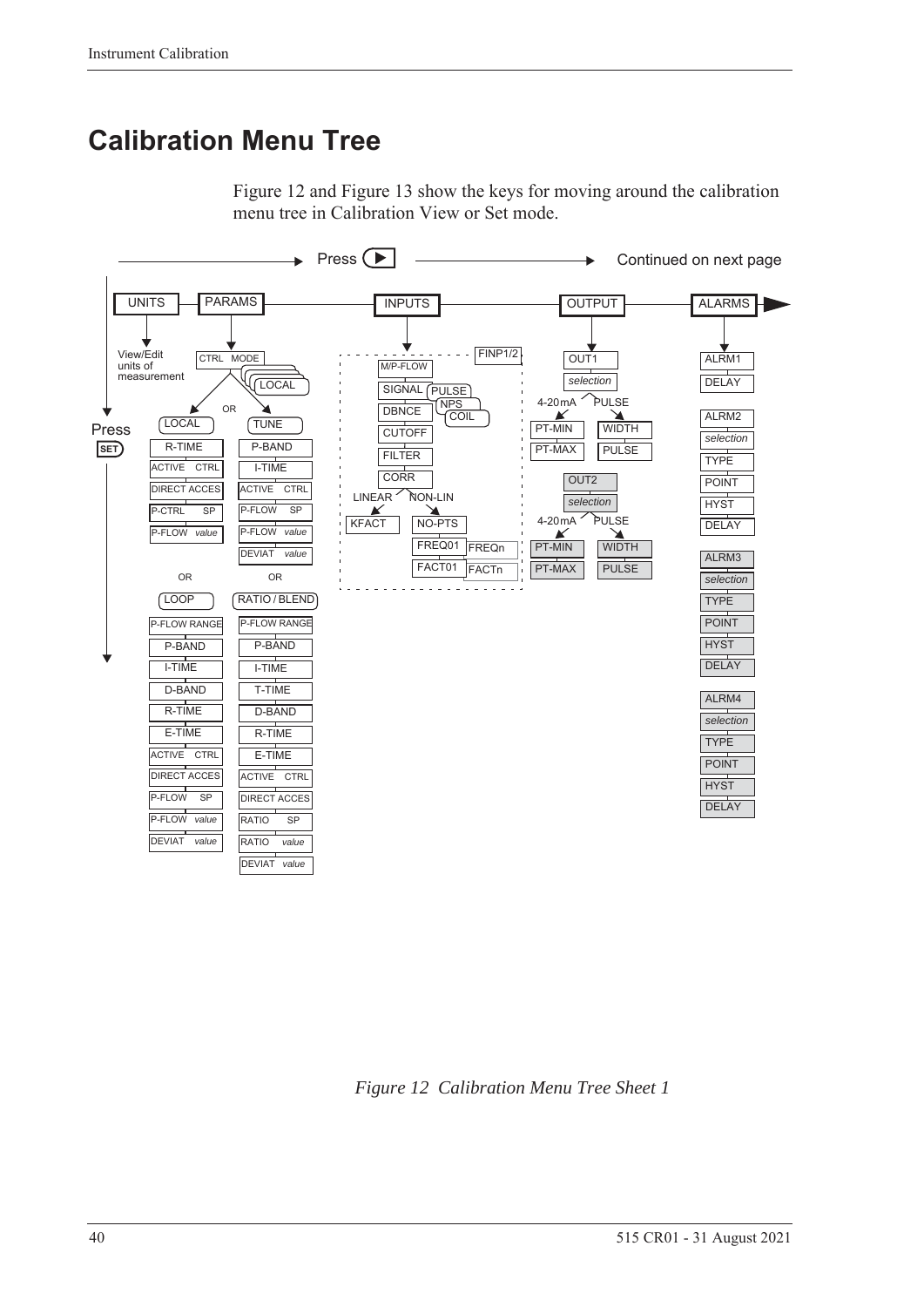# Calibration Menu Tree

Figure 12 and Figure 13 show the keys for moving around the calibration menu tree in Calibration View or Set mode.

Press ▶ → Continued on next page

UNITS — PARAMS — INPUTS — OUTPUT — ALARMS

Press SET

**UNITS**
- View/Edit units of measurement

**PARAMS**
- CTRL MODE (LOCAL)
  - LOCAL: R-TIME, ACTIVE CTRL, DIRECT ACCES, P-CTRL SP, P-FLOW *value*
  - OR TUNE: P-BAND, I-TIME, ACTIVE CTRL, P-FLOW SP, P-FLOW *value*, DEVIAT *value*
  - OR LOOP: P-FLOW RANGE, P-BAND, I-TIME, D-BAND, R-TIME, E-TIME, ACTIVE CTRL, DIRECT ACCES, P-FLOW SP, P-FLOW *value*, DEVIAT *value*
  - OR RATIO / BLEND: P-FLOW RANGE, P-BAND, I-TIME, T-TIME, D-BAND, R-TIME, E-TIME, ACTIVE CTRL, DIRECT ACCES, RATIO SP, RATIO *value*, DEVIAT *value*

**INPUTS**
- FINP1/2
  - M/P-FLOW
  - SIGNAL (PULSE, NPS, COIL)
  - DBNCE
  - CUTOFF
  - FILTER
  - CORR
    - LINEAR: KFACT
    - NON-LIN: NO-PTS, FREQ01 … FREQn, FACT01 … FACTn

**OUTPUT**
- OUT1
  - *selection*
    - 4-20mA: PT-MIN, PT-MAX
    - PULSE: WIDTH, PULSE
- OUT2
  - *selection*
    - 4-20mA: PT-MIN, PT-MAX
    - PULSE: WIDTH, PULSE

**ALARMS**
- ALRM1: DELAY
- ALRM2: *selection*, TYPE, POINT, HYST, DELAY
- ALRM3: *selection*, TYPE, POINT, HYST, DELAY
- ALRM4: *selection*, TYPE, POINT, HYST, DELAY

*Figure 12 Calibration Menu Tree Sheet 1*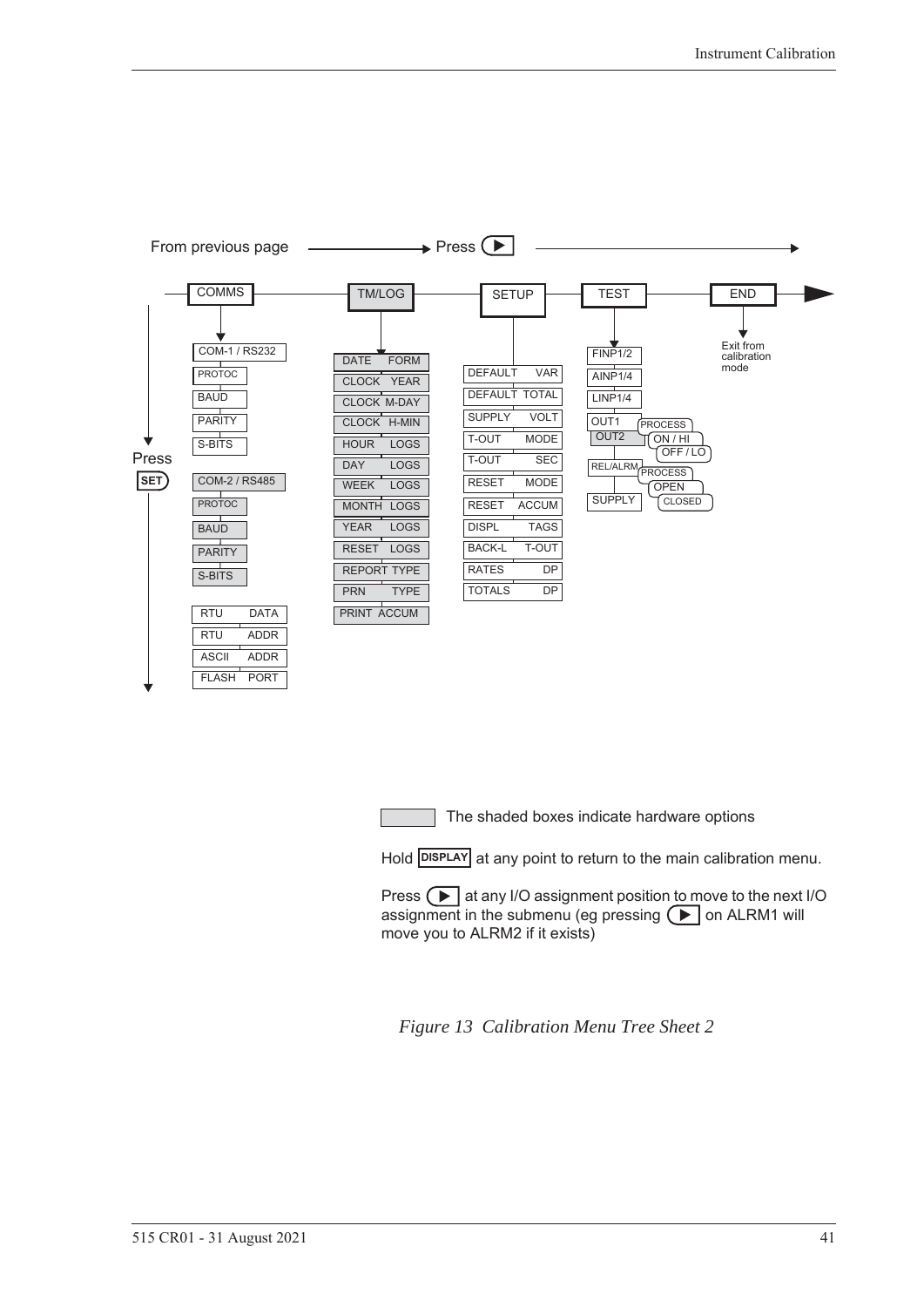From previous page → Press ▶

COMMS — TM/LOG — SETUP — TEST — END

Press SET

**COMMS**

- COM-1 / RS232
  - PROTOC
  - BAUD
  - PARITY
  - S-BITS
- COM-2 / RS485
  - PROTOC
  - BAUD
  - PARITY
  - S-BITS
- RTU DATA
- RTU ADDR
- ASCII ADDR
- FLASH PORT

**TM/LOG**

- DATE FORM
- CLOCK YEAR
- CLOCK M-DAY
- CLOCK H-MIN
- HOUR LOGS
- DAY LOGS
- WEEK LOGS
- MONTH LOGS
- YEAR LOGS
- RESET LOGS
- REPORT TYPE
- PRN TYPE
- PRINT ACCUM

**SETUP**

- DEFAULT VAR
- DEFAULT TOTAL
- SUPPLY VOLT
- T-OUT MODE
- T-OUT SEC
- RESET MODE
- RESET ACCUM
- DISPL TAGS
- BACK-L T-OUT
- RATES DP
- TOTALS DP

**TEST**

- FINP1/2
- AINP1/4
- LINP1/4
- OUT1 / OUT2
  - PROCESS
  - ON / HI
  - OFF / LO
- REL/ALRM
  - PROCESS
  - OPEN
  - CLOSED
- SUPPLY

**END**

- Exit from calibration mode

The shaded boxes indicate hardware options

Hold DISPLAY at any point to return to the main calibration menu.

Press ▶ at any I/O assignment position to move to the next I/O assignment in the submenu (eg pressing ▶ on ALRM1 will move you to ALRM2 if it exists)

*Figure 13 Calibration Menu Tree Sheet 2*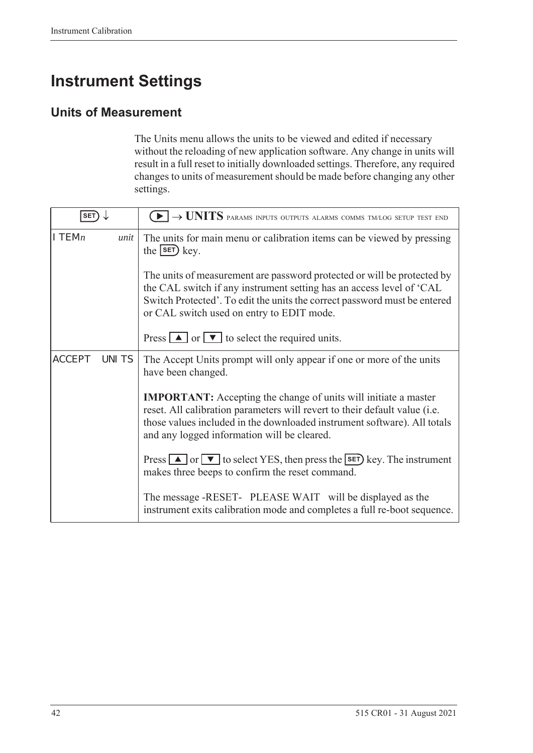# Instrument Settings

## Units of Measurement

The Units menu allows the units to be viewed and edited if necessary without the reloading of new application software. Any change in units will result in a full reset to initially downloaded settings. Therefore, any required changes to units of measurement should be made before changing any other settings.

| SET ↓ | ▶ → **UNITS** PARAMS INPUTS OUTPUTS ALARMS COMMS TM/LOG SETUP TEST END |
|---|---|
| ITEM*n* *unit* | The units for main menu or calibration items can be viewed by pressing the SET key.<br><br>The units of measurement are password protected or will be protected by the CAL switch if any instrument setting has an access level of 'CAL Switch Protected'. To edit the units the correct password must be entered or CAL switch used on entry to EDIT mode.<br><br>Press ▲ or ▼ to select the required units. |
| ACCEPT UNITS | The Accept Units prompt will only appear if one or more of the units have been changed.<br><br>**IMPORTANT:** Accepting the change of units will initiate a master reset. All calibration parameters will revert to their default value (i.e. those values included in the downloaded instrument software). All totals and any logged information will be cleared.<br><br>Press ▲ or ▼ to select YES, then press the SET key. The instrument makes three beeps to confirm the reset command.<br><br>The message -RESET- PLEASE WAIT will be displayed as the instrument exits calibration mode and completes a full re-boot sequence. |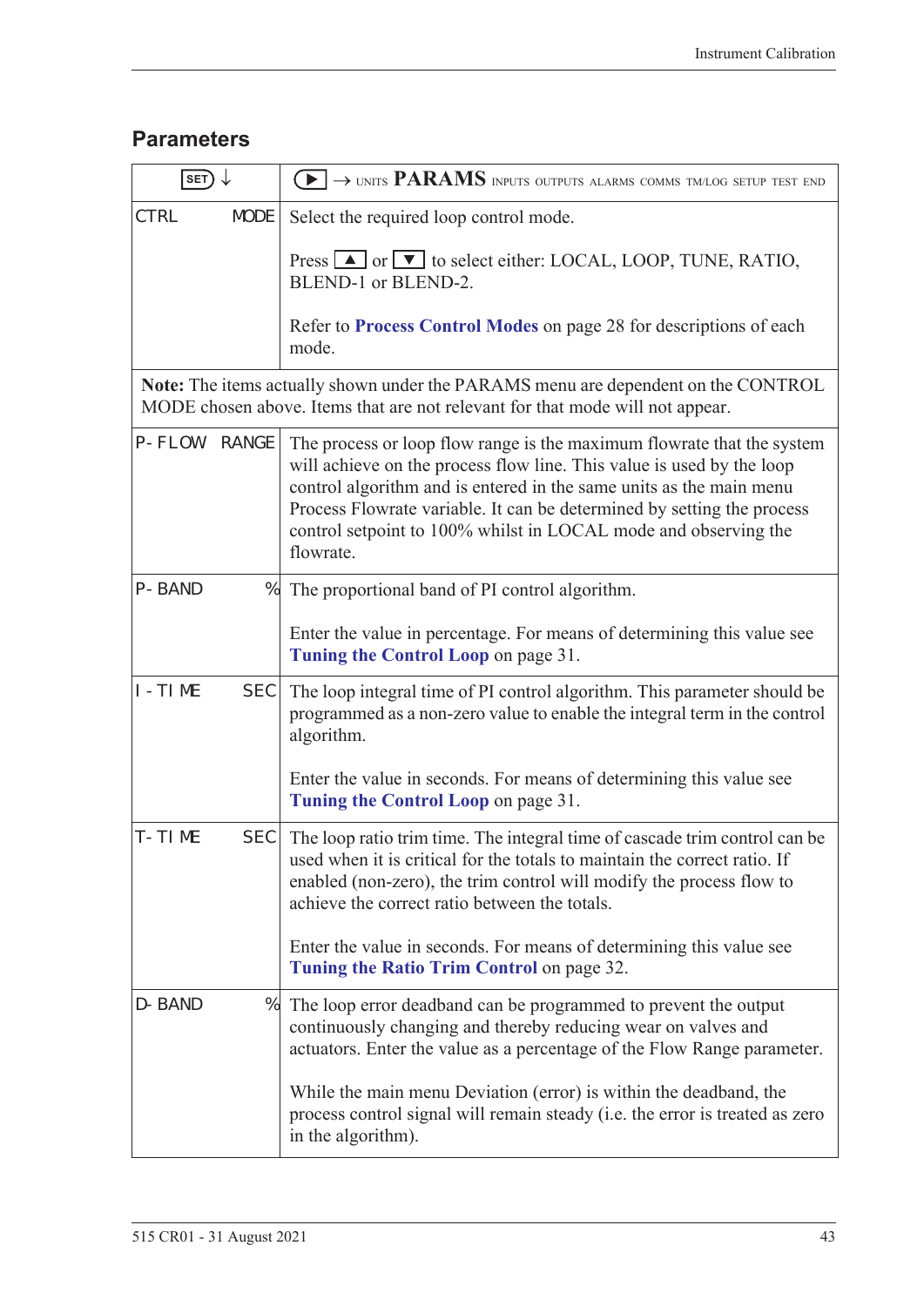## Parameters

| SET ↓ | ▶ → UNITS **PARAMS** INPUTS OUTPUTS ALARMS COMMS TM/LOG SETUP TEST END |
|---|---|
| CTRL MODE | Select the required loop control mode.<br><br>Press ▲ or ▼ to select either: LOCAL, LOOP, TUNE, RATIO, BLEND-1 or BLEND-2.<br><br>Refer to **Process Control Modes** on page 28 for descriptions of each mode. |
| **Note:** The items actually shown under the PARAMS menu are dependent on the CONTROL MODE chosen above. Items that are not relevant for that mode will not appear. | |
| P-FLOW RANGE | The process or loop flow range is the maximum flowrate that the system will achieve on the process flow line. This value is used by the loop control algorithm and is entered in the same units as the main menu Process Flowrate variable. It can be determined by setting the process control setpoint to 100% whilst in LOCAL mode and observing the flowrate. |
| P-BAND % | The proportional band of PI control algorithm.<br><br>Enter the value in percentage. For means of determining this value see **Tuning the Control Loop** on page 31. |
| I-TIME SEC | The loop integral time of PI control algorithm. This parameter should be programmed as a non-zero value to enable the integral term in the control algorithm.<br><br>Enter the value in seconds. For means of determining this value see **Tuning the Control Loop** on page 31. |
| T-TIME SEC | The loop ratio trim time. The integral time of cascade trim control can be used when it is critical for the totals to maintain the correct ratio. If enabled (non-zero), the trim control will modify the process flow to achieve the correct ratio between the totals.<br><br>Enter the value in seconds. For means of determining this value see **Tuning the Ratio Trim Control** on page 32. |
| D-BAND % | The loop error deadband can be programmed to prevent the output continuously changing and thereby reducing wear on valves and actuators. Enter the value as a percentage of the Flow Range parameter.<br><br>While the main menu Deviation (error) is within the deadband, the process control signal will remain steady (i.e. the error is treated as zero in the algorithm). |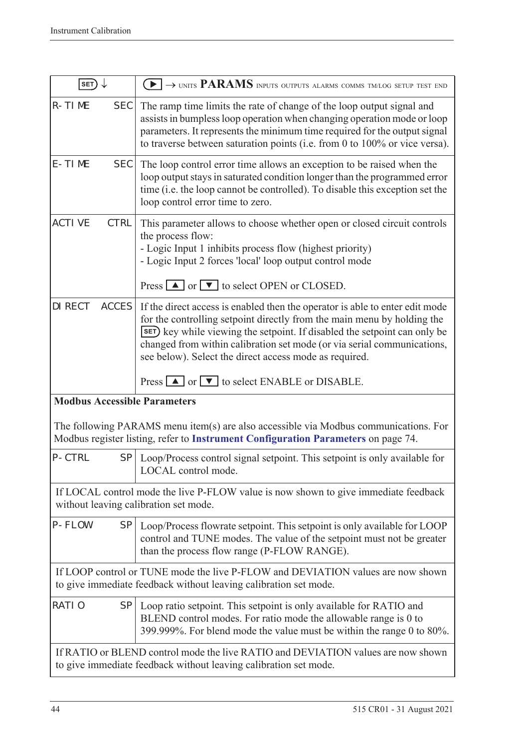| SET ↓ | ▶ → UNITS **PARAMS** INPUTS OUTPUTS ALARMS COMMS TM/LOG SETUP TEST END |
|---|---|
| R-TIME SEC | The ramp time limits the rate of change of the loop output signal and assists in bumpless loop operation when changing operation mode or loop parameters. It represents the minimum time required for the output signal to traverse between saturation points (i.e. from 0 to 100% or vice versa). |
| E-TIME SEC | The loop control error time allows an exception to be raised when the loop output stays in saturated condition longer than the programmed error time (i.e. the loop cannot be controlled). To disable this exception set the loop control error time to zero. |
| ACTIVE CTRL | This parameter allows to choose whether open or closed circuit controls the process flow:<br>- Logic Input 1 inhibits process flow (highest priority)<br>- Logic Input 2 forces 'local' loop output control mode<br><br>Press ▲ or ▼ to select OPEN or CLOSED. |
| DIRECT ACCES | If the direct access is enabled then the operator is able to enter edit mode for the controlling setpoint directly from the main menu by holding the SET key while viewing the setpoint. If disabled the setpoint can only be changed from within calibration set mode (or via serial communications, see below). Select the direct access mode as required.<br><br>Press ▲ or ▼ to select ENABLE or DISABLE. |

**Modbus Accessible Parameters**

The following PARAMS menu item(s) are also accessible via Modbus communications. For Modbus register listing, refer to **Instrument Configuration Parameters** on page 74.

| | |
|---|---|
| P-CTRL SP | Loop/Process control signal setpoint. This setpoint is only available for LOCAL control mode. |

If LOCAL control mode the live P-FLOW value is now shown to give immediate feedback without leaving calibration set mode.

| | |
|---|---|
| P-FLOW SP | Loop/Process flowrate setpoint. This setpoint is only available for LOOP control and TUNE modes. The value of the setpoint must not be greater than the process flow range (P-FLOW RANGE). |

If LOOP control or TUNE mode the live P-FLOW and DEVIATION values are now shown to give immediate feedback without leaving calibration set mode.

| | |
|---|---|
| RATIO SP | Loop ratio setpoint. This setpoint is only available for RATIO and BLEND control modes. For ratio mode the allowable range is 0 to 399.999%. For blend mode the value must be within the range 0 to 80%. |

If RATIO or BLEND control mode the live RATIO and DEVIATION values are now shown to give immediate feedback without leaving calibration set mode.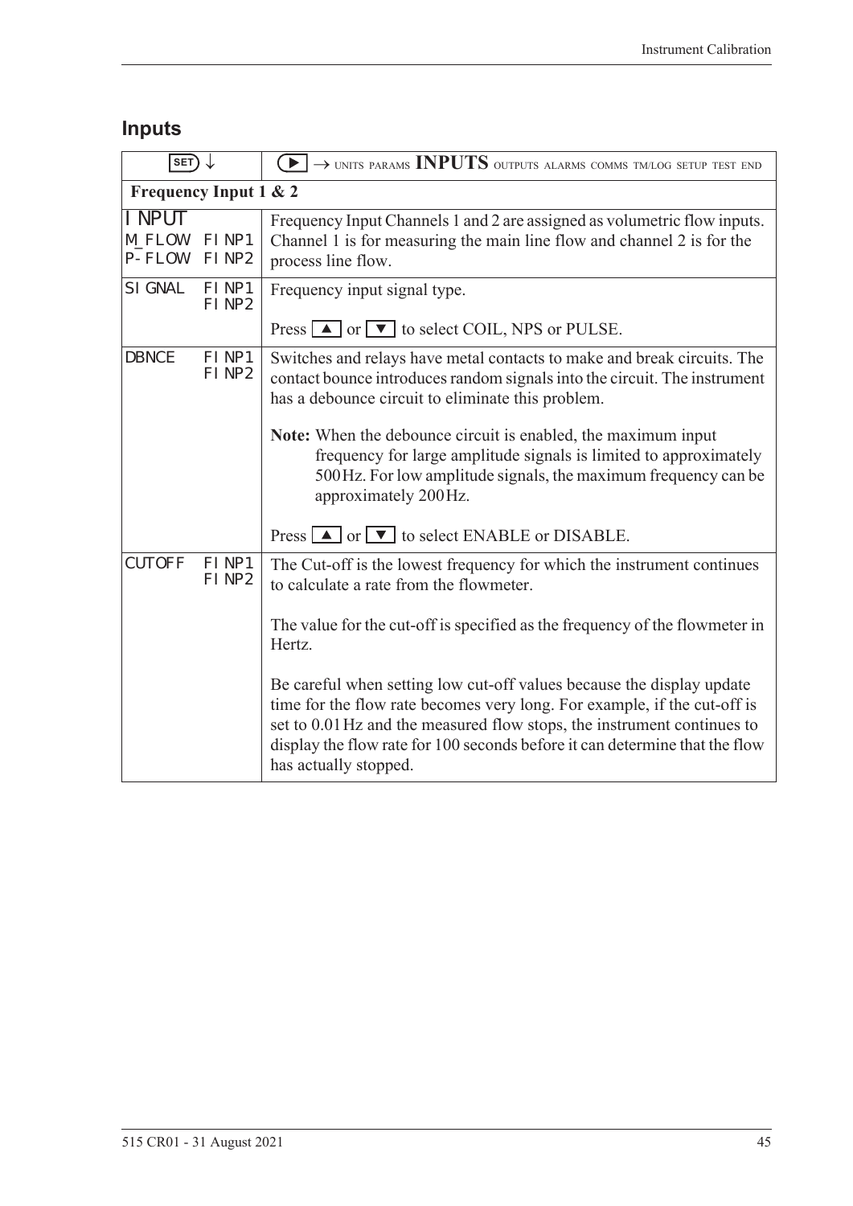## Inputs

| SET ↓ | ▶ → UNITS PARAMS **INPUTS** OUTPUTS ALARMS COMMS TM/LOG SETUP TEST END |
|---|---|
| **Frequency Input 1 & 2** | |
| INPUT<br>M_FLOW FINP1<br>P-FLOW FINP2 | Frequency Input Channels 1 and 2 are assigned as volumetric flow inputs. Channel 1 is for measuring the main line flow and channel 2 is for the process line flow. |
| SIGNAL FINP1<br>FINP2 | Frequency input signal type.<br><br>Press ▲ or ▼ to select COIL, NPS or PULSE. |
| DBNCE FINP1<br>FINP2 | Switches and relays have metal contacts to make and break circuits. The contact bounce introduces random signals into the circuit. The instrument has a debounce circuit to eliminate this problem.<br><br>**Note:** When the debounce circuit is enabled, the maximum input frequency for large amplitude signals is limited to approximately 500 Hz. For low amplitude signals, the maximum frequency can be approximately 200 Hz.<br><br>Press ▲ or ▼ to select ENABLE or DISABLE. |
| CUTOFF FINP1<br>FINP2 | The Cut-off is the lowest frequency for which the instrument continues to calculate a rate from the flowmeter.<br><br>The value for the cut-off is specified as the frequency of the flowmeter in Hertz.<br><br>Be careful when setting low cut-off values because the display update time for the flow rate becomes very long. For example, if the cut-off is set to 0.01 Hz and the measured flow stops, the instrument continues to display the flow rate for 100 seconds before it can determine that the flow has actually stopped. |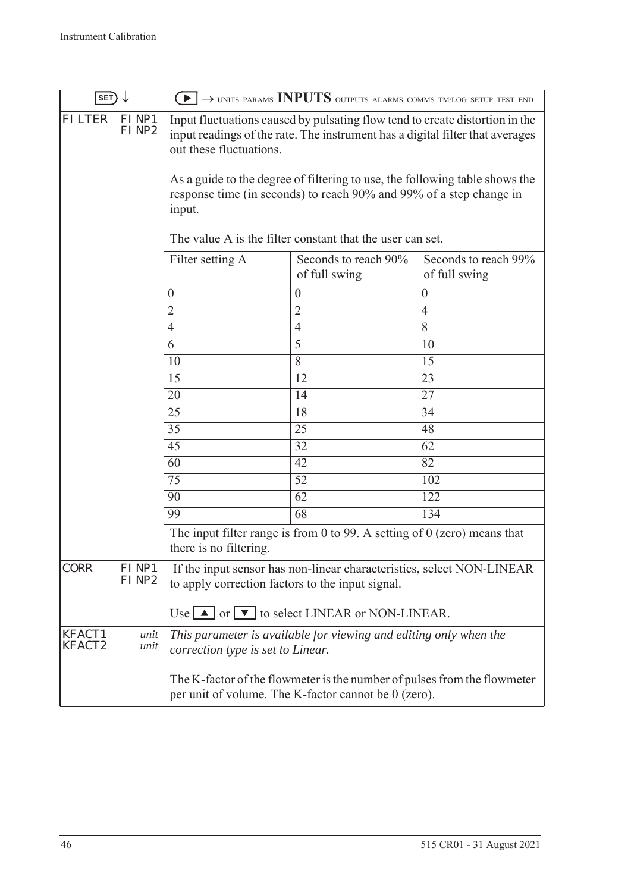| SET ↓ | ▶ → UNITS PARAMS **INPUTS** OUTPUTS ALARMS COMMS TM/LOG SETUP TEST END |
|---|---|
| FILTER FINP1 FINP2 | Input fluctuations caused by pulsating flow tend to create distortion in the input readings of the rate. The instrument has a digital filter that averages out these fluctuations.<br><br>As a guide to the degree of filtering to use, the following table shows the response time (in seconds) to reach 90% and 99% of a step change in input.<br><br>The value A is the filter constant that the user can set. |

| Filter setting A | Seconds to reach 90% of full swing | Seconds to reach 99% of full swing |
|---|---|---|
| 0 | 0 | 0 |
| 2 | 2 | 4 |
| 4 | 4 | 8 |
| 6 | 5 | 10 |
| 10 | 8 | 15 |
| 15 | 12 | 23 |
| 20 | 14 | 27 |
| 25 | 18 | 34 |
| 35 | 25 | 48 |
| 45 | 32 | 62 |
| 60 | 42 | 82 |
| 75 | 52 | 102 |
| 90 | 62 | 122 |
| 99 | 68 | 134 |

The input filter range is from 0 to 99. A setting of 0 (zero) means that there is no filtering.

| | |
|---|---|
| CORR FINP1 FINP2 | If the input sensor has non-linear characteristics, select NON-LINEAR to apply correction factors to the input signal.<br><br>Use ▲ or ▼ to select LINEAR or NON-LINEAR. |
| KFACT1 *unit*<br>KFACT2 *unit* | *This parameter is available for viewing and editing only when the correction type is set to Linear.*<br><br>The K-factor of the flowmeter is the number of pulses from the flowmeter per unit of volume. The K-factor cannot be 0 (zero). |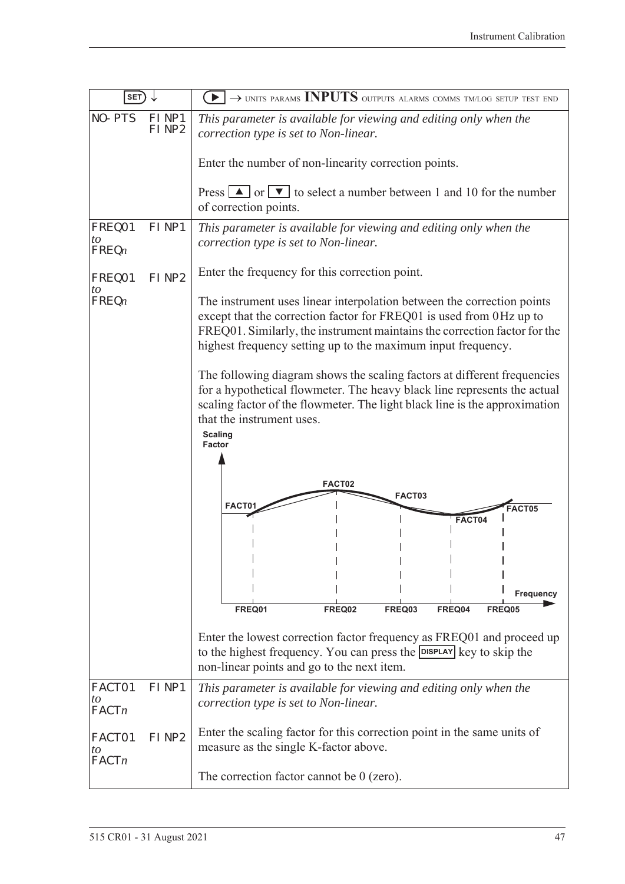| SET ↓ | | ▶ → UNITS PARAMS **INPUTS** OUTPUTS ALARMS COMMS TM/LOG SETUP TEST END |
|---|---|---|
| NO-PTS | FINP1 FINP2 | *This parameter is available for viewing and editing only when the correction type is set to Non-linear.*<br><br>Enter the number of non-linearity correction points.<br><br>Press ▲ or ▼ to select a number between 1 and 10 for the number of correction points. |
| FREQ01 *to* FREQ*n*<br><br>FREQ01 *to* FREQ*n* | FINP1<br><br><br>FINP2 | *This parameter is available for viewing and editing only when the correction type is set to Non-linear.*<br><br>Enter the frequency for this correction point.<br><br>The instrument uses linear interpolation between the correction points except that the correction factor for FREQ01 is used from 0 Hz up to FREQ01. Similarly, the instrument maintains the correction factor for the highest frequency setting up to the maximum input frequency.<br><br>The following diagram shows the scaling factors at different frequencies for a hypothetical flowmeter. The heavy black line represents the actual scaling factor of the flowmeter. The light black line is the approximation that the instrument uses.<br><br>Enter the lowest correction factor frequency as FREQ01 and proceed up to the highest frequency. You can press the DISPLAY key to skip the non-linear points and go to the next item. |
| FACT01 *to* FACT*n*<br><br>FACT01 *to* FACT*n* | FINP1<br><br><br>FINP2 | *This parameter is available for viewing and editing only when the correction type is set to Non-linear.*<br><br>Enter the scaling factor for this correction point in the same units of measure as the single K-factor above.<br><br>The correction factor cannot be 0 (zero). |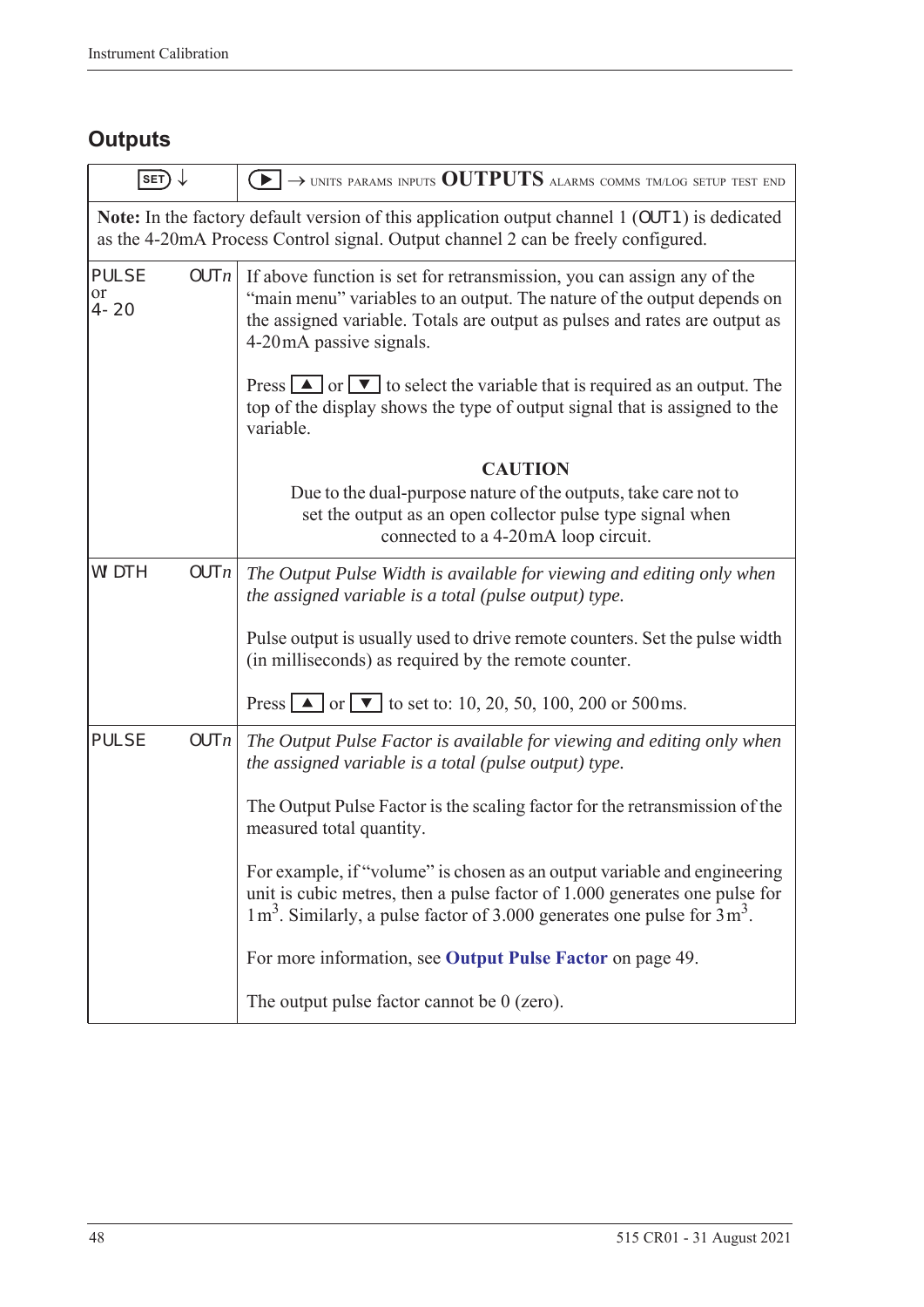## Outputs

| SET ↓ | ▶ → UNITS PARAMS INPUTS **OUTPUTS** ALARMS COMMS TM/LOG SETUP TEST END |
|---|---|
| **Note:** In the factory default version of this application output channel 1 (OUT1) is dedicated as the 4-20mA Process Control signal. Output channel 2 can be freely configured. | |
| PULSE OUT*n* or 4-20 | If above function is set for retransmission, you can assign any of the "main menu" variables to an output. The nature of the output depends on the assigned variable. Totals are output as pulses and rates are output as 4-20mA passive signals.<br><br>Press ▲ or ▼ to select the variable that is required as an output. The top of the display shows the type of output signal that is assigned to the variable.<br><br>**CAUTION**<br>Due to the dual-purpose nature of the outputs, take care not to set the output as an open collector pulse type signal when connected to a 4-20mA loop circuit. |
| WIDTH OUT*n* | *The Output Pulse Width is available for viewing and editing only when the assigned variable is a total (pulse output) type.*<br><br>Pulse output is usually used to drive remote counters. Set the pulse width (in milliseconds) as required by the remote counter.<br><br>Press ▲ or ▼ to set to: 10, 20, 50, 100, 200 or 500ms. |
| PULSE OUT*n* | *The Output Pulse Factor is available for viewing and editing only when the assigned variable is a total (pulse output) type.*<br><br>The Output Pulse Factor is the scaling factor for the retransmission of the measured total quantity.<br><br>For example, if "volume" is chosen as an output variable and engineering unit is cubic metres, then a pulse factor of 1.000 generates one pulse for $1\,m^3$. Similarly, a pulse factor of 3.000 generates one pulse for $3\,m^3$.<br><br>For more information, see **Output Pulse Factor** on page 49.<br><br>The output pulse factor cannot be 0 (zero). |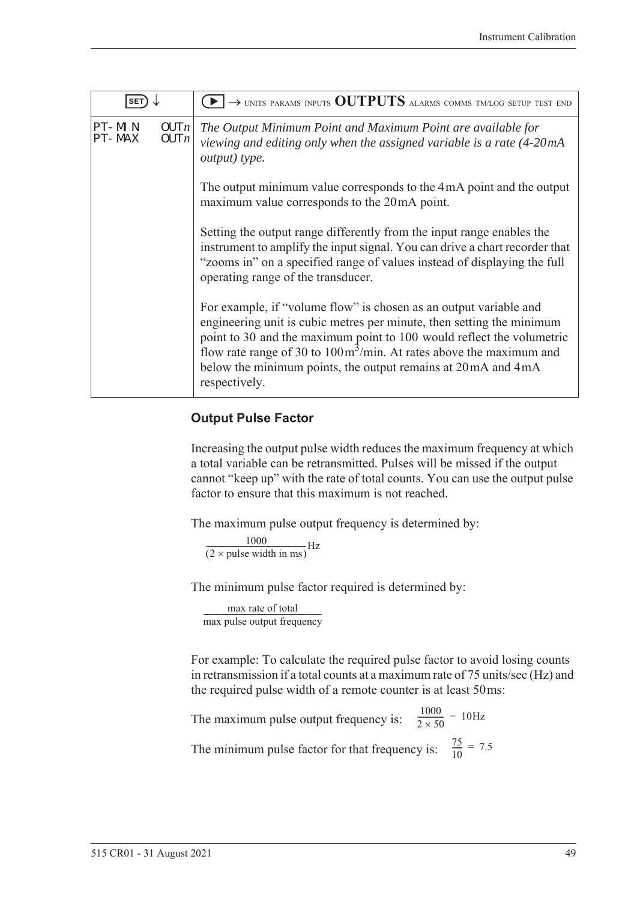| SET ↓ | ▶ → UNITS PARAMS INPUTS **OUTPUTS** ALARMS COMMS TM/LOG SETUP TEST END |
|---|---|
| PT-MIN OUT*n*<br>PT-MAX OUT*n* | *The Output Minimum Point and Maximum Point are available for viewing and editing only when the assigned variable is a rate (4-20mA output) type.*<br><br>The output minimum value corresponds to the 4mA point and the output maximum value corresponds to the 20mA point.<br><br>Setting the output range differently from the input range enables the instrument to amplify the input signal. You can drive a chart recorder that "zooms in" on a specified range of values instead of displaying the full operating range of the transducer.<br><br>For example, if "volume flow" is chosen as an output variable and engineering unit is cubic metres per minute, then setting the minimum point to 30 and the maximum point to 100 would reflect the volumetric flow rate range of 30 to $100m^3$/min. At rates above the maximum and below the minimum points, the output remains at 20mA and 4mA respectively. |

### Output Pulse Factor

Increasing the output pulse width reduces the maximum frequency at which a total variable can be retransmitted. Pulses will be missed if the output cannot "keep up" with the rate of total counts. You can use the output pulse factor to ensure that this maximum is not reached.

The maximum pulse output frequency is determined by:

$$\frac{1000}{(2 \times \text{pulse width in ms})}\text{Hz}$$

The minimum pulse factor required is determined by:

$$\frac{\text{max rate of total}}{\text{max pulse output frequency}}$$

For example: To calculate the required pulse factor to avoid losing counts in retransmission if a total counts at a maximum rate of 75 units/sec (Hz) and the required pulse width of a remote counter is at least 50ms:

The maximum pulse output frequency is: $\frac{1000}{2 \times 50} = 10\text{Hz}$

The minimum pulse factor for that frequency is: $\frac{75}{10} = 7.5$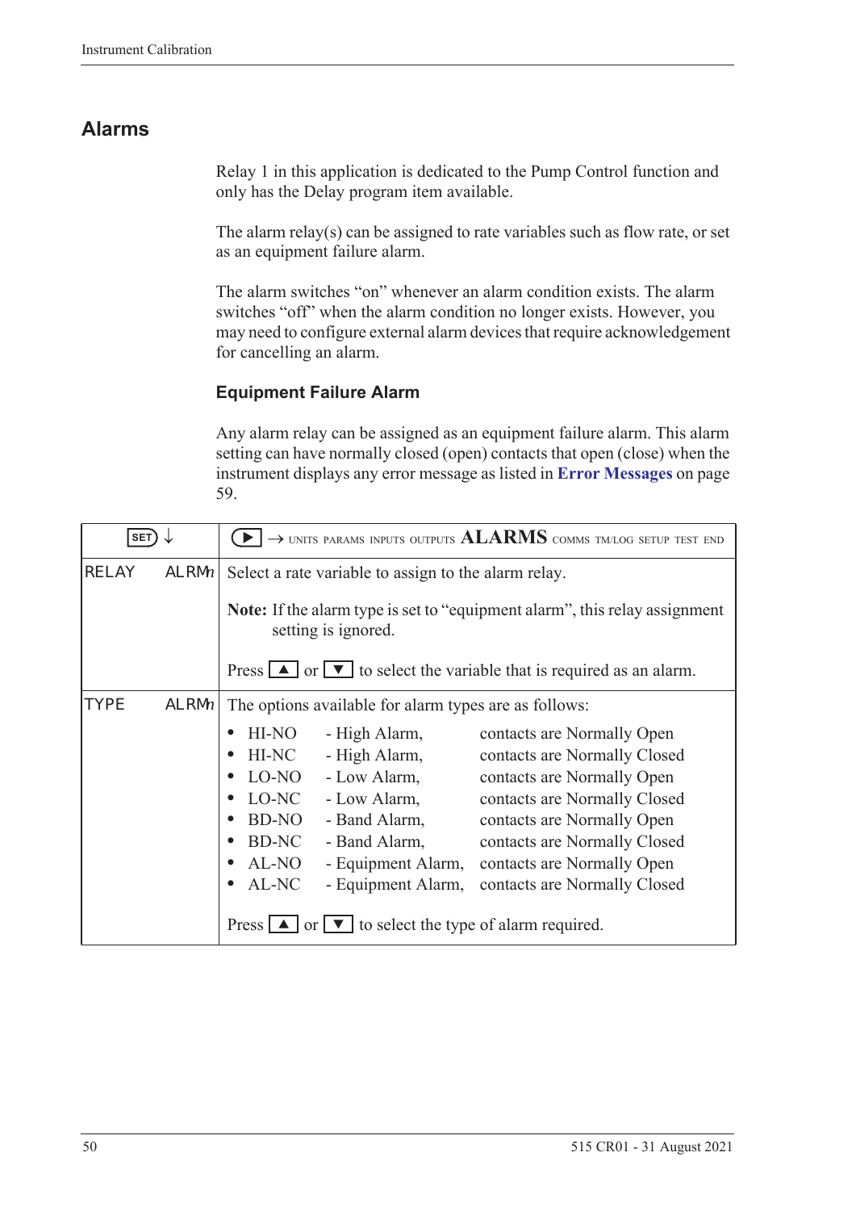## Alarms

Relay 1 in this application is dedicated to the Pump Control function and only has the Delay program item available.

The alarm relay(s) can be assigned to rate variables such as flow rate, or set as an equipment failure alarm.

The alarm switches "on" whenever an alarm condition exists. The alarm switches "off" when the alarm condition no longer exists. However, you may need to configure external alarm devices that require acknowledgement for cancelling an alarm.

### Equipment Failure Alarm

Any alarm relay can be assigned as an equipment failure alarm. This alarm setting can have normally closed (open) contacts that open (close) when the instrument displays any error message as listed in **Error Messages** on page 59.

| SET ↓ | ▶ → UNITS PARAMS INPUTS OUTPUTS **ALARMS** COMMS TM/LOG SETUP TEST END |
|---|---|
| RELAY ALRMn | Select a rate variable to assign to the alarm relay.<br><br>**Note:** If the alarm type is set to "equipment alarm", this relay assignment setting is ignored.<br><br>Press ▲ or ▼ to select the variable that is required as an alarm. |
| TYPE ALRMn | The options available for alarm types are as follows:<br>• HI-NO - High Alarm, contacts are Normally Open<br>• HI-NC - High Alarm, contacts are Normally Closed<br>• LO-NO - Low Alarm, contacts are Normally Open<br>• LO-NC - Low Alarm, contacts are Normally Closed<br>• BD-NO - Band Alarm, contacts are Normally Open<br>• BD-NC - Band Alarm, contacts are Normally Closed<br>• AL-NO - Equipment Alarm, contacts are Normally Open<br>• AL-NC - Equipment Alarm, contacts are Normally Closed<br><br>Press ▲ or ▼ to select the type of alarm required. |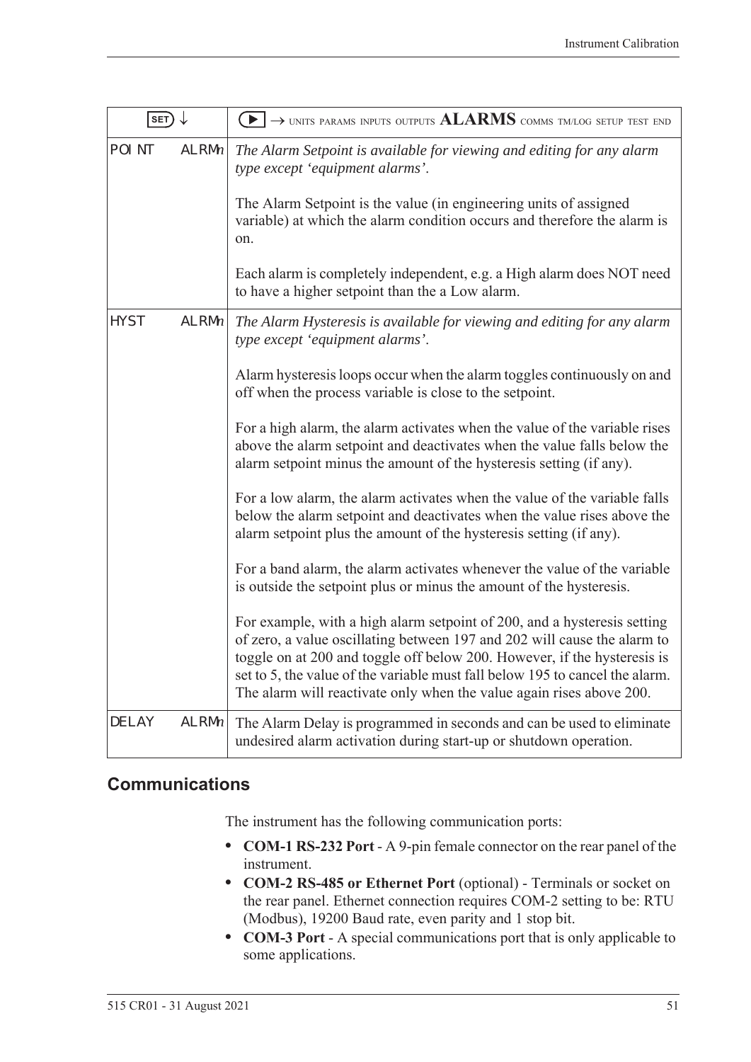| SET ↓ | ▶ → UNITS PARAMS INPUTS OUTPUTS **ALARMS** COMMS TM/LOG SETUP TEST END |
|---|---|
| POINT ALRM*n* | *The Alarm Setpoint is available for viewing and editing for any alarm type except 'equipment alarms'.*<br><br>The Alarm Setpoint is the value (in engineering units of assigned variable) at which the alarm condition occurs and therefore the alarm is on.<br><br>Each alarm is completely independent, e.g. a High alarm does NOT need to have a higher setpoint than the a Low alarm. |
| HYST ALRM*n* | *The Alarm Hysteresis is available for viewing and editing for any alarm type except 'equipment alarms'.*<br><br>Alarm hysteresis loops occur when the alarm toggles continuously on and off when the process variable is close to the setpoint.<br><br>For a high alarm, the alarm activates when the value of the variable rises above the alarm setpoint and deactivates when the value falls below the alarm setpoint minus the amount of the hysteresis setting (if any).<br><br>For a low alarm, the alarm activates when the value of the variable falls below the alarm setpoint and deactivates when the value rises above the alarm setpoint plus the amount of the hysteresis setting (if any).<br><br>For a band alarm, the alarm activates whenever the value of the variable is outside the setpoint plus or minus the amount of the hysteresis.<br><br>For example, with a high alarm setpoint of 200, and a hysteresis setting of zero, a value oscillating between 197 and 202 will cause the alarm to toggle on at 200 and toggle off below 200. However, if the hysteresis is set to 5, the value of the variable must fall below 195 to cancel the alarm. The alarm will reactivate only when the value again rises above 200. |
| DELAY ALRM*n* | The Alarm Delay is programmed in seconds and can be used to eliminate undesired alarm activation during start-up or shutdown operation. |

## Communications

The instrument has the following communication ports:

- **COM-1 RS-232 Port** - A 9-pin female connector on the rear panel of the instrument.
- **COM-2 RS-485 or Ethernet Port** (optional) - Terminals or socket on the rear panel. Ethernet connection requires COM-2 setting to be: RTU (Modbus), 19200 Baud rate, even parity and 1 stop bit.
- **COM-3 Port** - A special communications port that is only applicable to some applications.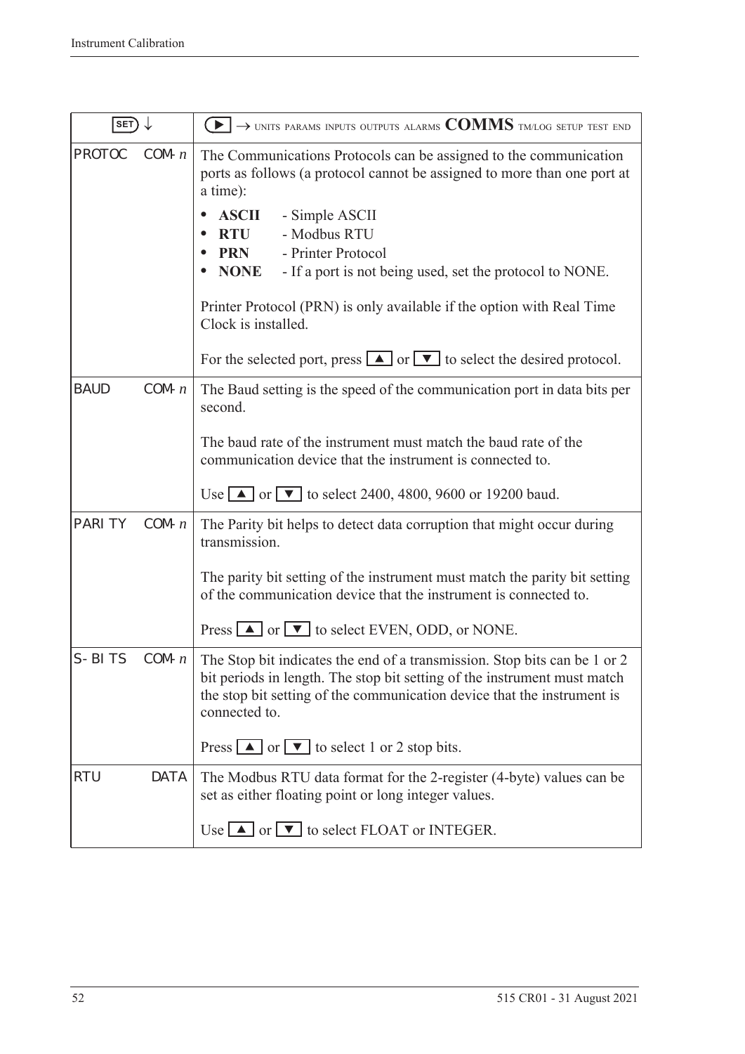| SET ↓ | ▶ → UNITS PARAMS INPUTS OUTPUTS ALARMS **COMMS** TM/LOG SETUP TEST END |
|---|---|
| PROTOC COM-*n* | The Communications Protocols can be assigned to the communication ports as follows (a protocol cannot be assigned to more than one port at a time):<br>• **ASCII** - Simple ASCII<br>• **RTU** - Modbus RTU<br>• **PRN** - Printer Protocol<br>• **NONE** - If a port is not being used, set the protocol to NONE.<br><br>Printer Protocol (PRN) is only available if the option with Real Time Clock is installed.<br><br>For the selected port, press ▲ or ▼ to select the desired protocol. |
| BAUD COM-*n* | The Baud setting is the speed of the communication port in data bits per second.<br><br>The baud rate of the instrument must match the baud rate of the communication device that the instrument is connected to.<br><br>Use ▲ or ▼ to select 2400, 4800, 9600 or 19200 baud. |
| PARITY COM-*n* | The Parity bit helps to detect data corruption that might occur during transmission.<br><br>The parity bit setting of the instrument must match the parity bit setting of the communication device that the instrument is connected to.<br><br>Press ▲ or ▼ to select EVEN, ODD, or NONE. |
| S-BITS COM-*n* | The Stop bit indicates the end of a transmission. Stop bits can be 1 or 2 bit periods in length. The stop bit setting of the instrument must match the stop bit setting of the communication device that the instrument is connected to.<br><br>Press ▲ or ▼ to select 1 or 2 stop bits. |
| RTU DATA | The Modbus RTU data format for the 2-register (4-byte) values can be set as either floating point or long integer values.<br><br>Use ▲ or ▼ to select FLOAT or INTEGER. |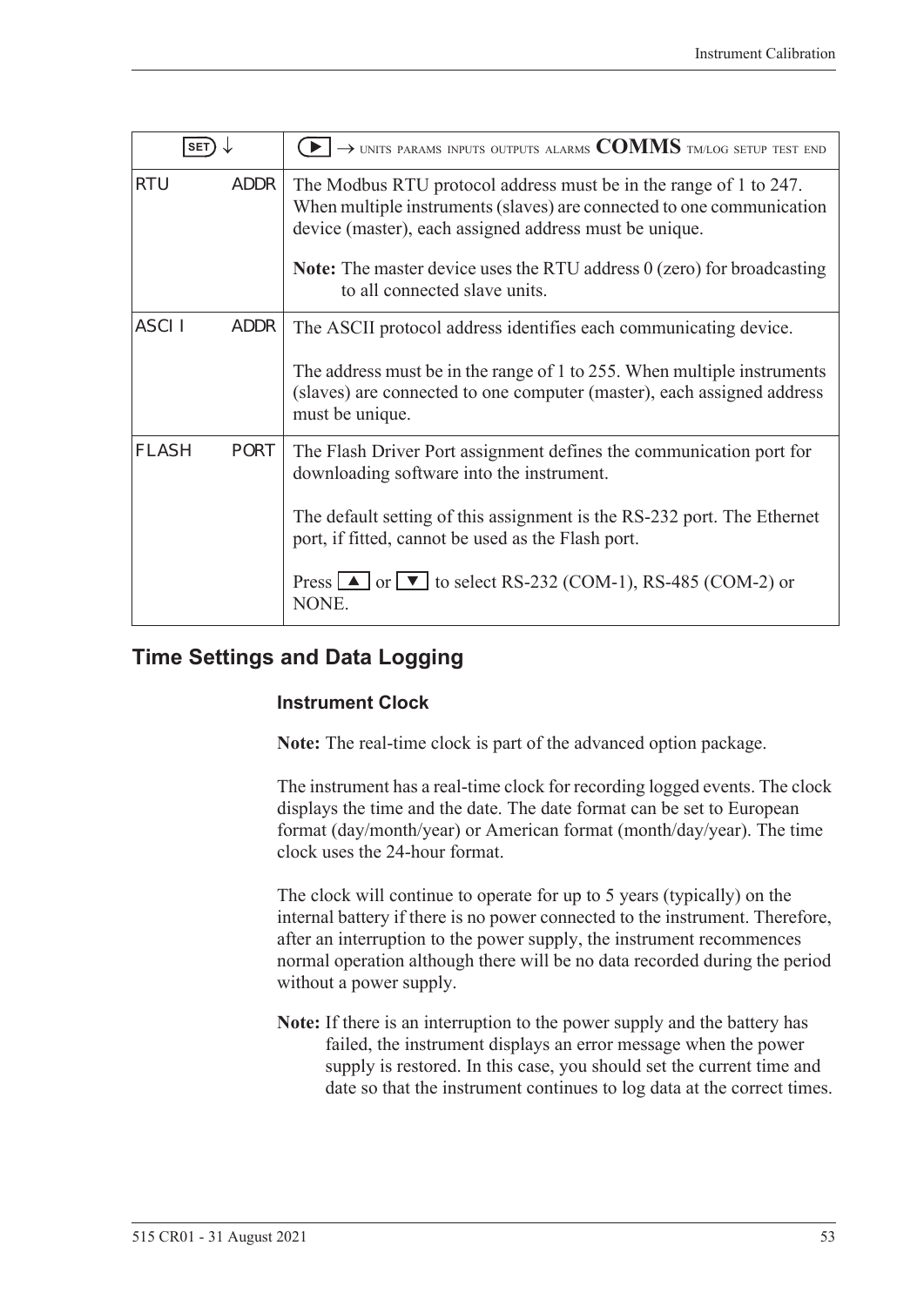| SET ↓ | ▶ → UNITS PARAMS INPUTS OUTPUTS ALARMS **COMMS** TM/LOG SETUP TEST END |
|---|---|
| RTU ADDR | The Modbus RTU protocol address must be in the range of 1 to 247. When multiple instruments (slaves) are connected to one communication device (master), each assigned address must be unique.<br><br>**Note:** The master device uses the RTU address 0 (zero) for broadcasting to all connected slave units. |
| ASCII ADDR | The ASCII protocol address identifies each communicating device.<br><br>The address must be in the range of 1 to 255. When multiple instruments (slaves) are connected to one computer (master), each assigned address must be unique. |
| FLASH PORT | The Flash Driver Port assignment defines the communication port for downloading software into the instrument.<br><br>The default setting of this assignment is the RS-232 port. The Ethernet port, if fitted, cannot be used as the Flash port.<br><br>Press ▲ or ▼ to select RS-232 (COM-1), RS-485 (COM-2) or NONE. |

## Time Settings and Data Logging

### Instrument Clock

**Note:** The real-time clock is part of the advanced option package.

The instrument has a real-time clock for recording logged events. The clock displays the time and the date. The date format can be set to European format (day/month/year) or American format (month/day/year). The time clock uses the 24-hour format.

The clock will continue to operate for up to 5 years (typically) on the internal battery if there is no power connected to the instrument. Therefore, after an interruption to the power supply, the instrument recommences normal operation although there will be no data recorded during the period without a power supply.

**Note:** If there is an interruption to the power supply and the battery has failed, the instrument displays an error message when the power supply is restored. In this case, you should set the current time and date so that the instrument continues to log data at the correct times.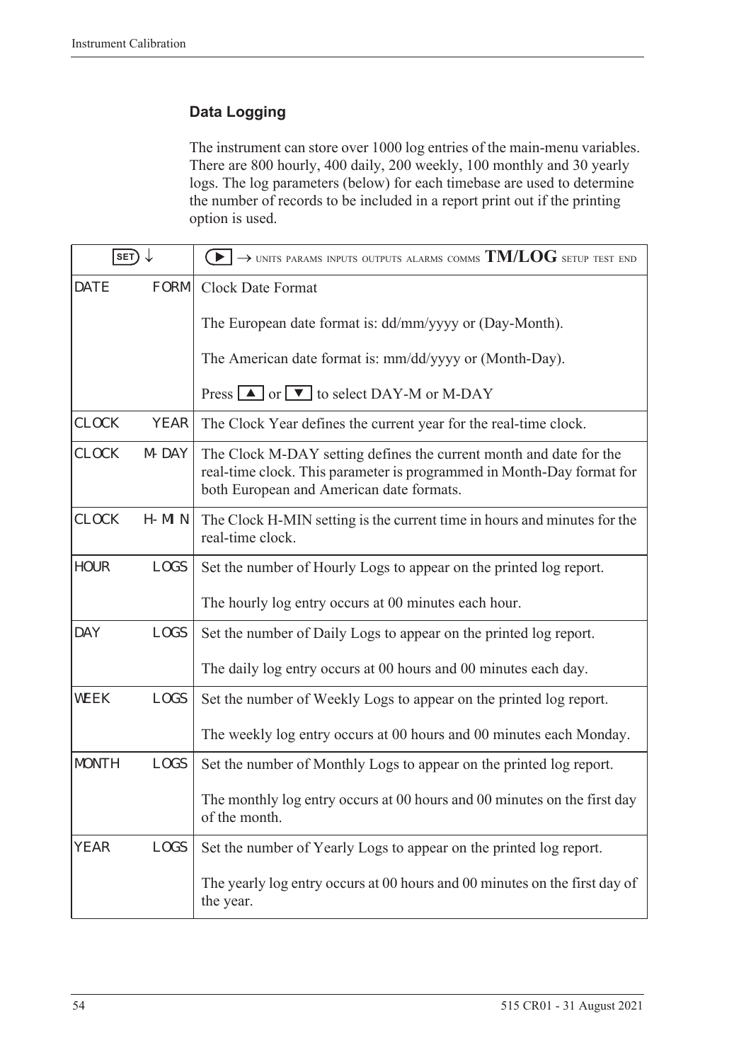## Data Logging

The instrument can store over 1000 log entries of the main-menu variables. There are 800 hourly, 400 daily, 200 weekly, 100 monthly and 30 yearly logs. The log parameters (below) for each timebase are used to determine the number of records to be included in a report print out if the printing option is used.

| SET ↓ | | ▶ → UNITS PARAMS INPUTS OUTPUTS ALARMS COMMS **TM/LOG** SETUP TEST END |
|---|---|---|
| DATE | FORM | Clock Date Format<br><br>The European date format is: dd/mm/yyyy or (Day-Month).<br><br>The American date format is: mm/dd/yyyy or (Month-Day).<br><br>Press ▲ or ▼ to select DAY-M or M-DAY |
| CLOCK | YEAR | The Clock Year defines the current year for the real-time clock. |
| CLOCK | M-DAY | The Clock M-DAY setting defines the current month and date for the real-time clock. This parameter is programmed in Month-Day format for both European and American date formats. |
| CLOCK | H-MIN | The Clock H-MIN setting is the current time in hours and minutes for the real-time clock. |
| HOUR | LOGS | Set the number of Hourly Logs to appear on the printed log report.<br><br>The hourly log entry occurs at 00 minutes each hour. |
| DAY | LOGS | Set the number of Daily Logs to appear on the printed log report.<br><br>The daily log entry occurs at 00 hours and 00 minutes each day. |
| WEEK | LOGS | Set the number of Weekly Logs to appear on the printed log report.<br><br>The weekly log entry occurs at 00 hours and 00 minutes each Monday. |
| MONTH | LOGS | Set the number of Monthly Logs to appear on the printed log report.<br><br>The monthly log entry occurs at 00 hours and 00 minutes on the first day of the month. |
| YEAR | LOGS | Set the number of Yearly Logs to appear on the printed log report.<br><br>The yearly log entry occurs at 00 hours and 00 minutes on the first day of the year. |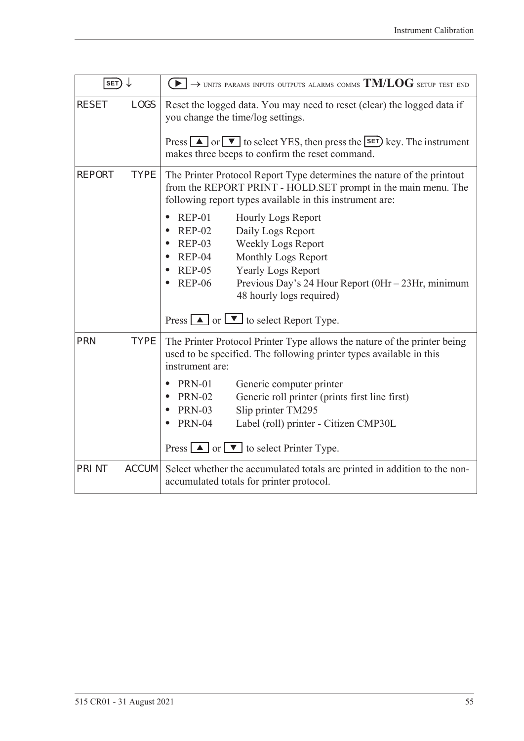| SET ↓ | ▶ → UNITS PARAMS INPUTS OUTPUTS ALARMS COMMS **TM/LOG** SETUP TEST END |
|---|---|
| RESET LOGS | Reset the logged data. You may need to reset (clear) the logged data if you change the time/log settings.<br><br>Press ▲ or ▼ to select YES, then press the SET key. The instrument makes three beeps to confirm the reset command. |
| REPORT TYPE | The Printer Protocol Report Type determines the nature of the printout from the REPORT PRINT - HOLD.SET prompt in the main menu. The following report types available in this instrument are:<br><br>• REP-01 Hourly Logs Report<br>• REP-02 Daily Logs Report<br>• REP-03 Weekly Logs Report<br>• REP-04 Monthly Logs Report<br>• REP-05 Yearly Logs Report<br>• REP-06 Previous Day's 24 Hour Report (0Hr – 23Hr, minimum 48 hourly logs required)<br><br>Press ▲ or ▼ to select Report Type. |
| PRN TYPE | The Printer Protocol Printer Type allows the nature of the printer being used to be specified. The following printer types available in this instrument are:<br><br>• PRN-01 Generic computer printer<br>• PRN-02 Generic roll printer (prints first line first)<br>• PRN-03 Slip printer TM295<br>• PRN-04 Label (roll) printer - Citizen CMP30L<br><br>Press ▲ or ▼ to select Printer Type. |
| PRINT ACCUM | Select whether the accumulated totals are printed in addition to the non-accumulated totals for printer protocol. |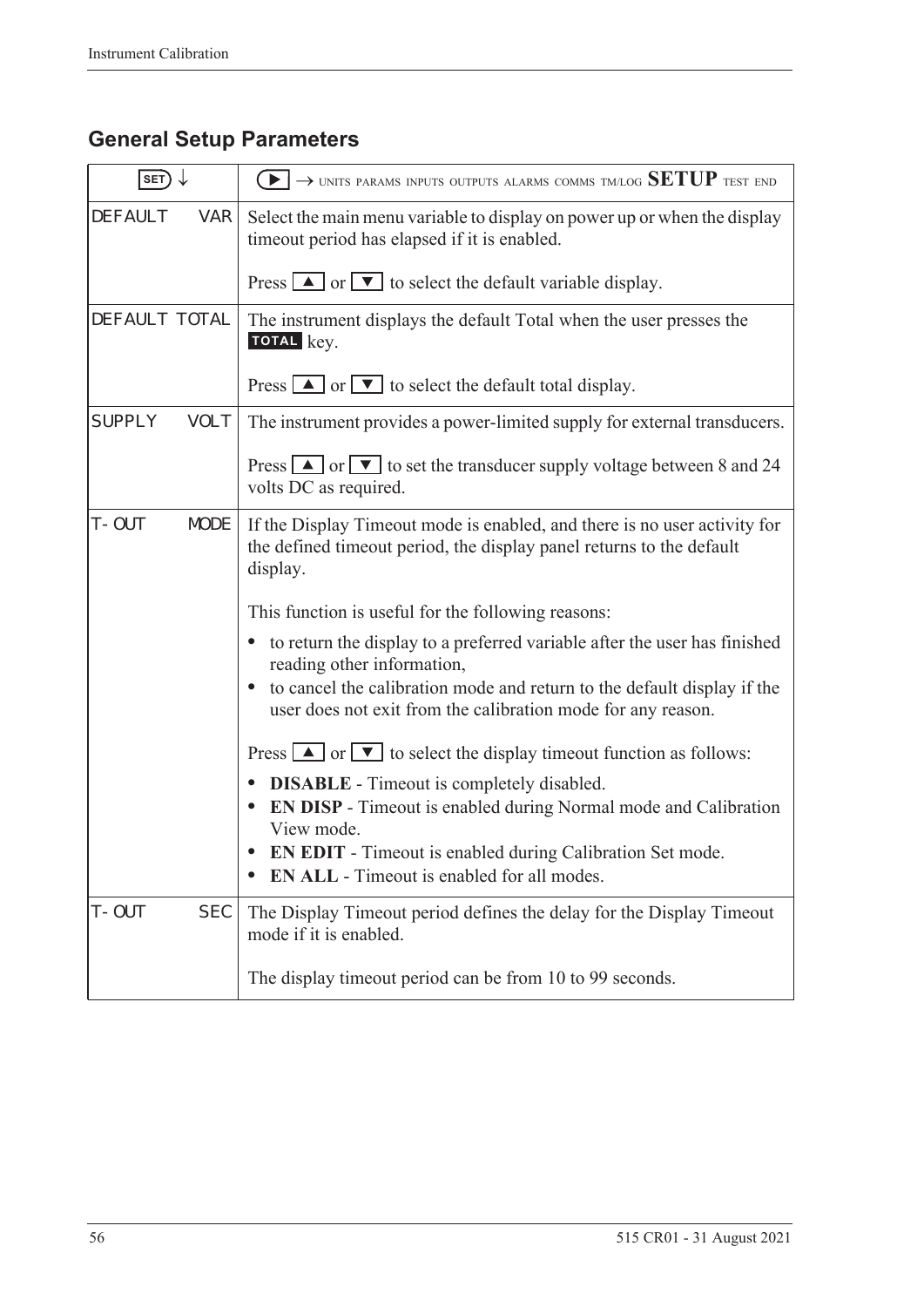## General Setup Parameters

| SET ↓ | ▶ → UNITS PARAMS INPUTS OUTPUTS ALARMS COMMS TM/LOG **SETUP** TEST END |
|---|---|
| DEFAULT VAR | Select the main menu variable to display on power up or when the display timeout period has elapsed if it is enabled.<br><br>Press ▲ or ▼ to select the default variable display. |
| DEFAULT TOTAL | The instrument displays the default Total when the user presses the **TOTAL** key.<br><br>Press ▲ or ▼ to select the default total display. |
| SUPPLY VOLT | The instrument provides a power-limited supply for external transducers.<br><br>Press ▲ or ▼ to set the transducer supply voltage between 8 and 24 volts DC as required. |
| T-OUT MODE | If the Display Timeout mode is enabled, and there is no user activity for the defined timeout period, the display panel returns to the default display.<br><br>This function is useful for the following reasons:<br>• to return the display to a preferred variable after the user has finished reading other information,<br>• to cancel the calibration mode and return to the default display if the user does not exit from the calibration mode for any reason.<br><br>Press ▲ or ▼ to select the display timeout function as follows:<br>• **DISABLE** - Timeout is completely disabled.<br>• **EN DISP** - Timeout is enabled during Normal mode and Calibration View mode.<br>• **EN EDIT** - Timeout is enabled during Calibration Set mode.<br>• **EN ALL** - Timeout is enabled for all modes. |
| T-OUT SEC | The Display Timeout period defines the delay for the Display Timeout mode if it is enabled.<br><br>The display timeout period can be from 10 to 99 seconds. |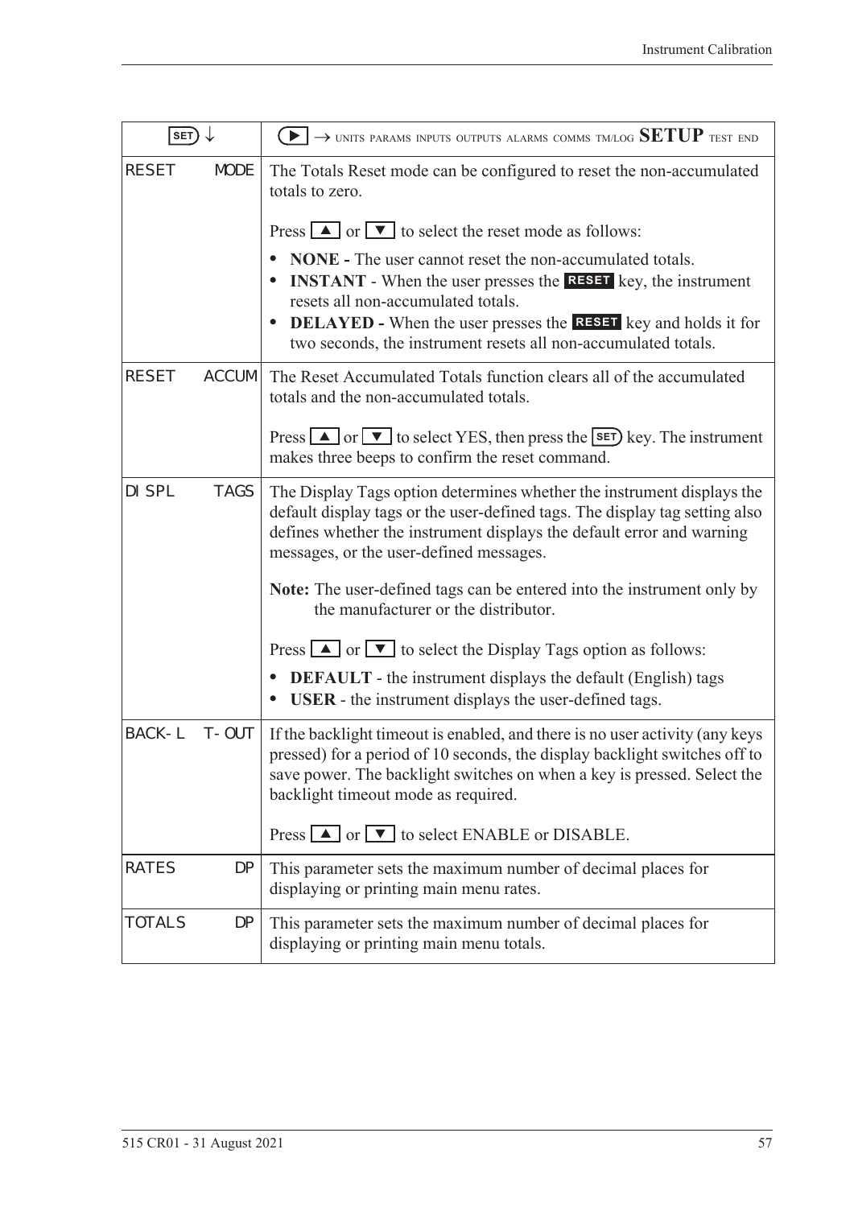| SET ↓ | ▶ → UNITS PARAMS INPUTS OUTPUTS ALARMS COMMS TM/LOG **SETUP** TEST END |
|---|---|
| RESET MODE | The Totals Reset mode can be configured to reset the non-accumulated totals to zero.<br><br>Press ▲ or ▼ to select the reset mode as follows:<br>• **NONE -** The user cannot reset the non-accumulated totals.<br>• **INSTANT** - When the user presses the **RESET** key, the instrument resets all non-accumulated totals.<br>• **DELAYED -** When the user presses the **RESET** key and holds it for two seconds, the instrument resets all non-accumulated totals. |
| RESET ACCUM | The Reset Accumulated Totals function clears all of the accumulated totals and the non-accumulated totals.<br><br>Press ▲ or ▼ to select YES, then press the SET key. The instrument makes three beeps to confirm the reset command. |
| DISPL TAGS | The Display Tags option determines whether the instrument displays the default display tags or the user-defined tags. The display tag setting also defines whether the instrument displays the default error and warning messages, or the user-defined messages.<br><br>**Note:** The user-defined tags can be entered into the instrument only by the manufacturer or the distributor.<br><br>Press ▲ or ▼ to select the Display Tags option as follows:<br>• **DEFAULT** - the instrument displays the default (English) tags<br>• **USER** - the instrument displays the user-defined tags. |
| BACK-L T-OUT | If the backlight timeout is enabled, and there is no user activity (any keys pressed) for a period of 10 seconds, the display backlight switches off to save power. The backlight switches on when a key is pressed. Select the backlight timeout mode as required.<br><br>Press ▲ or ▼ to select ENABLE or DISABLE. |
| RATES DP | This parameter sets the maximum number of decimal places for displaying or printing main menu rates. |
| TOTALS DP | This parameter sets the maximum number of decimal places for displaying or printing main menu totals. |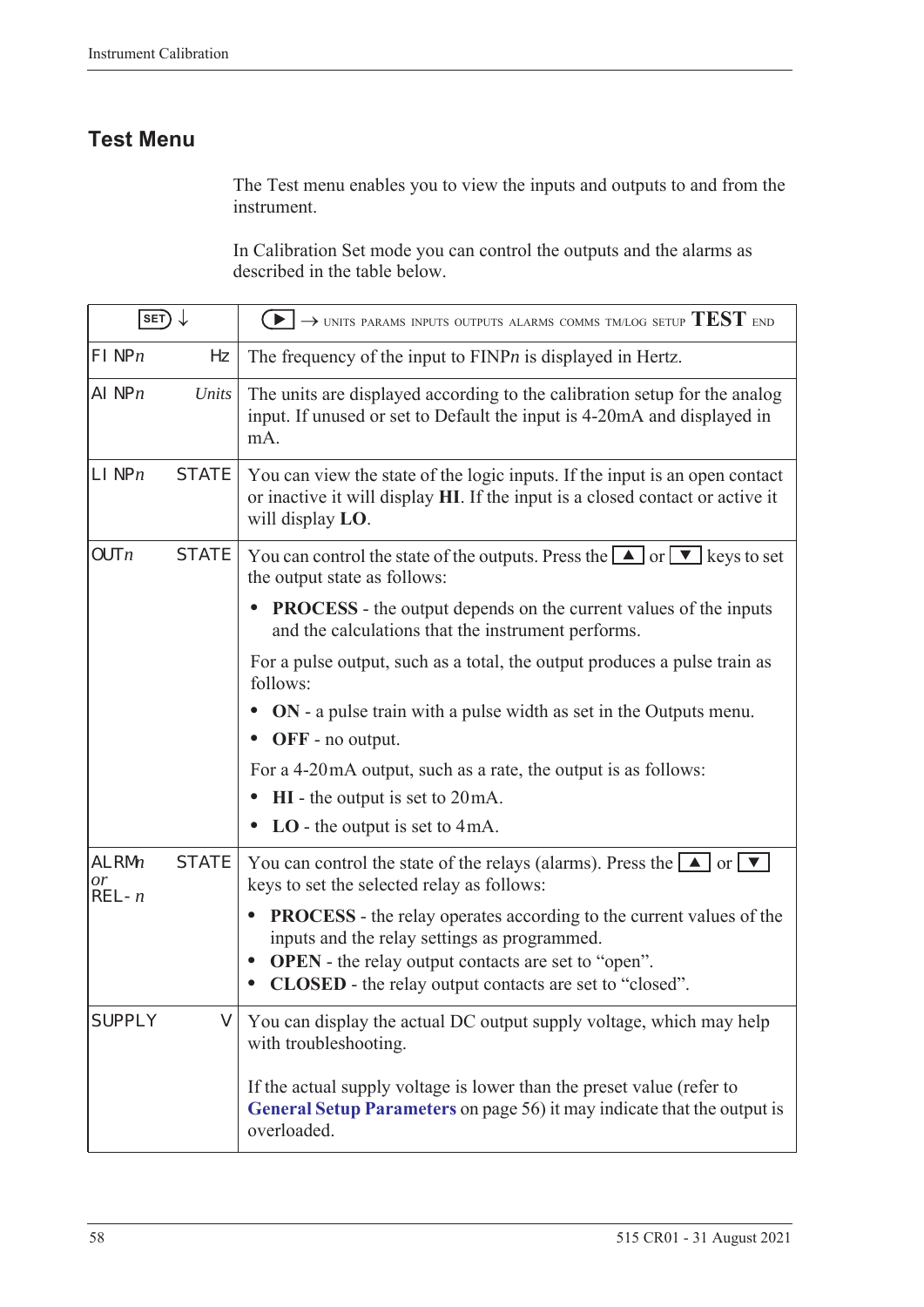## Test Menu

The Test menu enables you to view the inputs and outputs to and from the instrument.

In Calibration Set mode you can control the outputs and the alarms as described in the table below.

| SET ↓ | ▶ → UNITS PARAMS INPUTS OUTPUTS ALARMS COMMS TM/LOG SETUP **TEST** END |
|---|---|
| FINP*n* Hz | The frequency of the input to FINP*n* is displayed in Hertz. |
| AINP*n* *Units* | The units are displayed according to the calibration setup for the analog input. If unused or set to Default the input is 4-20mA and displayed in mA. |
| LINP*n* STATE | You can view the state of the logic inputs. If the input is an open contact or inactive it will display **HI**. If the input is a closed contact or active it will display **LO**. |
| OUT*n* STATE | You can control the state of the outputs. Press the ▲ or ▼ keys to set the output state as follows:<br>• **PROCESS** - the output depends on the current values of the inputs and the calculations that the instrument performs.<br>For a pulse output, such as a total, the output produces a pulse train as follows:<br>• **ON** - a pulse train with a pulse width as set in the Outputs menu.<br>• **OFF** - no output.<br>For a 4-20mA output, such as a rate, the output is as follows:<br>• **HI** - the output is set to 20mA.<br>• **LO** - the output is set to 4mA. |
| ALRM*n* *or* REL-*n* STATE | You can control the state of the relays (alarms). Press the ▲ or ▼ keys to set the selected relay as follows:<br>• **PROCESS** - the relay operates according to the current values of the inputs and the relay settings as programmed.<br>• **OPEN** - the relay output contacts are set to “open”.<br>• **CLOSED** - the relay output contacts are set to “closed”. |
| SUPPLY V | You can display the actual DC output supply voltage, which may help with troubleshooting.<br><br>If the actual supply voltage is lower than the preset value (refer to **General Setup Parameters** on page 56) it may indicate that the output is overloaded. |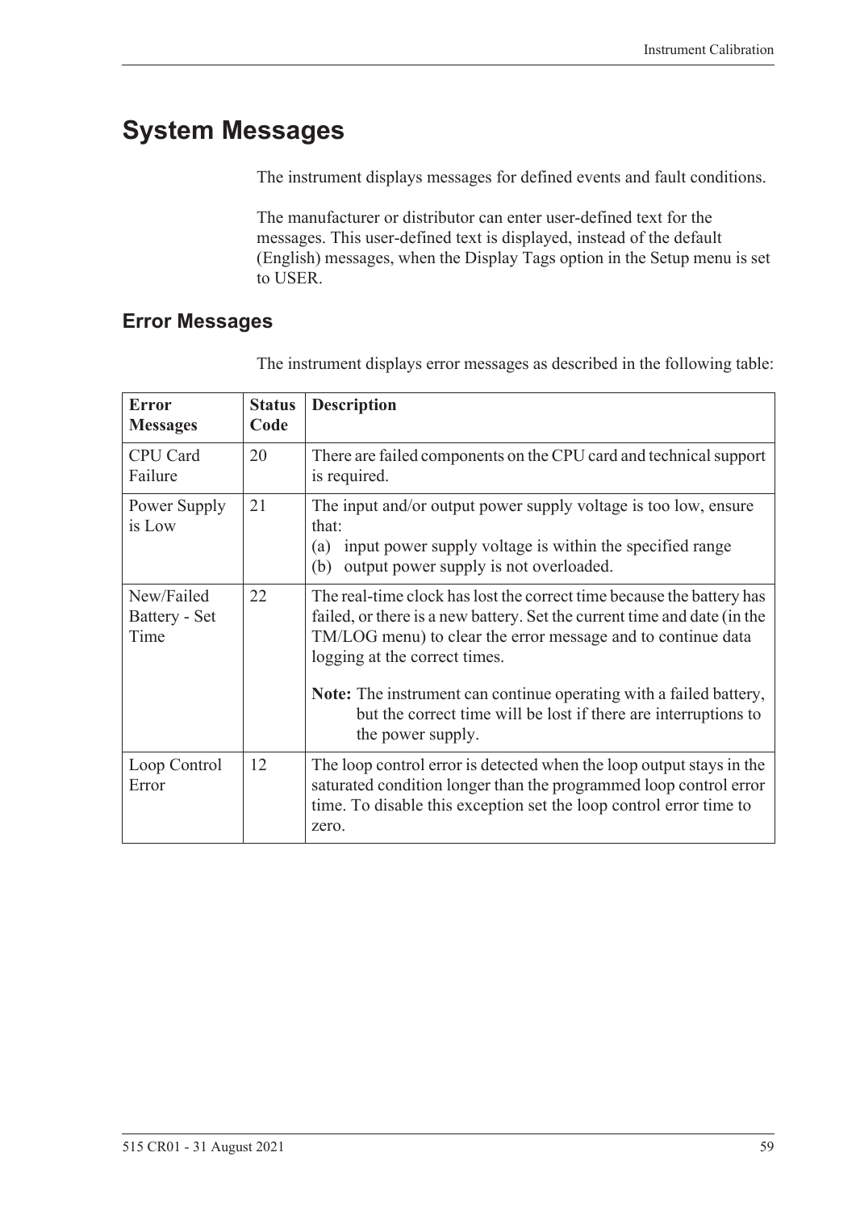# System Messages

The instrument displays messages for defined events and fault conditions.

The manufacturer or distributor can enter user-defined text for the messages. This user-defined text is displayed, instead of the default (English) messages, when the Display Tags option in the Setup menu is set to USER.

## Error Messages

The instrument displays error messages as described in the following table:

| Error Messages | Status Code | Description |
|---|---|---|
| CPU Card Failure | 20 | There are failed components on the CPU card and technical support is required. |
| Power Supply is Low | 21 | The input and/or output power supply voltage is too low, ensure that:<br>(a) input power supply voltage is within the specified range<br>(b) output power supply is not overloaded. |
| New/Failed Battery - Set Time | 22 | The real-time clock has lost the correct time because the battery has failed, or there is a new battery. Set the current time and date (in the TM/LOG menu) to clear the error message and to continue data logging at the correct times.<br><br>**Note:** The instrument can continue operating with a failed battery, but the correct time will be lost if there are interruptions to the power supply. |
| Loop Control Error | 12 | The loop control error is detected when the loop output stays in the saturated condition longer than the programmed loop control error time. To disable this exception set the loop control error time to zero. |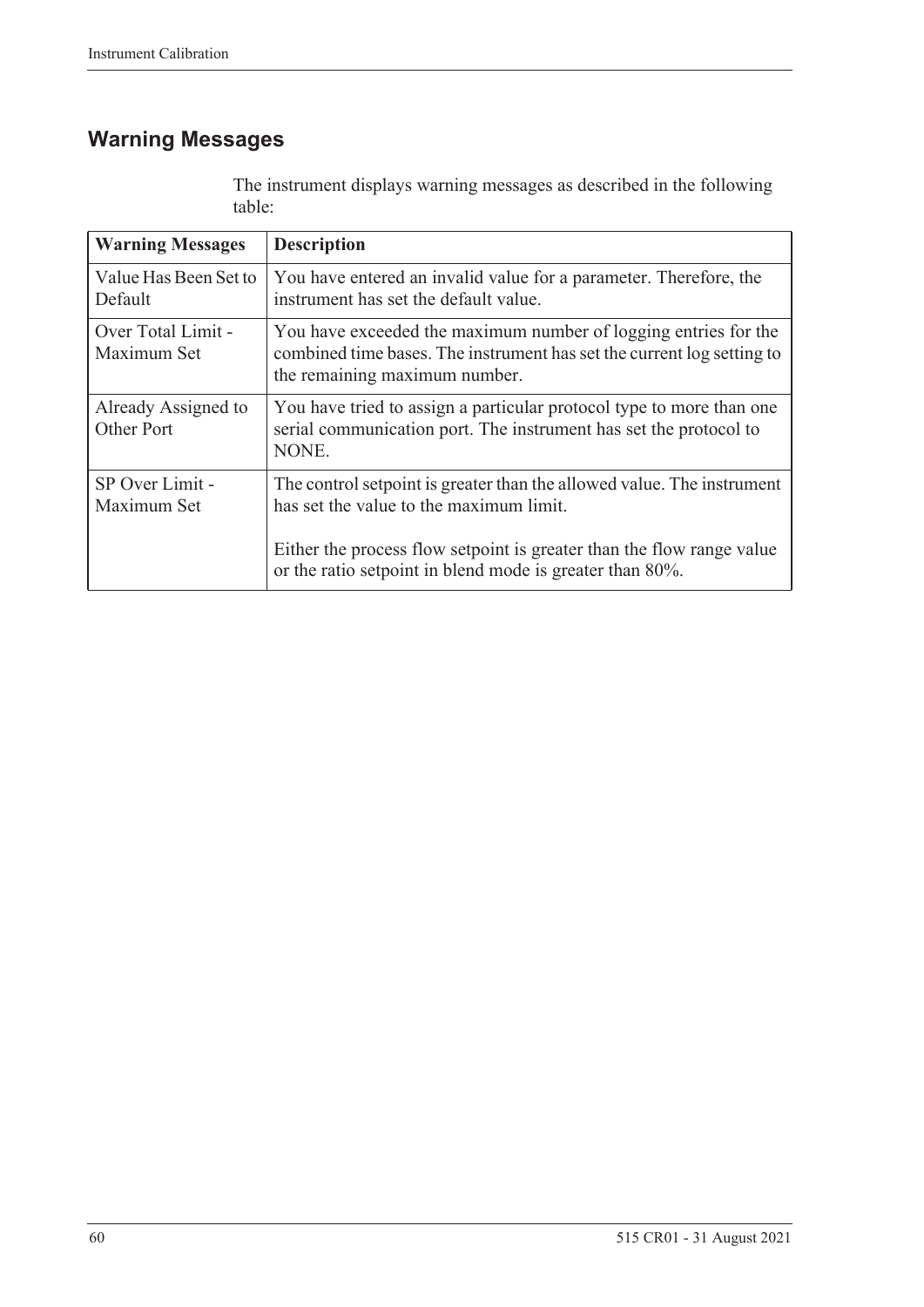## Warning Messages

The instrument displays warning messages as described in the following table:

| Warning Messages | Description |
|---|---|
| Value Has Been Set to Default | You have entered an invalid value for a parameter. Therefore, the instrument has set the default value. |
| Over Total Limit - Maximum Set | You have exceeded the maximum number of logging entries for the combined time bases. The instrument has set the current log setting to the remaining maximum number. |
| Already Assigned to Other Port | You have tried to assign a particular protocol type to more than one serial communication port. The instrument has set the protocol to NONE. |
| SP Over Limit - Maximum Set | The control setpoint is greater than the allowed value. The instrument has set the value to the maximum limit.<br><br>Either the process flow setpoint is greater than the flow range value or the ratio setpoint in blend mode is greater than 80%. |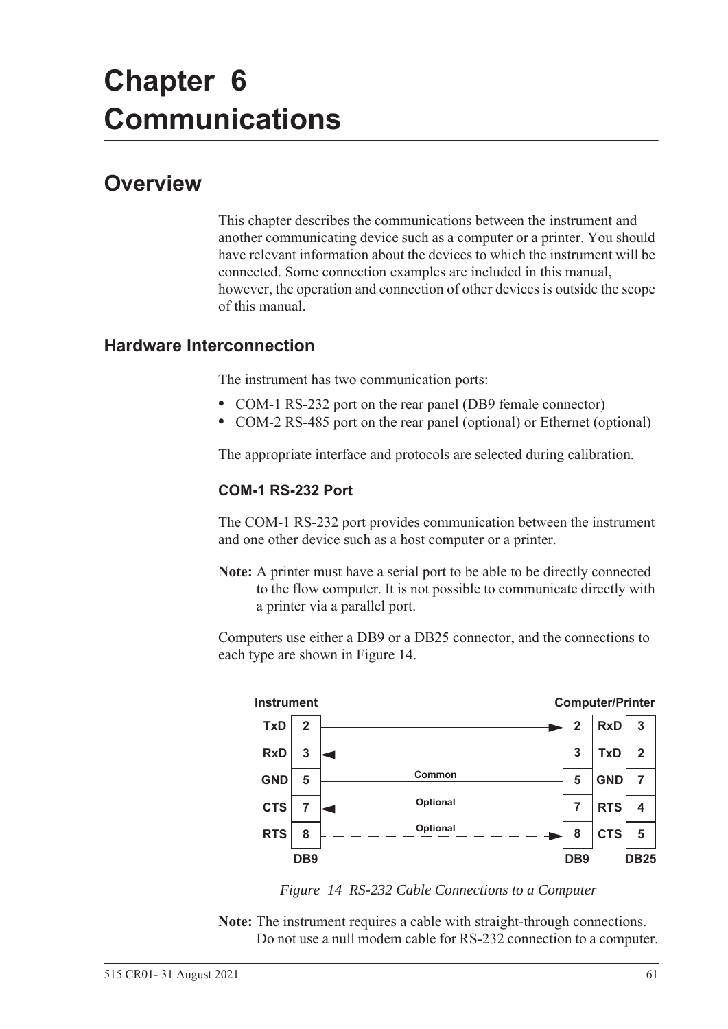# Chapter 6 Communications

## Overview

This chapter describes the communications between the instrument and another communicating device such as a computer or a printer. You should have relevant information about the devices to which the instrument will be connected. Some connection examples are included in this manual, however, the operation and connection of other devices is outside the scope of this manual.

### Hardware Interconnection

The instrument has two communication ports:

- COM-1 RS-232 port on the rear panel (DB9 female connector)
- COM-2 RS-485 port on the rear panel (optional) or Ethernet (optional)

The appropriate interface and protocols are selected during calibration.

#### COM-1 RS-232 Port

The COM-1 RS-232 port provides communication between the instrument and one other device such as a host computer or a printer.

**Note:** A printer must have a serial port to be able to be directly connected to the flow computer. It is not possible to communicate directly with a printer via a parallel port.

Computers use either a DB9 or a DB25 connector, and the connections to each type are shown in Figure 14.

| Instrument | DB9 | Connection | Computer/Printer DB9 | Computer/Printer | DB25 |
|---|---|---|---|---|---|
| TxD | 2 | → | 2 | RxD | 3 |
| RxD | 3 | ← | 3 | TxD | 2 |
| GND | 5 | Common | 5 | GND | 7 |
| CTS | 7 | ← Optional | 7 | RTS | 4 |
| RTS | 8 | → Optional | 8 | CTS | 5 |

*Figure 14 RS-232 Cable Connections to a Computer*

**Note:** The instrument requires a cable with straight-through connections. Do not use a null modem cable for RS-232 connection to a computer.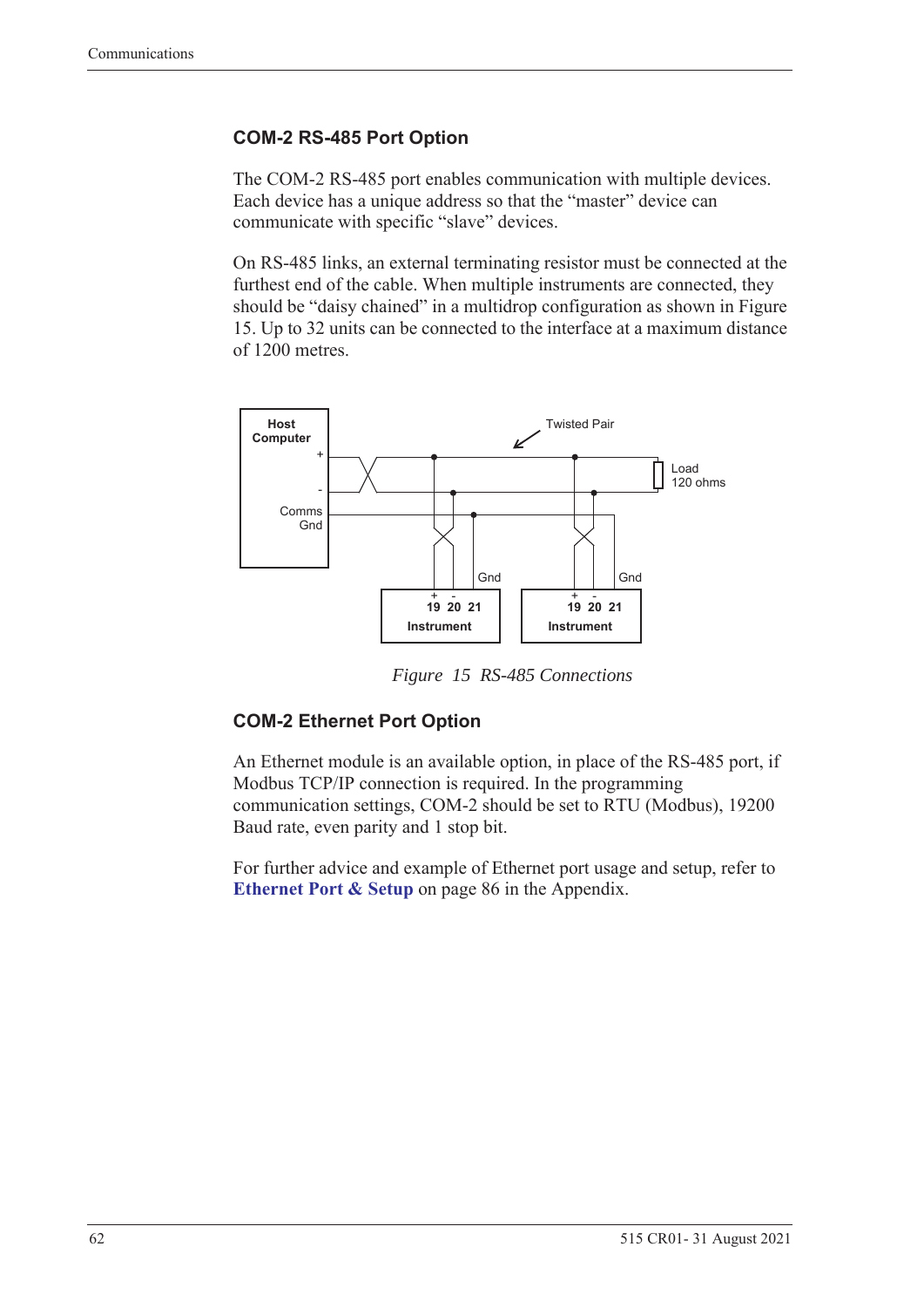### COM-2 RS-485 Port Option

The COM-2 RS-485 port enables communication with multiple devices. Each device has a unique address so that the "master" device can communicate with specific "slave" devices.

On RS-485 links, an external terminating resistor must be connected at the furthest end of the cable. When multiple instruments are connected, they should be "daisy chained" in a multidrop configuration as shown in Figure 15. Up to 32 units can be connected to the interface at a maximum distance of 1200 metres.

*Figure 15 RS-485 Connections*

### COM-2 Ethernet Port Option

An Ethernet module is an available option, in place of the RS-485 port, if Modbus TCP/IP connection is required. In the programming communication settings, COM-2 should be set to RTU (Modbus), 19200 Baud rate, even parity and 1 stop bit.

For further advice and example of Ethernet port usage and setup, refer to **Ethernet Port & Setup** on page 86 in the Appendix.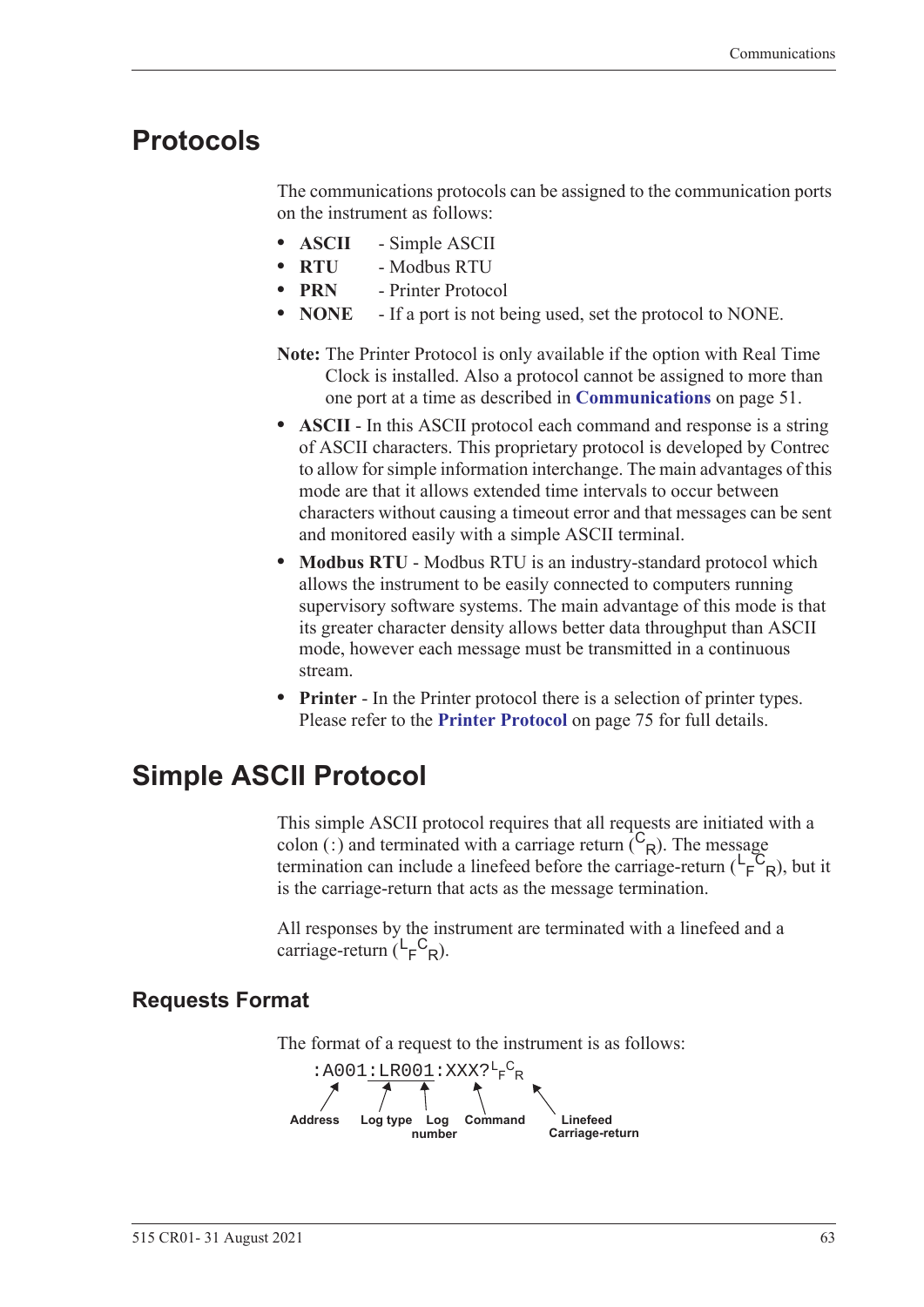# Protocols

The communications protocols can be assigned to the communication ports on the instrument as follows:

- **ASCII** - Simple ASCII
- **RTU** - Modbus RTU
- **PRN** - Printer Protocol
- **NONE** - If a port is not being used, set the protocol to NONE.

**Note:** The Printer Protocol is only available if the option with Real Time Clock is installed. Also a protocol cannot be assigned to more than one port at a time as described in **Communications** on page 51.

- **ASCII** - In this ASCII protocol each command and response is a string of ASCII characters. This proprietary protocol is developed by Contrec to allow for simple information interchange. The main advantages of this mode are that it allows extended time intervals to occur between characters without causing a timeout error and that messages can be sent and monitored easily with a simple ASCII terminal.
- **Modbus RTU** - Modbus RTU is an industry-standard protocol which allows the instrument to be easily connected to computers running supervisory software systems. The main advantage of this mode is that its greater character density allows better data throughput than ASCII mode, however each message must be transmitted in a continuous stream.
- **Printer** - In the Printer protocol there is a selection of printer types. Please refer to the **Printer Protocol** on page 75 for full details.

# Simple ASCII Protocol

This simple ASCII protocol requires that all requests are initiated with a colon (:) and terminated with a carriage return ($^{C}_{R}$). The message termination can include a linefeed before the carriage-return ($^{L}_{F}{}^{C}_{R}$), but it is the carriage-return that acts as the message termination.

All responses by the instrument are terminated with a linefeed and a carriage-return ($^{L}_{F}{}^{C}_{R}$).

## Requests Format

The format of a request to the instrument is as follows:

```
:A001:LR001:XXX?LFCR
```

- **Address**: A001
- **Log type**: LR
- **Log number**: 001
- **Command**: XXX?
- **Linefeed Carriage-return**: $^{L}_{F}{}^{C}_{R}$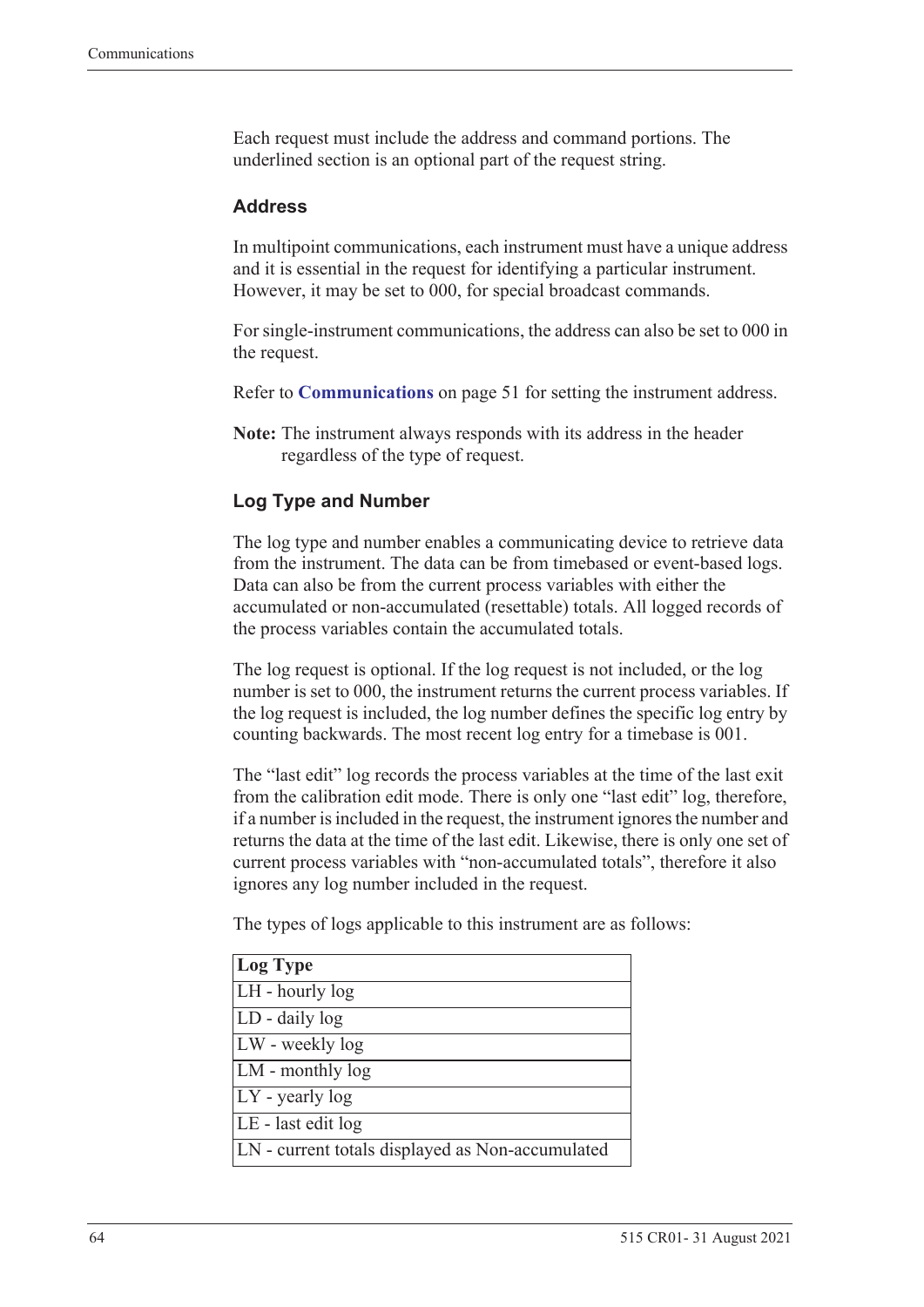Each request must include the address and command portions. The underlined section is an optional part of the request string.

### Address

In multipoint communications, each instrument must have a unique address and it is essential in the request for identifying a particular instrument. However, it may be set to 000, for special broadcast commands.

For single-instrument communications, the address can also be set to 000 in the request.

Refer to **Communications** on page 51 for setting the instrument address.

**Note:** The instrument always responds with its address in the header regardless of the type of request.

### Log Type and Number

The log type and number enables a communicating device to retrieve data from the instrument. The data can be from timebased or event-based logs. Data can also be from the current process variables with either the accumulated or non-accumulated (resettable) totals. All logged records of the process variables contain the accumulated totals.

The log request is optional. If the log request is not included, or the log number is set to 000, the instrument returns the current process variables. If the log request is included, the log number defines the specific log entry by counting backwards. The most recent log entry for a timebase is 001.

The "last edit" log records the process variables at the time of the last exit from the calibration edit mode. There is only one "last edit" log, therefore, if a number is included in the request, the instrument ignores the number and returns the data at the time of the last edit. Likewise, there is only one set of current process variables with "non-accumulated totals", therefore it also ignores any log number included in the request.

The types of logs applicable to this instrument are as follows:

| Log Type |
|---|
| LH - hourly log |
| LD - daily log |
| LW - weekly log |
| LM - monthly log |
| LY - yearly log |
| LE - last edit log |
| LN - current totals displayed as Non-accumulated |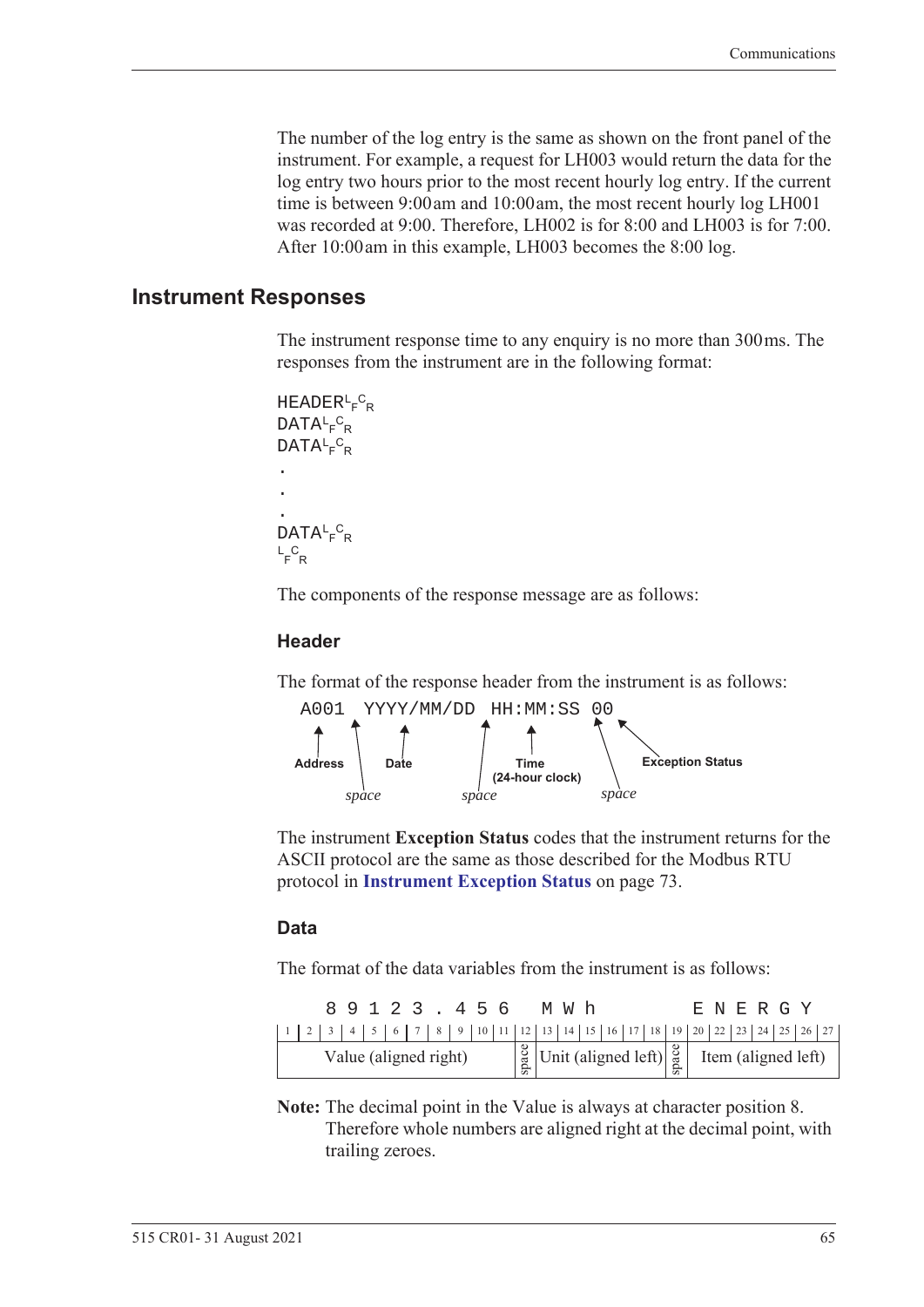The number of the log entry is the same as shown on the front panel of the instrument. For example, a request for LH003 would return the data for the log entry two hours prior to the most recent hourly log entry. If the current time is between 9:00am and 10:00am, the most recent hourly log LH001 was recorded at 9:00. Therefore, LH002 is for 8:00 and LH003 is for 7:00. After 10:00am in this example, LH003 becomes the 8:00 log.

## Instrument Responses

The instrument response time to any enquiry is no more than 300ms. The responses from the instrument are in the following format:

```
HEADER LF CR
DATA LF CR
DATA LF CR
.
.
.
DATA LF CR
LF CR
```

The components of the response message are as follows:

### Header

The format of the response header from the instrument is as follows:

```
A001 YYYY/MM/DD HH:MM:SS 00
```

- **Address** (A001), followed by a *space*
- **Date** (YYYY/MM/DD), followed by a *space*
- **Time (24-hour clock)** (HH:MM:SS), followed by a *space*
- **Exception Status** (00)

The instrument **Exception Status** codes that the instrument returns for the ASCII protocol are the same as those described for the Modbus RTU protocol in **Instrument Exception Status** on page 73.

### Data

The format of the data variables from the instrument is as follows:

| 1 | 2 | 3 | 4 | 5 | 6 | 7 | 8 | 9 | 10 | 11 | 12 | 13 | 14 | 15 | 16 | 17 | 18 | 19 | 20 | 22 | 23 | 24 | 25 | 26 | 27 |
|---|---|---|---|---|---|---|---|---|---|---|---|---|---|---|---|---|---|---|---|---|---|---|---|---|---|
| | | 8 | 9 | 1 | 2 | 3 | . | 4 | 5 | 6 | | M | W | h | | | | | E | N | E | R | G | Y | |
| Value (aligned right) | | | | | | | | | | | space | Unit (aligned left) | | | | | | space | Item (aligned left) | | | | | | |

**Note:** The decimal point in the Value is always at character position 8. Therefore whole numbers are aligned right at the decimal point, with trailing zeroes.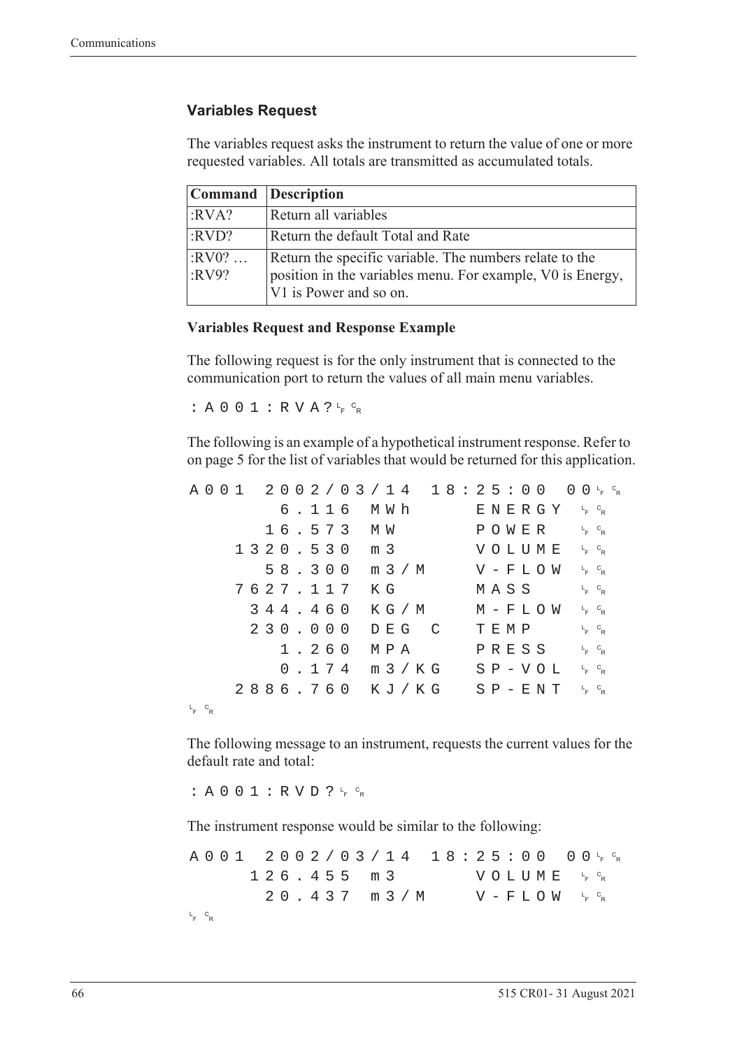### Variables Request

The variables request asks the instrument to return the value of one or more requested variables. All totals are transmitted as accumulated totals.

| Command | Description |
| --- | --- |
| :RVA? | Return all variables |
| :RVD? | Return the default Total and Rate |
| :RV0? … :RV9? | Return the specific variable. The numbers relate to the position in the variables menu. For example, V0 is Energy, V1 is Power and so on. |

**Variables Request and Response Example**

The following request is for the only instrument that is connected to the communication port to return the values of all main menu variables.

```
:A001:RVA?LFCR
```

The following is an example of a hypothetical instrument response. Refer to on page 5 for the list of variables that would be returned for this application.

```
A001 2002/03/14 18:25:00 00LFCR
       6.116 MWh      ENERGY LFCR
      16.573 MW       POWER  LFCR
    1320.530 m3       VOLUME LFCR
      58.300 m3/M     V-FLOW LFCR
    7627.117 KG       MASS   LFCR
     344.460 KG/M     M-FLOW LFCR
     230.000 DEG C    TEMP   LFCR
       1.260 MPA      PRESS  LFCR
       0.174 m3/KG    SP-VOL LFCR
    2886.760 KJ/KG    SP-ENT LFCR
LFCR
```

The following message to an instrument, requests the current values for the default rate and total:

```
:A001:RVD?LFCR
```

The instrument response would be similar to the following:

```
A001 2002/03/14 18:25:00 00LFCR
     126.455 m3       VOLUME LFCR
      20.437 m3/M     V-FLOW LFCR
LFCR
```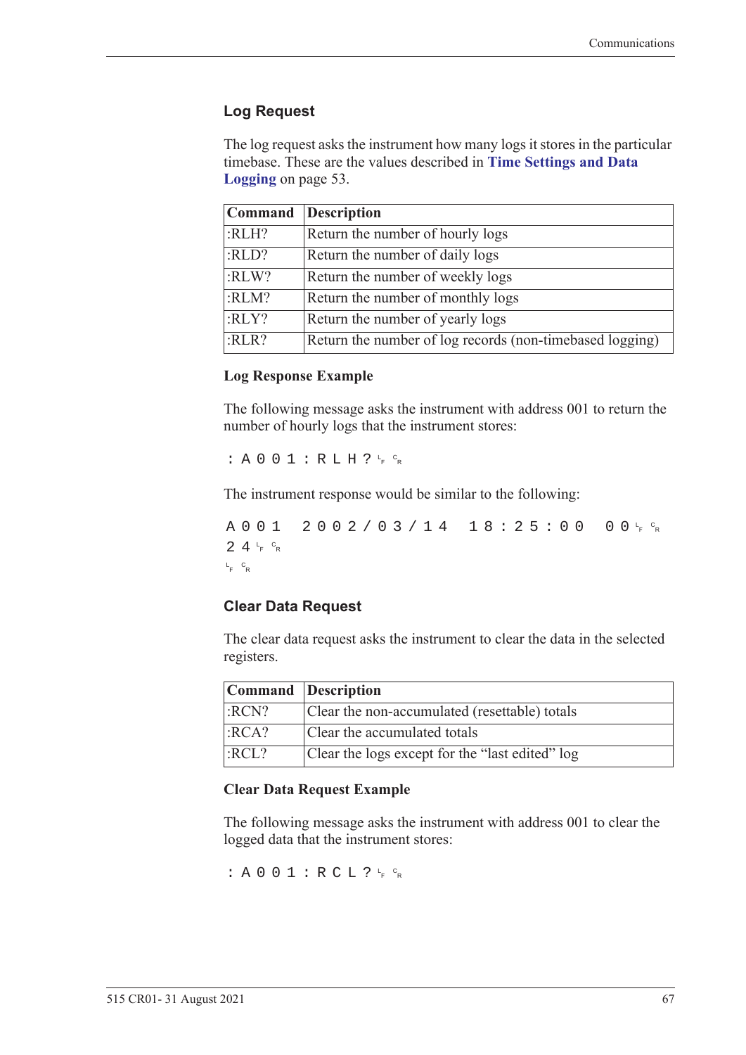## Log Request

The log request asks the instrument how many logs it stores in the particular timebase. These are the values described in **Time Settings and Data Logging** on page 53.

| Command | Description |
|---|---|
| :RLH? | Return the number of hourly logs |
| :RLD? | Return the number of daily logs |
| :RLW? | Return the number of weekly logs |
| :RLM? | Return the number of monthly logs |
| :RLY? | Return the number of yearly logs |
| :RLR? | Return the number of log records (non-timebased logging) |

### Log Response Example

The following message asks the instrument with address 001 to return the number of hourly logs that the instrument stores:

```
:A001:RLH?<LF><CR>
```

The instrument response would be similar to the following:

```
A001 2002/03/14 18:25:00 00<LF><CR>
24<LF><CR>
<LF><CR>
```

## Clear Data Request

The clear data request asks the instrument to clear the data in the selected registers.

| Command | Description |
|---|---|
| :RCN? | Clear the non-accumulated (resettable) totals |
| :RCA? | Clear the accumulated totals |
| :RCL? | Clear the logs except for the "last edited" log |

### Clear Data Request Example

The following message asks the instrument with address 001 to clear the logged data that the instrument stores:

```
:A001:RCL?<LF><CR>
```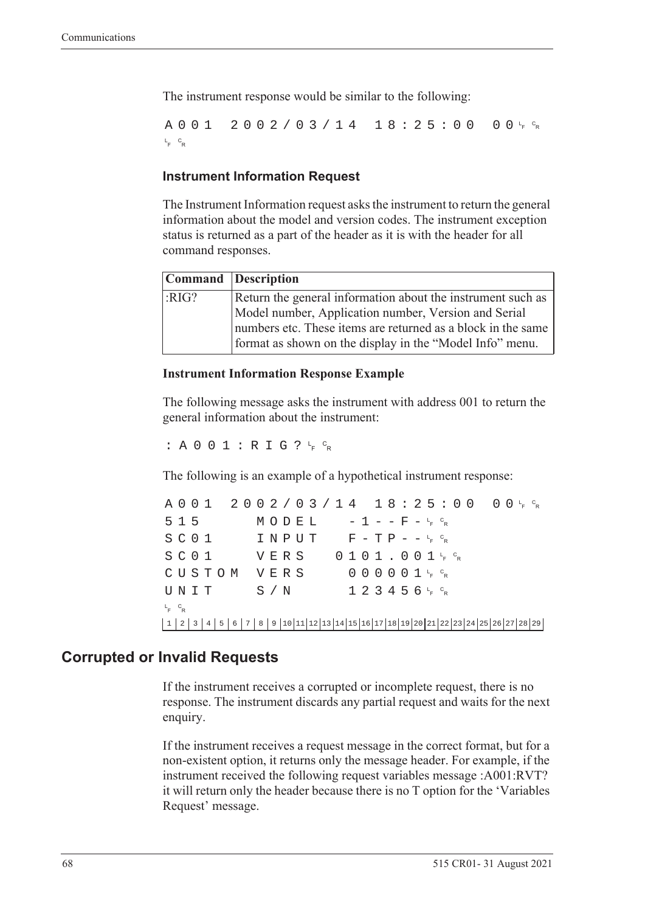The instrument response would be similar to the following:

```
A001  2002/03/14  18:25:00  00 LF CR
LF CR
```

### Instrument Information Request

The Instrument Information request asks the instrument to return the general information about the model and version codes. The instrument exception status is returned as a part of the header as it is with the header for all command responses.

| Command | Description |
|---|---|
| :RIG? | Return the general information about the instrument such as Model number, Application number, Version and Serial numbers etc. These items are returned as a block in the same format as shown on the display in the “Model Info” menu. |

#### Instrument Information Response Example

The following message asks the instrument with address 001 to return the general information about the instrument:

```
:A001:RIG? LF CR
```

The following is an example of a hypothetical instrument response:

```
A001  2002/03/14  18:25:00  00 LF CR
515      MODEL    -1--F- LF CR
SC01     INPUT    F-TP-- LF CR
SC01     VERS   0101.001 LF CR
CUSTOM   VERS     000001 LF CR
UNIT     S/N      123456 LF CR
LF CR
1 2 3 4 5 6 7 8 9 10 11 12 13 14 15 16 17 18 19 20 21 22 23 24 25 26 27 28 29
```

## Corrupted or Invalid Requests

If the instrument receives a corrupted or incomplete request, there is no response. The instrument discards any partial request and waits for the next enquiry.

If the instrument receives a request message in the correct format, but for a non-existent option, it returns only the message header. For example, if the instrument received the following request variables message :A001:RVT? it will return only the header because there is no T option for the ‘Variables Request’ message.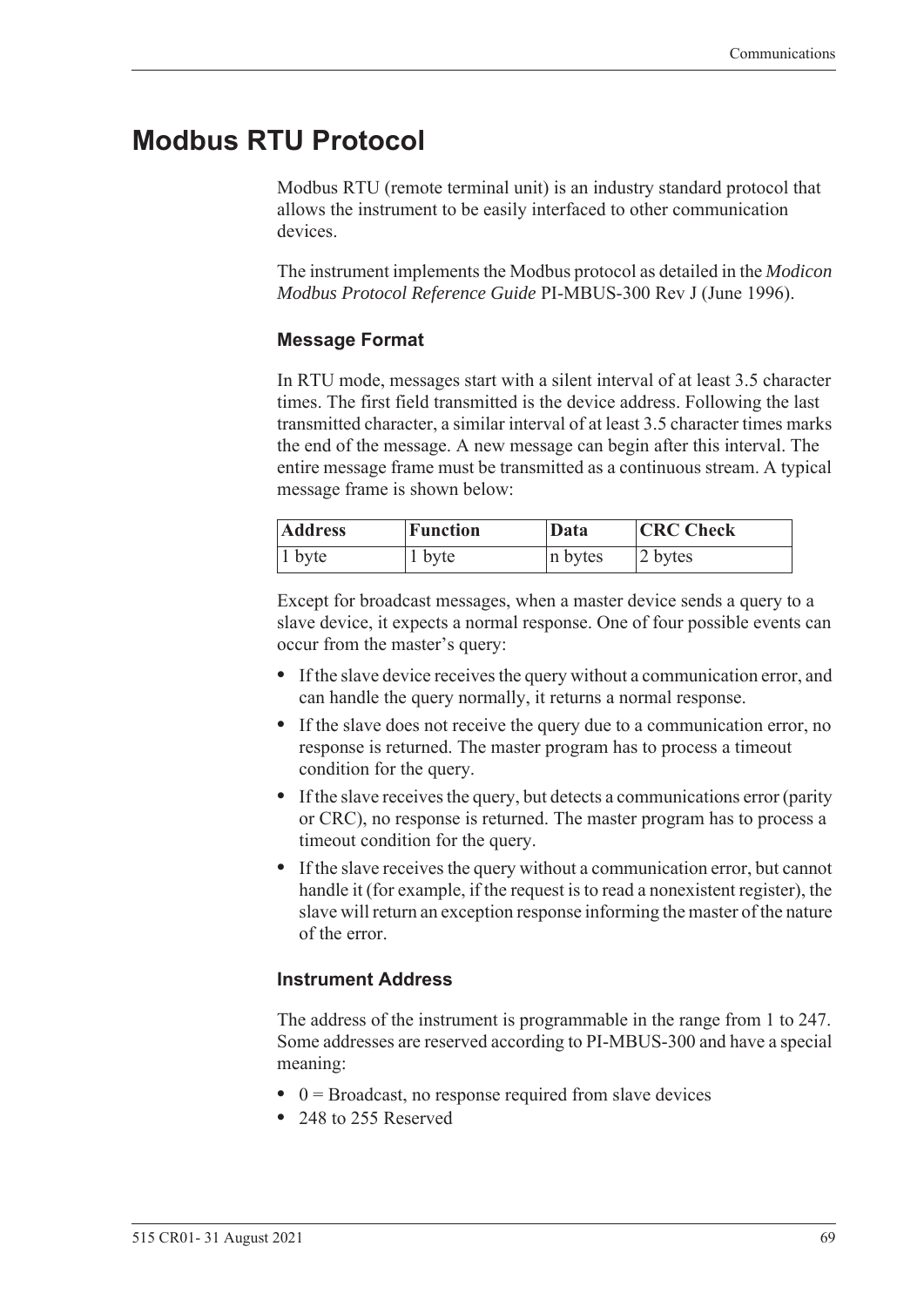# Modbus RTU Protocol

Modbus RTU (remote terminal unit) is an industry standard protocol that allows the instrument to be easily interfaced to other communication devices.

The instrument implements the Modbus protocol as detailed in the *Modicon Modbus Protocol Reference Guide* PI-MBUS-300 Rev J (June 1996).

### Message Format

In RTU mode, messages start with a silent interval of at least 3.5 character times. The first field transmitted is the device address. Following the last transmitted character, a similar interval of at least 3.5 character times marks the end of the message. A new message can begin after this interval. The entire message frame must be transmitted as a continuous stream. A typical message frame is shown below:

| Address | Function | Data | CRC Check |
|---|---|---|---|
| 1 byte | 1 byte | n bytes | 2 bytes |

Except for broadcast messages, when a master device sends a query to a slave device, it expects a normal response. One of four possible events can occur from the master's query:

- If the slave device receives the query without a communication error, and can handle the query normally, it returns a normal response.
- If the slave does not receive the query due to a communication error, no response is returned. The master program has to process a timeout condition for the query.
- If the slave receives the query, but detects a communications error (parity or CRC), no response is returned. The master program has to process a timeout condition for the query.
- If the slave receives the query without a communication error, but cannot handle it (for example, if the request is to read a nonexistent register), the slave will return an exception response informing the master of the nature of the error.

### Instrument Address

The address of the instrument is programmable in the range from 1 to 247. Some addresses are reserved according to PI-MBUS-300 and have a special meaning:

- 0 = Broadcast, no response required from slave devices
- 248 to 255 Reserved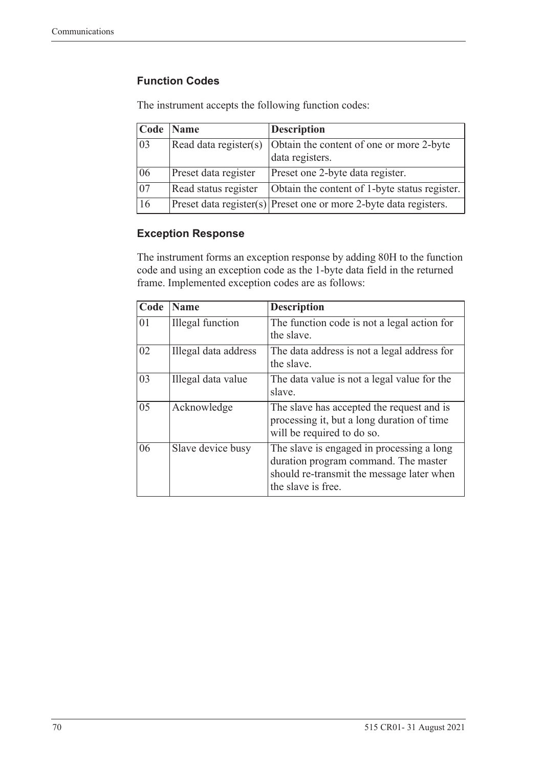### Function Codes

The instrument accepts the following function codes:

| Code | Name | Description |
|---|---|---|
| 03 | Read data register(s) | Obtain the content of one or more 2-byte data registers. |
| 06 | Preset data register | Preset one 2-byte data register. |
| 07 | Read status register | Obtain the content of 1-byte status register. |
| 16 | Preset data register(s) | Preset one or more 2-byte data registers. |

### Exception Response

The instrument forms an exception response by adding 80H to the function code and using an exception code as the 1-byte data field in the returned frame. Implemented exception codes are as follows:

| Code | Name | Description |
|---|---|---|
| 01 | Illegal function | The function code is not a legal action for the slave. |
| 02 | Illegal data address | The data address is not a legal address for the slave. |
| 03 | Illegal data value | The data value is not a legal value for the slave. |
| 05 | Acknowledge | The slave has accepted the request and is processing it, but a long duration of time will be required to do so. |
| 06 | Slave device busy | The slave is engaged in processing a long duration program command. The master should re-transmit the message later when the slave is free. |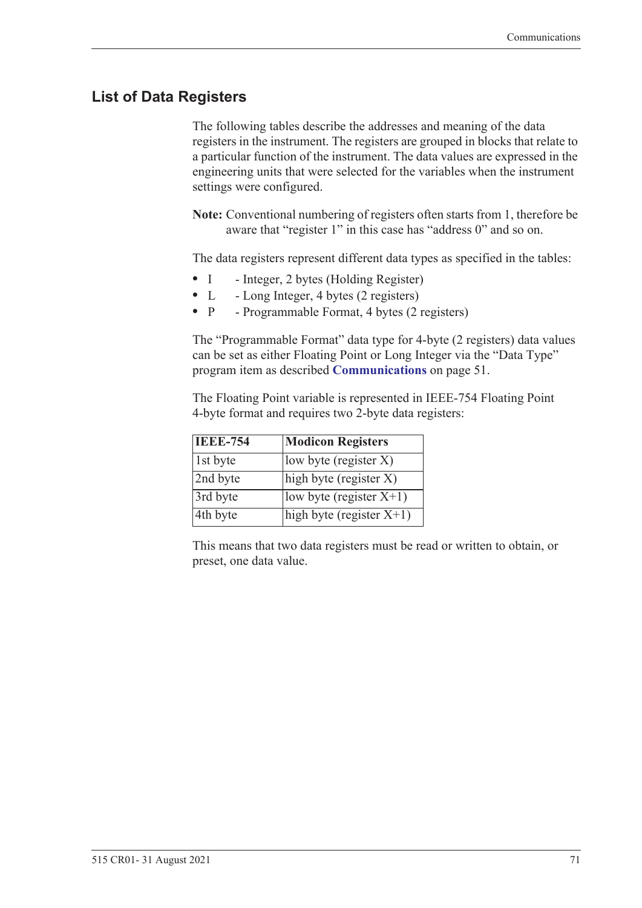## List of Data Registers

The following tables describe the addresses and meaning of the data registers in the instrument. The registers are grouped in blocks that relate to a particular function of the instrument. The data values are expressed in the engineering units that were selected for the variables when the instrument settings were configured.

**Note:** Conventional numbering of registers often starts from 1, therefore be aware that "register 1" in this case has "address 0" and so on.

The data registers represent different data types as specified in the tables:

- I - Integer, 2 bytes (Holding Register)
- L - Long Integer, 4 bytes (2 registers)
- P - Programmable Format, 4 bytes (2 registers)

The "Programmable Format" data type for 4-byte (2 registers) data values can be set as either Floating Point or Long Integer via the "Data Type" program item as described **Communications** on page 51.

The Floating Point variable is represented in IEEE-754 Floating Point 4-byte format and requires two 2-byte data registers:

| IEEE-754 | Modicon Registers |
|---|---|
| 1st byte | low byte (register X) |
| 2nd byte | high byte (register X) |
| 3rd byte | low byte (register X+1) |
| 4th byte | high byte (register X+1) |

This means that two data registers must be read or written to obtain, or preset, one data value.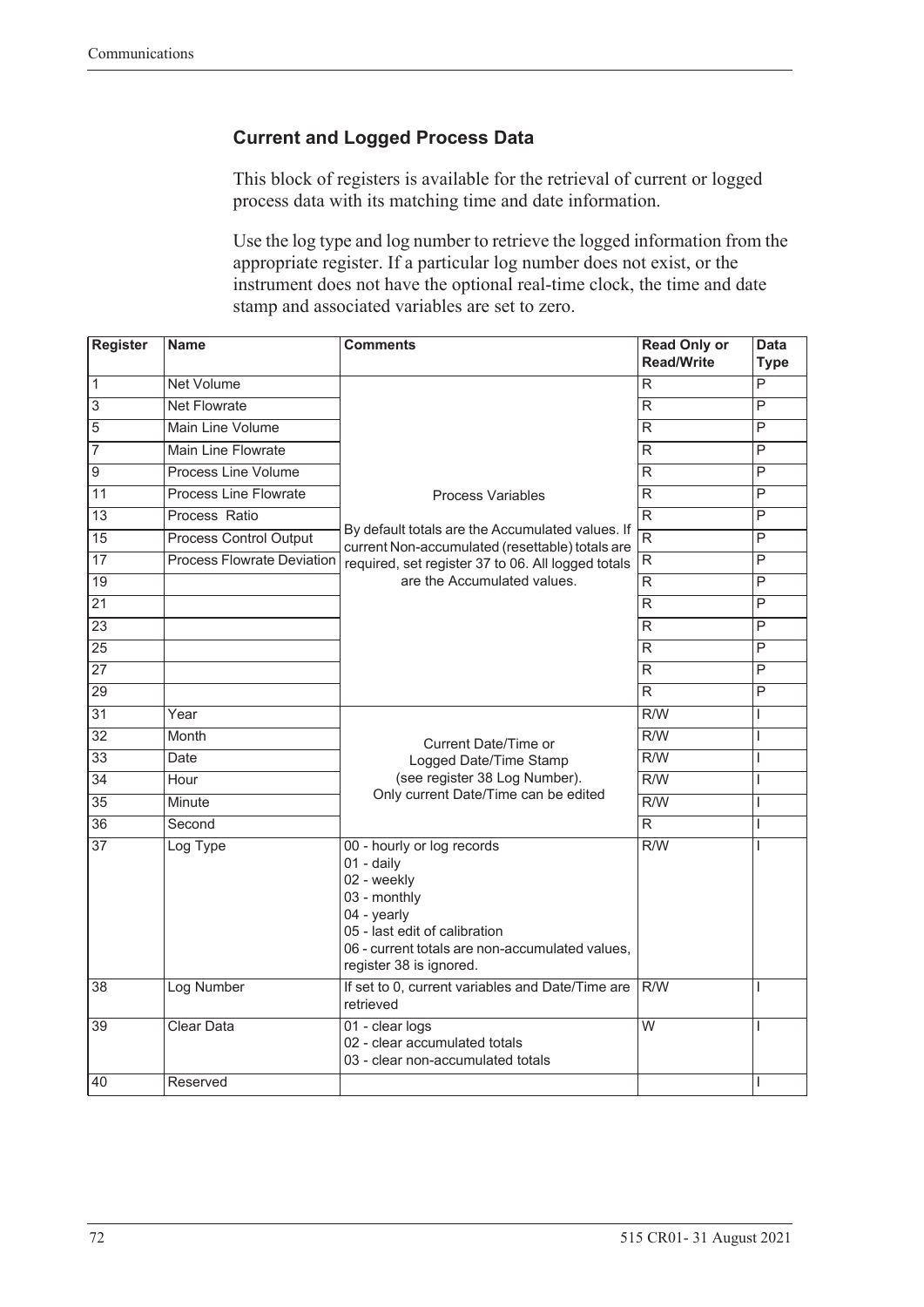## Current and Logged Process Data

This block of registers is available for the retrieval of current or logged process data with its matching time and date information.

Use the log type and log number to retrieve the logged information from the appropriate register. If a particular log number does not exist, or the instrument does not have the optional real-time clock, the time and date stamp and associated variables are set to zero.

| Register | Name | Comments | Read Only or Read/Write | Data Type |
|---|---|---|---|---|
| 1 | Net Volume | Process Variables<br><br>By default totals are the Accumulated values. If current Non-accumulated (resettable) totals are required, set register 37 to 06. All logged totals are the Accumulated values. | R | P |
| 3 | Net Flowrate | | R | P |
| 5 | Main Line Volume | | R | P |
| 7 | Main Line Flowrate | | R | P |
| 9 | Process Line Volume | | R | P |
| 11 | Process Line Flowrate | | R | P |
| 13 | Process Ratio | | R | P |
| 15 | Process Control Output | | R | P |
| 17 | Process Flowrate Deviation | | R | P |
| 19 | | | R | P |
| 21 | | | R | P |
| 23 | | | R | P |
| 25 | | | R | P |
| 27 | | | R | P |
| 29 | | | R | P |
| 31 | Year | Current Date/Time or Logged Date/Time Stamp (see register 38 Log Number). Only current Date/Time can be edited | R/W | I |
| 32 | Month | | R/W | I |
| 33 | Date | | R/W | I |
| 34 | Hour | | R/W | I |
| 35 | Minute | | R/W | I |
| 36 | Second | | R | I |
| 37 | Log Type | 00 - hourly or log records<br>01 - daily<br>02 - weekly<br>03 - monthly<br>04 - yearly<br>05 - last edit of calibration<br>06 - current totals are non-accumulated values, register 38 is ignored. | R/W | I |
| 38 | Log Number | If set to 0, current variables and Date/Time are retrieved | R/W | I |
| 39 | Clear Data | 01 - clear logs<br>02 - clear accumulated totals<br>03 - clear non-accumulated totals | W | I |
| 40 | Reserved | | | I |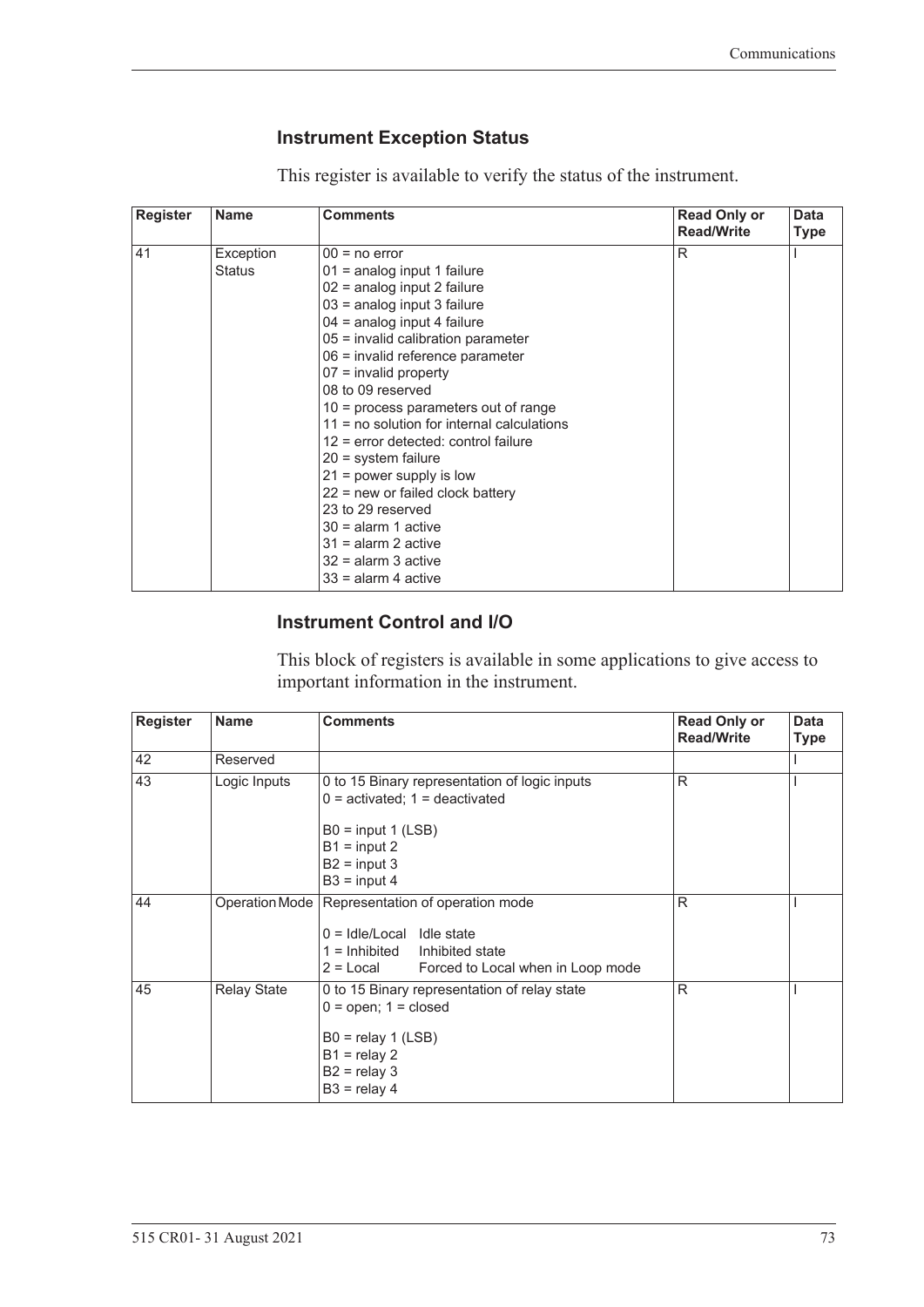### Instrument Exception Status

This register is available to verify the status of the instrument.

| Register | Name | Comments | Read Only or Read/Write | Data Type |
|---|---|---|---|---|
| 41 | Exception Status | 00 = no error<br>01 = analog input 1 failure<br>02 = analog input 2 failure<br>03 = analog input 3 failure<br>04 = analog input 4 failure<br>05 = invalid calibration parameter<br>06 = invalid reference parameter<br>07 = invalid property<br>08 to 09 reserved<br>10 = process parameters out of range<br>11 = no solution for internal calculations<br>12 = error detected: control failure<br>20 = system failure<br>21 = power supply is low<br>22 = new or failed clock battery<br>23 to 29 reserved<br>30 = alarm 1 active<br>31 = alarm 2 active<br>32 = alarm 3 active<br>33 = alarm 4 active | R | I |

### Instrument Control and I/O

This block of registers is available in some applications to give access to important information in the instrument.

| Register | Name | Comments | Read Only or Read/Write | Data Type |
|---|---|---|---|---|
| 42 | Reserved | | | I |
| 43 | Logic Inputs | 0 to 15 Binary representation of logic inputs<br>0 = activated; 1 = deactivated<br><br>B0 = input 1 (LSB)<br>B1 = input 2<br>B2 = input 3<br>B3 = input 4 | R | I |
| 44 | Operation Mode | Representation of operation mode<br><br>0 = Idle/Local Idle state<br>1 = Inhibited Inhibited state<br>2 = Local Forced to Local when in Loop mode | R | I |
| 45 | Relay State | 0 to 15 Binary representation of relay state<br>0 = open; 1 = closed<br><br>B0 = relay 1 (LSB)<br>B1 = relay 2<br>B2 = relay 3<br>B3 = relay 4 | R | I |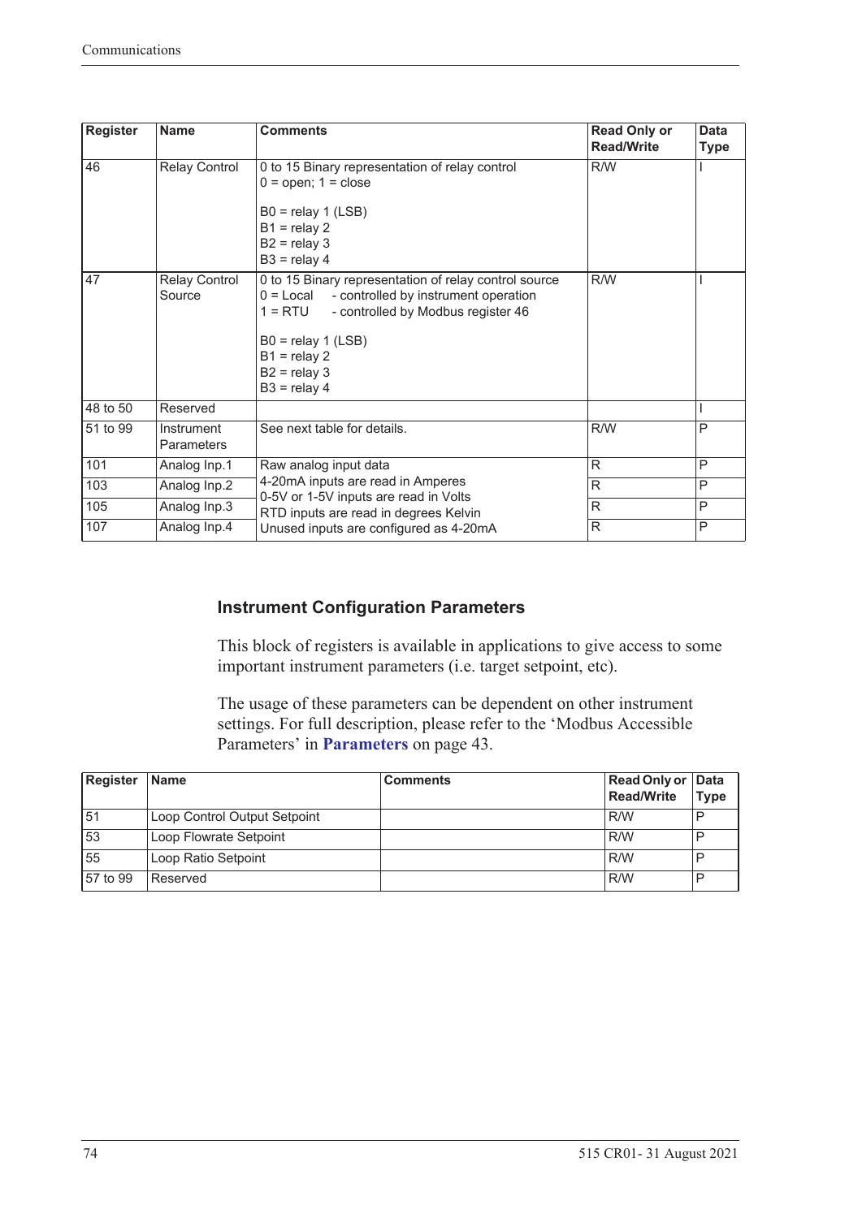| Register | Name | Comments | Read Only or Read/Write | Data Type |
|---|---|---|---|---|
| 46 | Relay Control | 0 to 15 Binary representation of relay control<br>0 = open; 1 = close<br><br>B0 = relay 1 (LSB)<br>B1 = relay 2<br>B2 = relay 3<br>B3 = relay 4 | R/W | I |
| 47 | Relay Control Source | 0 to 15 Binary representation of relay control source<br>0 = Local - controlled by instrument operation<br>1 = RTU - controlled by Modbus register 46<br><br>B0 = relay 1 (LSB)<br>B1 = relay 2<br>B2 = relay 3<br>B3 = relay 4 | R/W | I |
| 48 to 50 | Reserved | | | I |
| 51 to 99 | Instrument Parameters | See next table for details. | R/W | P |
| 101 | Analog Inp.1 | Raw analog input data | R | P |
| 103 | Analog Inp.2 | 4-20mA inputs are read in Amperes | R | P |
| 105 | Analog Inp.3 | 0-5V or 1-5V inputs are read in Volts<br>RTD inputs are read in degrees Kelvin | R | P |
| 107 | Analog Inp.4 | Unused inputs are configured as 4-20mA | R | P |

### Instrument Configuration Parameters

This block of registers is available in applications to give access to some important instrument parameters (i.e. target setpoint, etc).

The usage of these parameters can be dependent on other instrument settings. For full description, please refer to the 'Modbus Accessible Parameters' in **Parameters** on page 43.

| Register | Name | Comments | Read Only or Read/Write | Data Type |
|---|---|---|---|---|
| 51 | Loop Control Output Setpoint | | R/W | P |
| 53 | Loop Flowrate Setpoint | | R/W | P |
| 55 | Loop Ratio Setpoint | | R/W | P |
| 57 to 99 | Reserved | | R/W | P |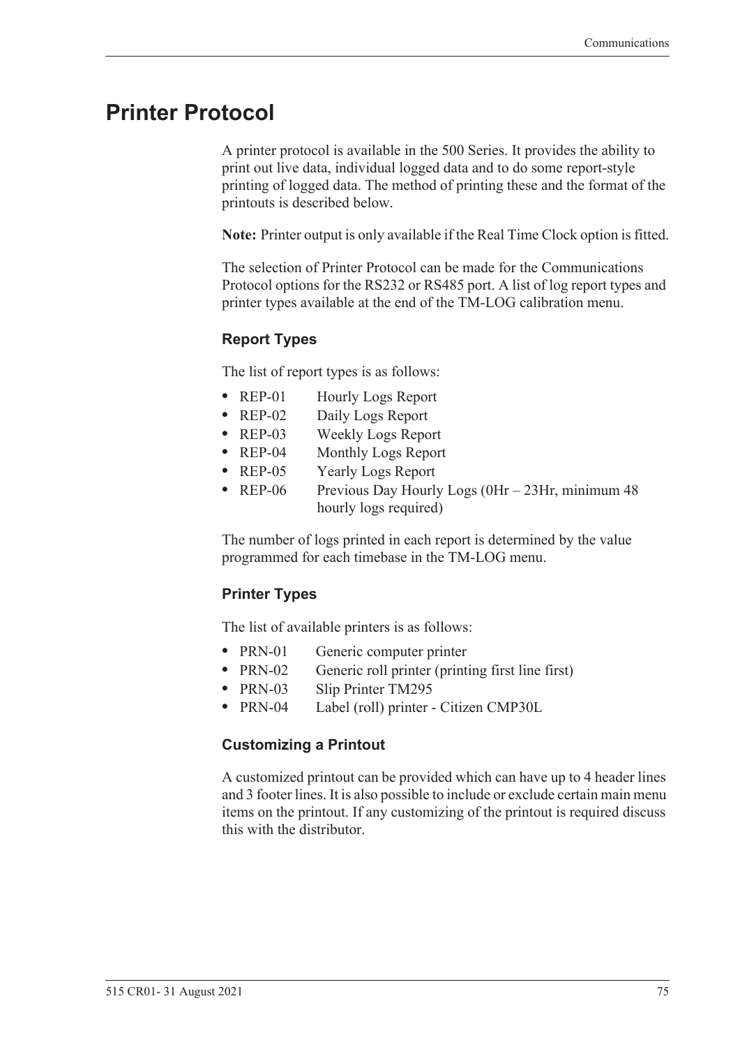# Printer Protocol

A printer protocol is available in the 500 Series. It provides the ability to print out live data, individual logged data and to do some report-style printing of logged data. The method of printing these and the format of the printouts is described below.

**Note:** Printer output is only available if the Real Time Clock option is fitted.

The selection of Printer Protocol can be made for the Communications Protocol options for the RS232 or RS485 port. A list of log report types and printer types available at the end of the TM-LOG calibration menu.

### Report Types

The list of report types is as follows:

- REP-01 Hourly Logs Report
- REP-02 Daily Logs Report
- REP-03 Weekly Logs Report
- REP-04 Monthly Logs Report
- REP-05 Yearly Logs Report
- REP-06 Previous Day Hourly Logs (0Hr – 23Hr, minimum 48 hourly logs required)

The number of logs printed in each report is determined by the value programmed for each timebase in the TM-LOG menu.

### Printer Types

The list of available printers is as follows:

- PRN-01 Generic computer printer
- PRN-02 Generic roll printer (printing first line first)
- PRN-03 Slip Printer TM295
- PRN-04 Label (roll) printer - Citizen CMP30L

### Customizing a Printout

A customized printout can be provided which can have up to 4 header lines and 3 footer lines. It is also possible to include or exclude certain main menu items on the printout. If any customizing of the printout is required discuss this with the distributor.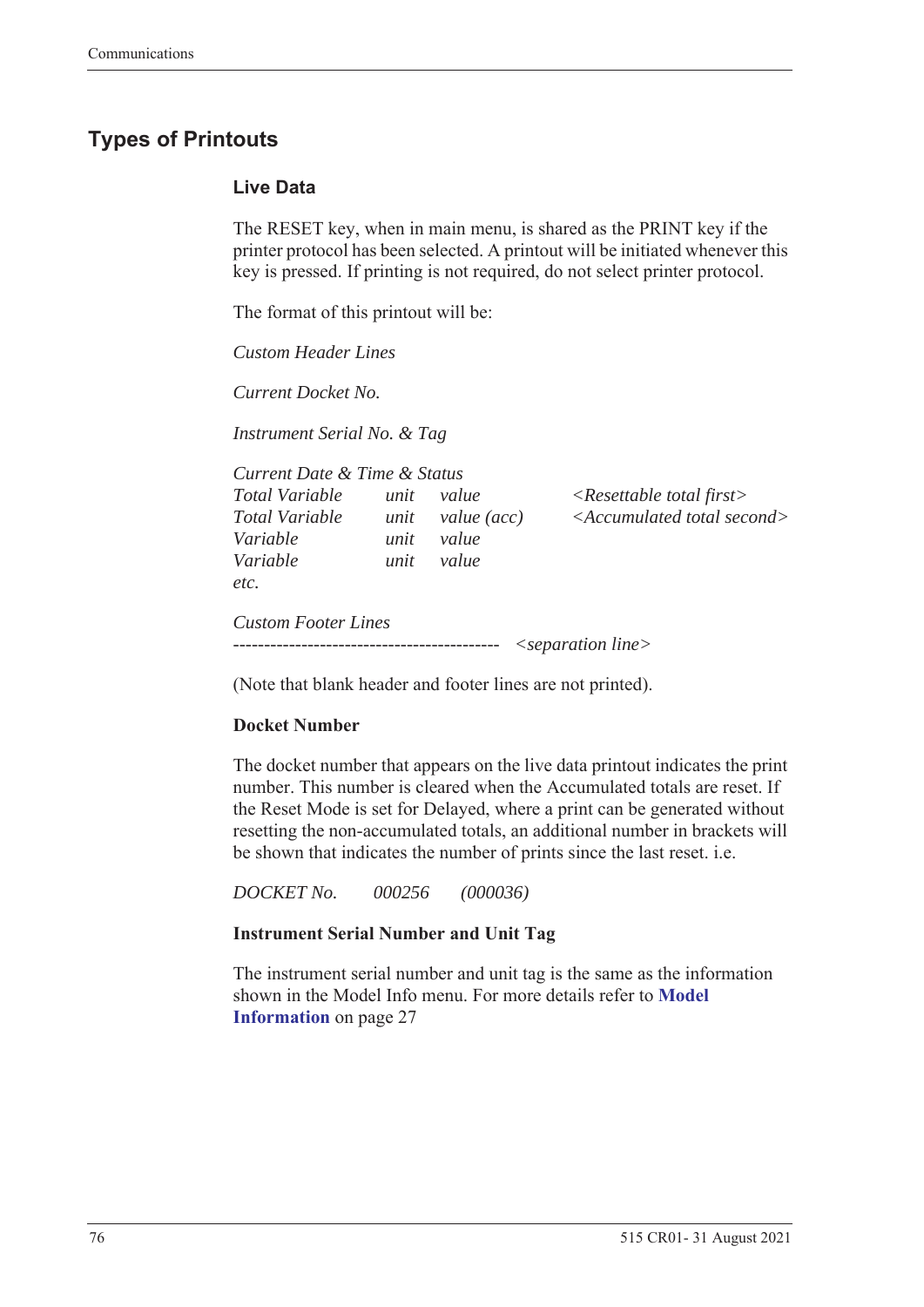## Types of Printouts

### Live Data

The RESET key, when in main menu, is shared as the PRINT key if the printer protocol has been selected. A printout will be initiated whenever this key is pressed. If printing is not required, do not select printer protocol.

The format of this printout will be:

*Custom Header Lines*

*Current Docket No.*

*Instrument Serial No. & Tag*

*Current Date & Time & Status*

| | | | |
|---|---|---|---|
| *Total Variable* | *unit* | *value* | *<Resettable total first>* |
| *Total Variable* | *unit* | *value (acc)* | *<Accumulated total second>* |
| *Variable* | *unit* | *value* | |
| *Variable* | *unit* | *value* | |
| *etc.* | | | |

*Custom Footer Lines*

*------------------------------------------- <separation line>*

(Note that blank header and footer lines are not printed).

**Docket Number**

The docket number that appears on the live data printout indicates the print number. This number is cleared when the Accumulated totals are reset. If the Reset Mode is set for Delayed, where a print can be generated without resetting the non-accumulated totals, an additional number in brackets will be shown that indicates the number of prints since the last reset. i.e.

*DOCKET No. 000256 (000036)*

**Instrument Serial Number and Unit Tag**

The instrument serial number and unit tag is the same as the information shown in the Model Info menu. For more details refer to **Model Information** on page 27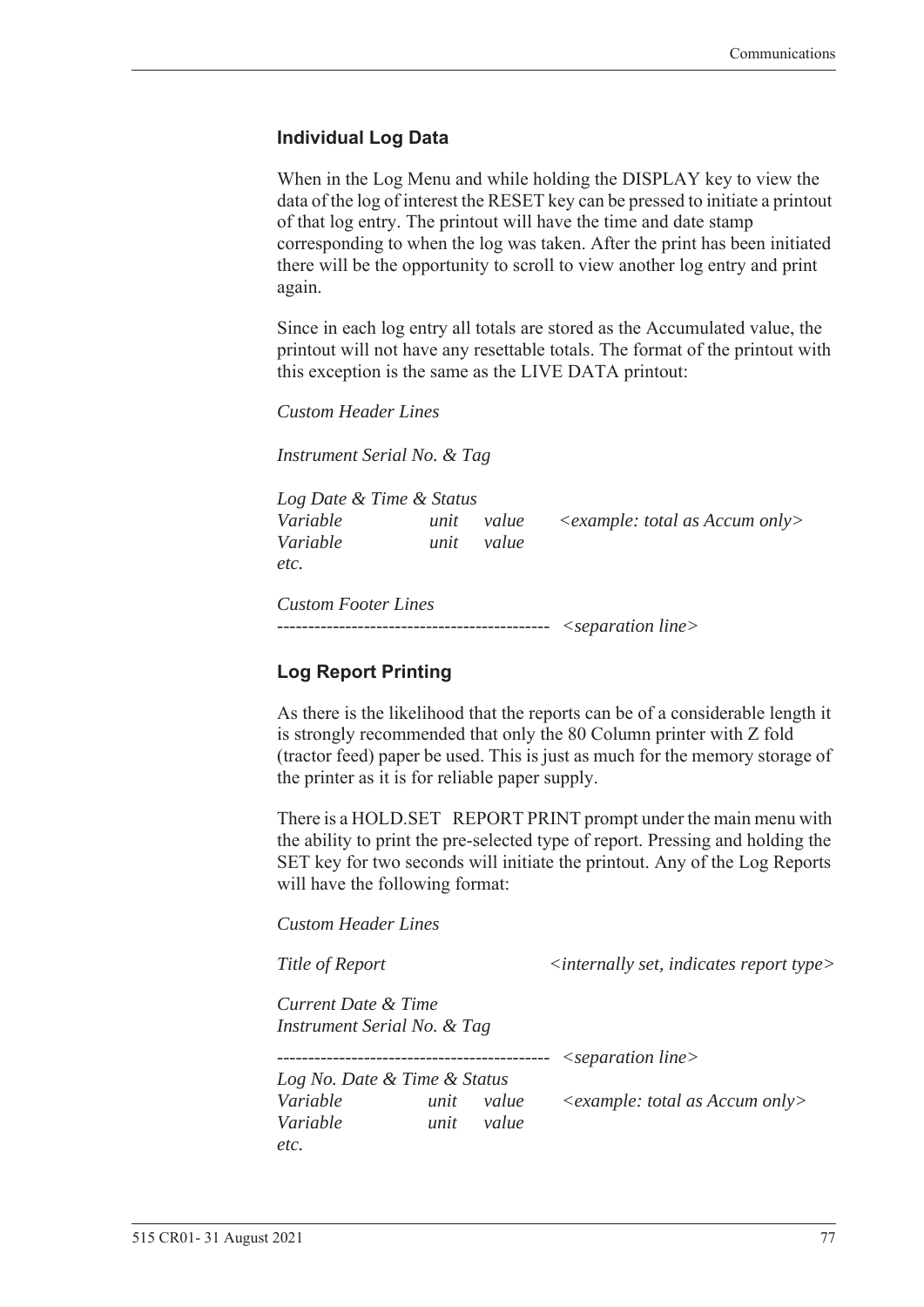### Individual Log Data

When in the Log Menu and while holding the DISPLAY key to view the data of the log of interest the RESET key can be pressed to initiate a printout of that log entry. The printout will have the time and date stamp corresponding to when the log was taken. After the print has been initiated there will be the opportunity to scroll to view another log entry and print again.

Since in each log entry all totals are stored as the Accumulated value, the printout will not have any resettable totals. The format of the printout with this exception is the same as the LIVE DATA printout:

*Custom Header Lines*

*Instrument Serial No. & Tag*

*Log Date & Time & Status*
*Variable unit value <example: total as Accum only>*
*Variable unit value*
*etc.*

*Custom Footer Lines*
-------------------------------------------- *<separation line>*

### Log Report Printing

As there is the likelihood that the reports can be of a considerable length it is strongly recommended that only the 80 Column printer with Z fold (tractor feed) paper be used. This is just as much for the memory storage of the printer as it is for reliable paper supply.

There is a HOLD.SET REPORT PRINT prompt under the main menu with the ability to print the pre-selected type of report. Pressing and holding the SET key for two seconds will initiate the printout. Any of the Log Reports will have the following format:

*Custom Header Lines*

*Title of Report <internally set, indicates report type>*

*Current Date & Time*
*Instrument Serial No. & Tag*

-------------------------------------------- *<separation line>*
*Log No. Date & Time & Status*
*Variable unit value <example: total as Accum only>*
*Variable unit value*
*etc.*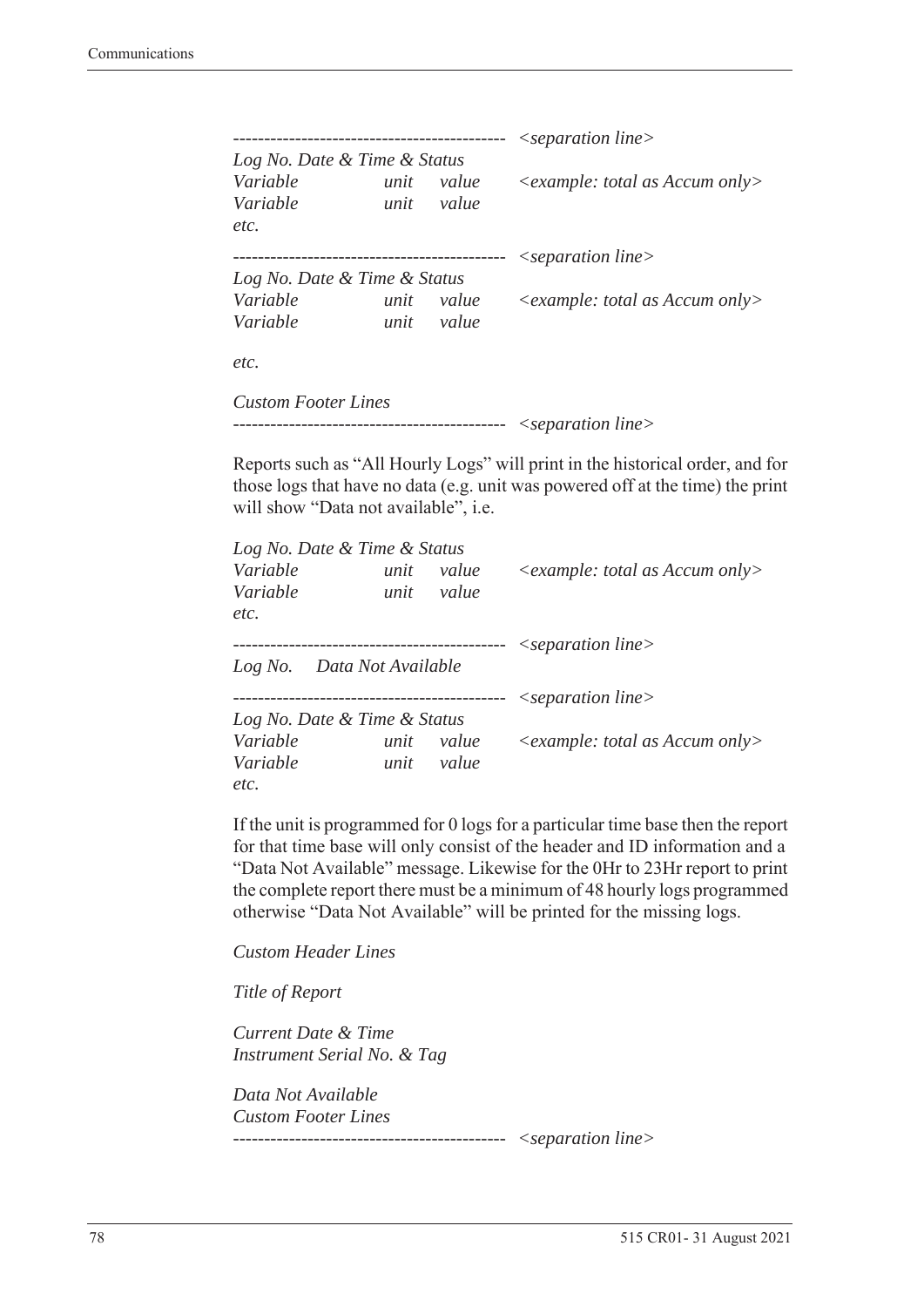```
-------------------------------------------  <separation line>
Log No. Date & Time & Status
Variable          unit   value     <example: total as Accum only>
Variable          unit   value
etc.

-------------------------------------------  <separation line>
Log No. Date & Time & Status
Variable          unit   value     <example: total as Accum only>
Variable          unit   value

etc.

Custom Footer Lines
-------------------------------------------  <separation line>
```

Reports such as “All Hourly Logs” will print in the historical order, and for those logs that have no data (e.g. unit was powered off at the time) the print will show “Data not available”, i.e.

```
Log No. Date & Time & Status
Variable          unit   value     <example: total as Accum only>
Variable          unit   value
etc.

-------------------------------------------  <separation line>
Log No.    Data Not Available

-------------------------------------------  <separation line>
Log No. Date & Time & Status
Variable          unit   value     <example: total as Accum only>
Variable          unit   value
etc.
```

If the unit is programmed for 0 logs for a particular time base then the report for that time base will only consist of the header and ID information and a “Data Not Available” message. Likewise for the 0Hr to 23Hr report to print the complete report there must be a minimum of 48 hourly logs programmed otherwise “Data Not Available” will be printed for the missing logs.

```
Custom Header Lines

Title of Report

Current Date & Time
Instrument Serial No. & Tag

Data Not Available
Custom Footer Lines
-------------------------------------------  <separation line>
```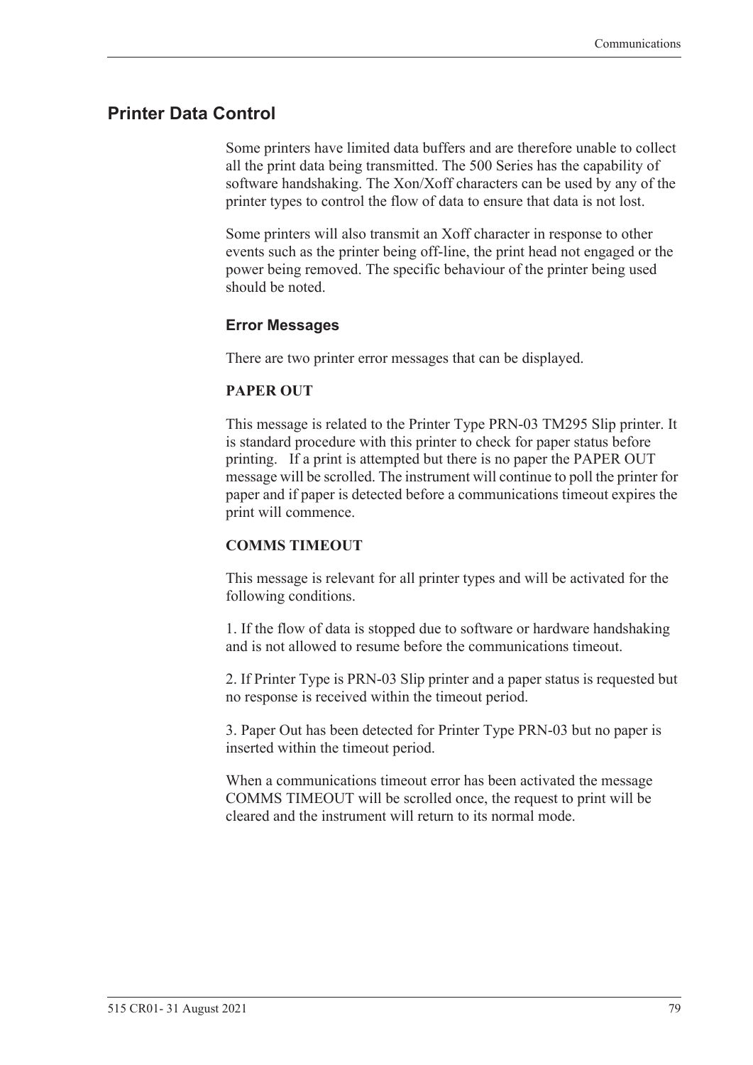## Printer Data Control

Some printers have limited data buffers and are therefore unable to collect all the print data being transmitted. The 500 Series has the capability of software handshaking. The Xon/Xoff characters can be used by any of the printer types to control the flow of data to ensure that data is not lost.

Some printers will also transmit an Xoff character in response to other events such as the printer being off-line, the print head not engaged or the power being removed. The specific behaviour of the printer being used should be noted.

### Error Messages

There are two printer error messages that can be displayed.

**PAPER OUT**

This message is related to the Printer Type PRN-03 TM295 Slip printer. It is standard procedure with this printer to check for paper status before printing. If a print is attempted but there is no paper the PAPER OUT message will be scrolled. The instrument will continue to poll the printer for paper and if paper is detected before a communications timeout expires the print will commence.

**COMMS TIMEOUT**

This message is relevant for all printer types and will be activated for the following conditions.

1. If the flow of data is stopped due to software or hardware handshaking and is not allowed to resume before the communications timeout.

2. If Printer Type is PRN-03 Slip printer and a paper status is requested but no response is received within the timeout period.

3. Paper Out has been detected for Printer Type PRN-03 but no paper is inserted within the timeout period.

When a communications timeout error has been activated the message COMMS TIMEOUT will be scrolled once, the request to print will be cleared and the instrument will return to its normal mode.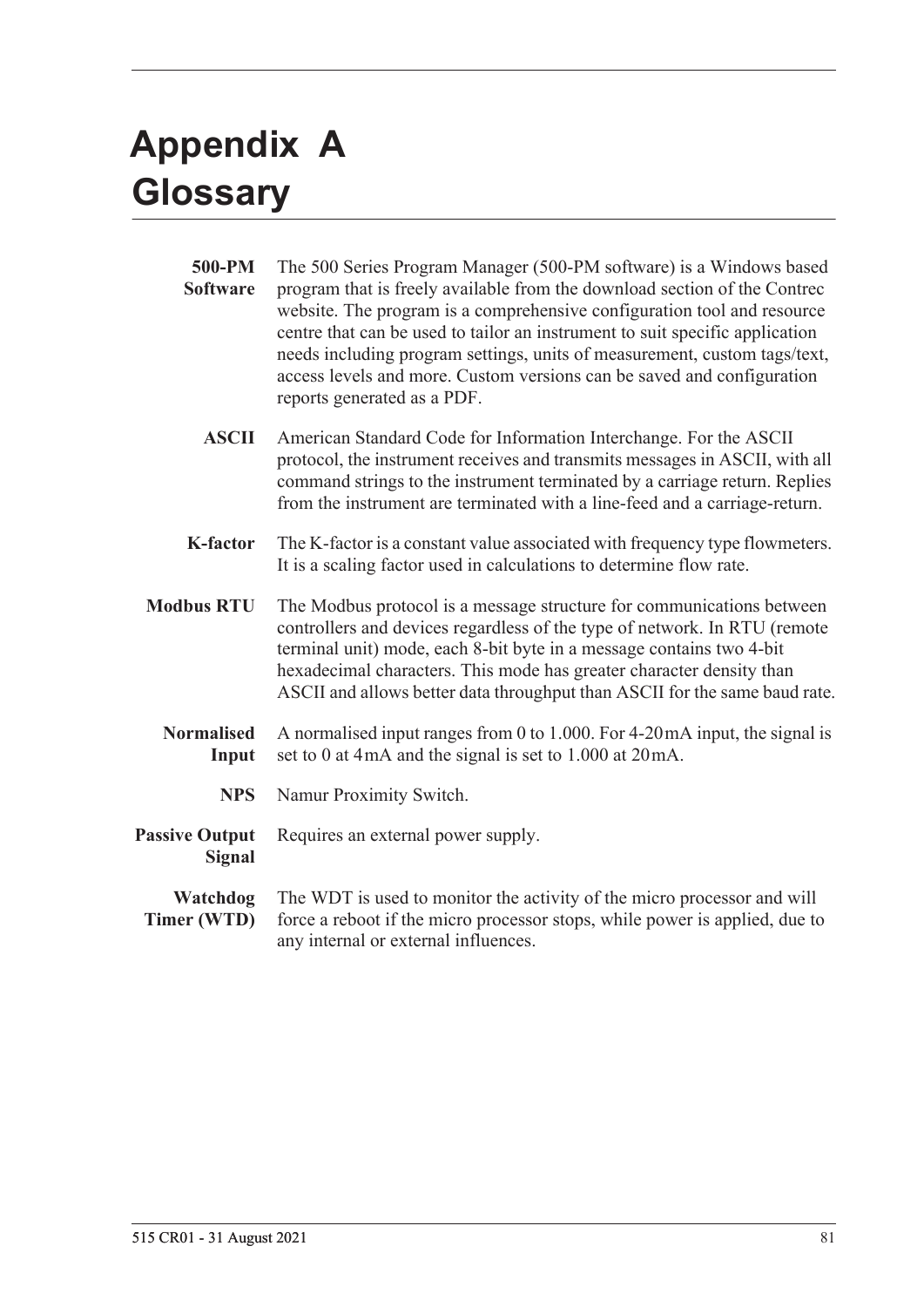# Appendix A Glossary

**500-PM Software** The 500 Series Program Manager (500-PM software) is a Windows based program that is freely available from the download section of the Contrec website. The program is a comprehensive configuration tool and resource centre that can be used to tailor an instrument to suit specific application needs including program settings, units of measurement, custom tags/text, access levels and more. Custom versions can be saved and configuration reports generated as a PDF.

**ASCII** American Standard Code for Information Interchange. For the ASCII protocol, the instrument receives and transmits messages in ASCII, with all command strings to the instrument terminated by a carriage return. Replies from the instrument are terminated with a line-feed and a carriage-return.

**K-factor** The K-factor is a constant value associated with frequency type flowmeters. It is a scaling factor used in calculations to determine flow rate.

**Modbus RTU** The Modbus protocol is a message structure for communications between controllers and devices regardless of the type of network. In RTU (remote terminal unit) mode, each 8-bit byte in a message contains two 4-bit hexadecimal characters. This mode has greater character density than ASCII and allows better data throughput than ASCII for the same baud rate.

**Normalised Input** A normalised input ranges from 0 to 1.000. For 4-20 mA input, the signal is set to 0 at 4 mA and the signal is set to 1.000 at 20 mA.

**NPS** Namur Proximity Switch.

**Passive Output Signal** Requires an external power supply.

**Watchdog Timer (WTD)** The WDT is used to monitor the activity of the micro processor and will force a reboot if the micro processor stops, while power is applied, due to any internal or external influences.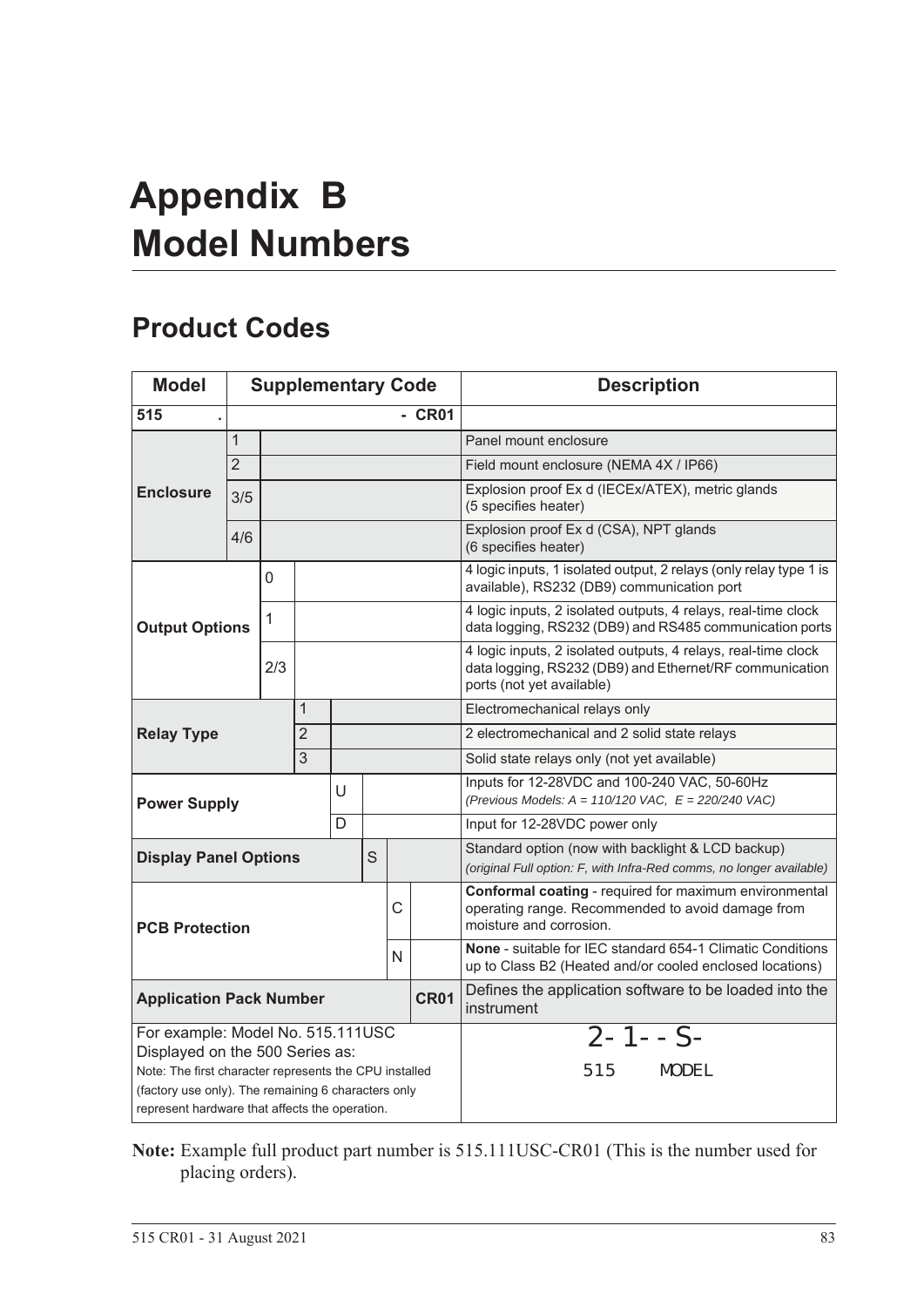# Appendix B
# Model Numbers

## Product Codes

| Model | Supplementary Code | | | | | | | Description |
|---|---|---|---|---|---|---|---|---|
| **515** | **.** | | | | | | **- CR01** | |
| **Enclosure** | 1 | | | | | | | Panel mount enclosure |
| | 2 | | | | | | | Field mount enclosure (NEMA 4X / IP66) |
| | 3/5 | | | | | | | Explosion proof Ex d (IECEx/ATEX), metric glands (5 specifies heater) |
| | 4/6 | | | | | | | Explosion proof Ex d (CSA), NPT glands (6 specifies heater) |
| **Output Options** | | 0 | | | | | | 4 logic inputs, 1 isolated output, 2 relays (only relay type 1 is available), RS232 (DB9) communication port |
| | | 1 | | | | | | 4 logic inputs, 2 isolated outputs, 4 relays, real-time clock data logging, RS232 (DB9) and RS485 communication ports |
| | | 2/3 | | | | | | 4 logic inputs, 2 isolated outputs, 4 relays, real-time clock data logging, RS232 (DB9) and Ethernet/RF communication ports (not yet available) |
| **Relay Type** | | | 1 | | | | | Electromechanical relays only |
| | | | 2 | | | | | 2 electromechanical and 2 solid state relays |
| | | | 3 | | | | | Solid state relays only (not yet available) |
| **Power Supply** | | | | U | | | | Inputs for 12-28VDC and 100-240 VAC, 50-60Hz *(Previous Models: A = 110/120 VAC, E = 220/240 VAC)* |
| | | | | D | | | | Input for 12-28VDC power only |
| **Display Panel Options** | | | | | S | | | Standard option (now with backlight & LCD backup) *(original Full option: F, with Infra-Red comms, no longer available)* |
| **PCB Protection** | | | | | | C | | **Conformal coating** - required for maximum environmental operating range. Recommended to avoid damage from moisture and corrosion. |
| | | | | | | N | | **None** - suitable for IEC standard 654-1 Climatic Conditions up to Class B2 (Heated and/or cooled enclosed locations) |
| **Application Pack Number** | | | | | | | **CR01** | Defines the application software to be loaded into the instrument |
| For example: Model No. 515.111USC Displayed on the 500 Series as: Note: The first character represents the CPU installed (factory use only). The remaining 6 characters only represent hardware that affects the operation. | | | | | | | | 2-1--S- 515 MODEL |

**Note:** Example full product part number is 515.111USC-CR01 (This is the number used for placing orders).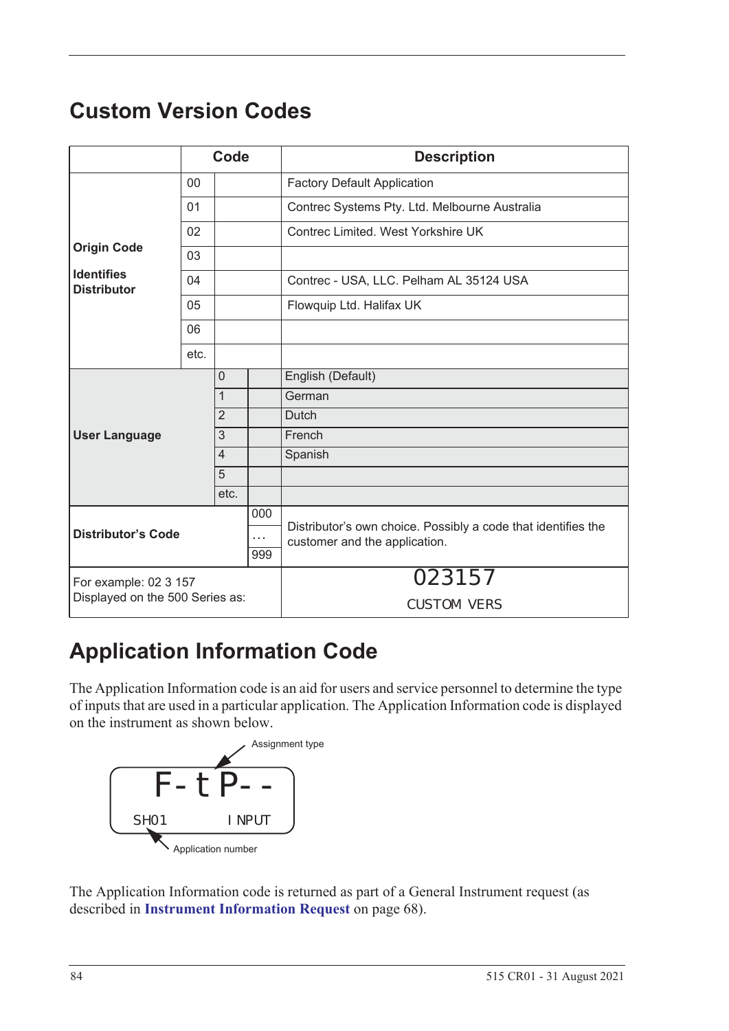## Custom Version Codes

| | Code | | | Description |
|---|---|---|---|---|
| **Origin Code**<br><br>**Identifies Distributor** | 00 | | | Factory Default Application |
| | 01 | | | Contrec Systems Pty. Ltd. Melbourne Australia |
| | 02 | | | Contrec Limited. West Yorkshire UK |
| | 03 | | | |
| | 04 | | | Contrec - USA, LLC. Pelham AL 35124 USA |
| | 05 | | | Flowquip Ltd. Halifax UK |
| | 06 | | | |
| | etc. | | | |
| **User Language** | | 0 | | English (Default) |
| | | 1 | | German |
| | | 2 | | Dutch |
| | | 3 | | French |
| | | 4 | | Spanish |
| | | 5 | | |
| | | etc. | | |
| **Distributor's Code** | | | 000<br>...<br>999 | Distributor's own choice. Possibly a code that identifies the customer and the application. |
| For example: 02 3 157<br>Displayed on the 500 Series as: | | | | 023157<br>CUSTOM VERS |

## Application Information Code

The Application Information code is an aid for users and service personnel to determine the type of inputs that are used in a particular application. The Application Information code is displayed on the instrument as shown below.

```
Assignment type
   F-tP--
SH01        INPUT
Application number
```

The Application Information code is returned as part of a General Instrument request (as described in **Instrument Information Request** on page 68).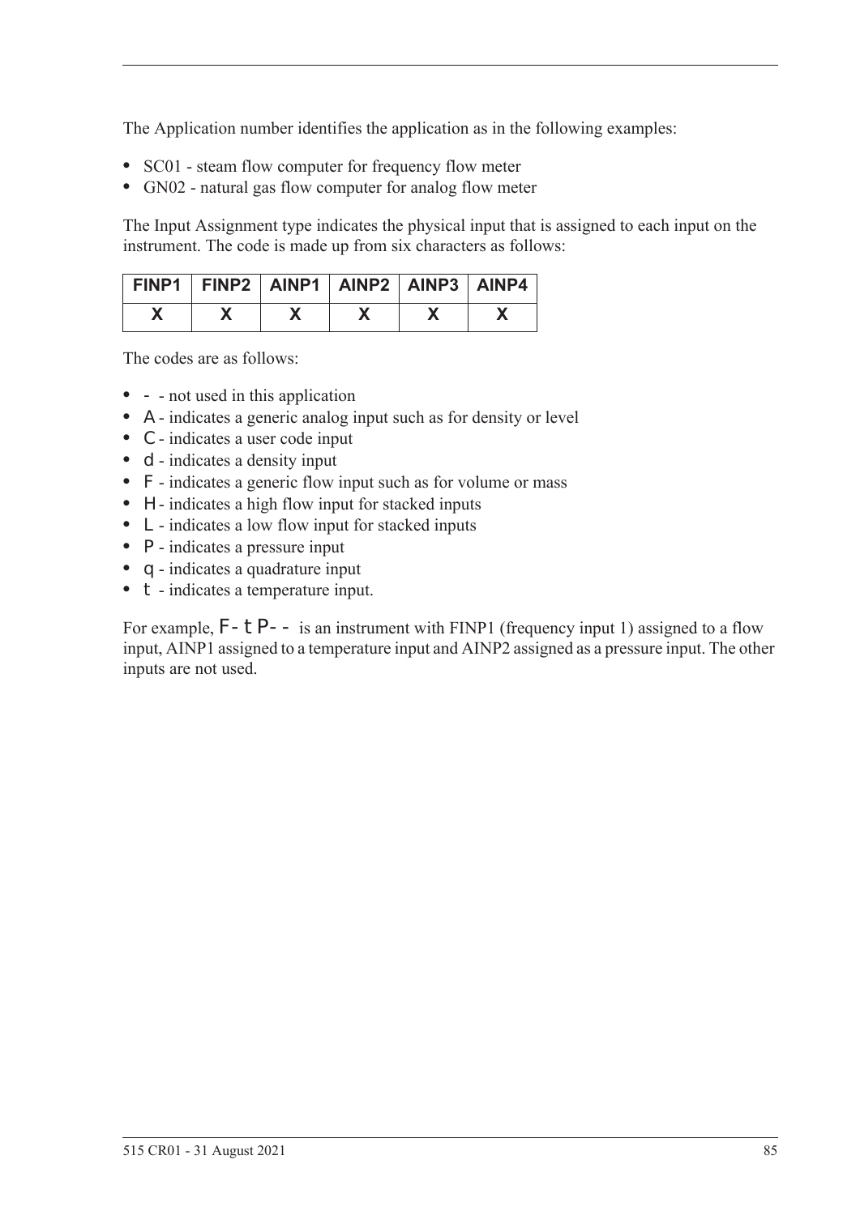The Application number identifies the application as in the following examples:

- SC01 - steam flow computer for frequency flow meter
- GN02 - natural gas flow computer for analog flow meter

The Input Assignment type indicates the physical input that is assigned to each input on the instrument. The code is made up from six characters as follows:

| FINP1 | FINP2 | AINP1 | AINP2 | AINP3 | AINP4 |
|---|---|---|---|---|---|
| X | X | X | X | X | X |

The codes are as follows:

- `-` - not used in this application
- `A` - indicates a generic analog input such as for density or level
- `C` - indicates a user code input
- `d` - indicates a density input
- `F` - indicates a generic flow input such as for volume or mass
- `H` - indicates a high flow input for stacked inputs
- `L` - indicates a low flow input for stacked inputs
- `P` - indicates a pressure input
- `q` - indicates a quadrature input
- `t` - indicates a temperature input.

For example, `F-tP--` is an instrument with FINP1 (frequency input 1) assigned to a flow input, AINP1 assigned to a temperature input and AINP2 assigned as a pressure input. The other inputs are not used.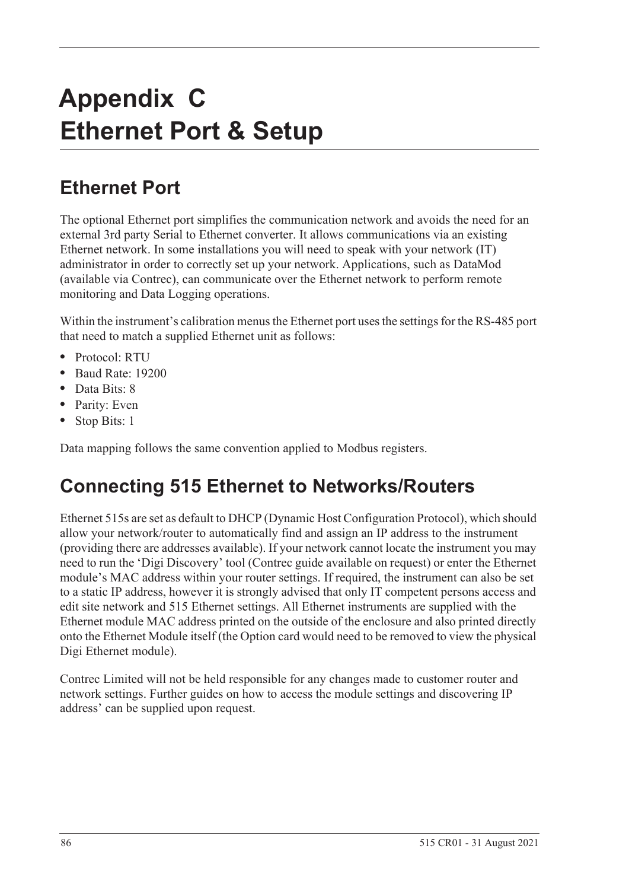# Appendix C Ethernet Port & Setup

## Ethernet Port

The optional Ethernet port simplifies the communication network and avoids the need for an external 3rd party Serial to Ethernet converter. It allows communications via an existing Ethernet network. In some installations you will need to speak with your network (IT) administrator in order to correctly set up your network. Applications, such as DataMod (available via Contrec), can communicate over the Ethernet network to perform remote monitoring and Data Logging operations.

Within the instrument's calibration menus the Ethernet port uses the settings for the RS-485 port that need to match a supplied Ethernet unit as follows:

- Protocol: RTU
- Baud Rate: 19200
- Data Bits: 8
- Parity: Even
- Stop Bits: 1

Data mapping follows the same convention applied to Modbus registers.

## Connecting 515 Ethernet to Networks/Routers

Ethernet 515s are set as default to DHCP (Dynamic Host Configuration Protocol), which should allow your network/router to automatically find and assign an IP address to the instrument (providing there are addresses available). If your network cannot locate the instrument you may need to run the 'Digi Discovery' tool (Contrec guide available on request) or enter the Ethernet module's MAC address within your router settings. If required, the instrument can also be set to a static IP address, however it is strongly advised that only IT competent persons access and edit site network and 515 Ethernet settings. All Ethernet instruments are supplied with the Ethernet module MAC address printed on the outside of the enclosure and also printed directly onto the Ethernet Module itself (the Option card would need to be removed to view the physical Digi Ethernet module).

Contrec Limited will not be held responsible for any changes made to customer router and network settings. Further guides on how to access the module settings and discovering IP address' can be supplied upon request.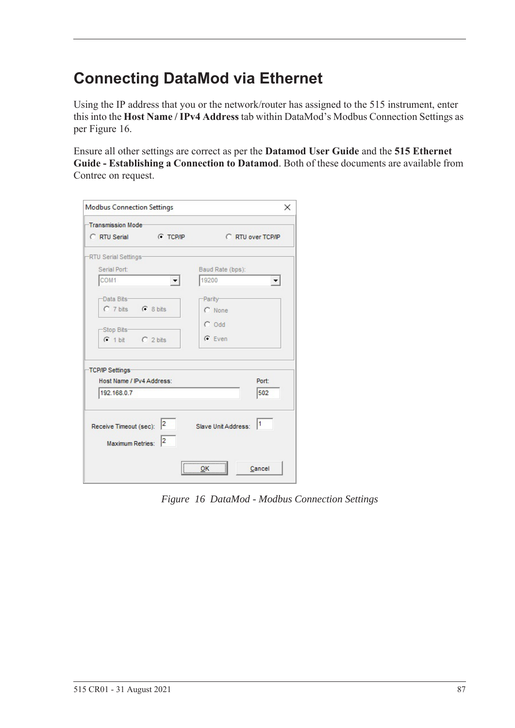# Connecting DataMod via Ethernet

Using the IP address that you or the network/router has assigned to the 515 instrument, enter this into the **Host Name / IPv4 Address** tab within DataMod's Modbus Connection Settings as per Figure 16.

Ensure all other settings are correct as per the **Datamod User Guide** and the **515 Ethernet Guide - Establishing a Connection to Datamod**. Both of these documents are available from Contrec on request.

*Figure 16 DataMod - Modbus Connection Settings*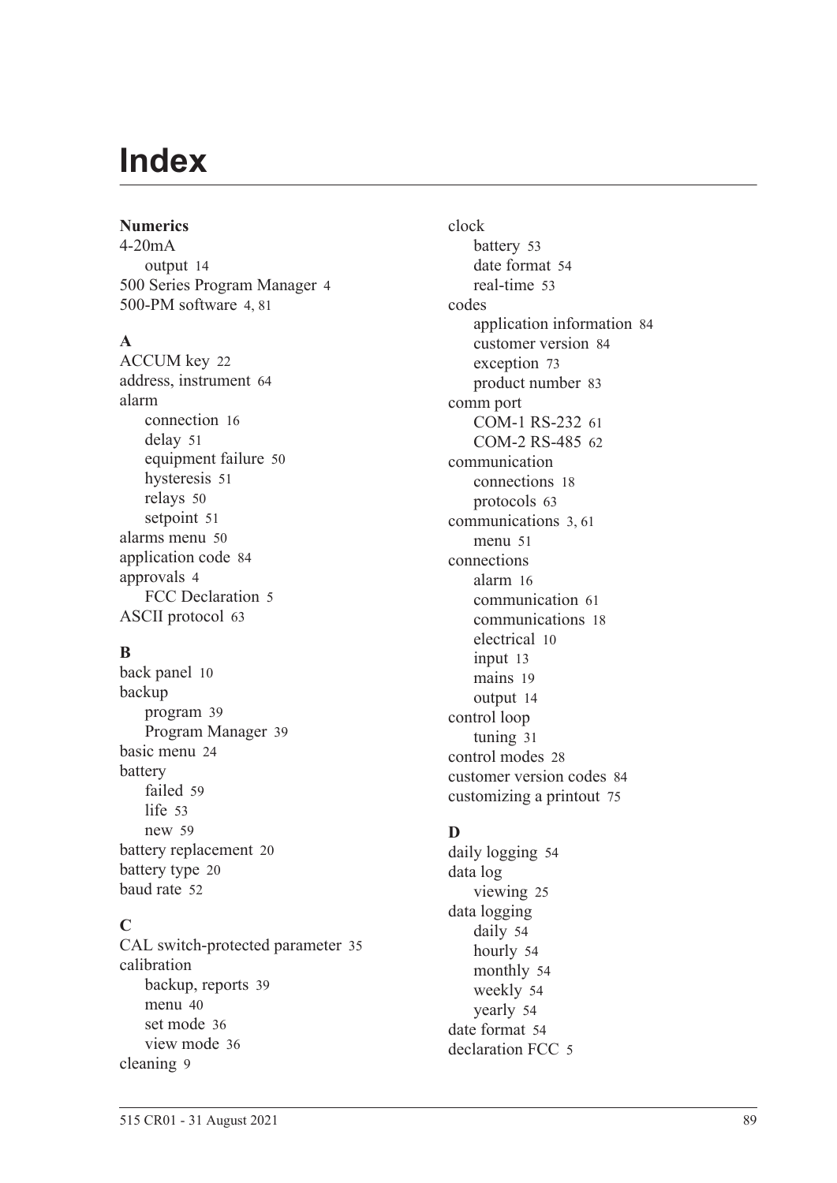# Index

**Numerics**

4-20mA
- output 14

500 Series Program Manager 4
500-PM software 4, 81

**A**

ACCUM key 22
address, instrument 64
alarm
- connection 16
- delay 51
- equipment failure 50
- hysteresis 51
- relays 50
- setpoint 51

alarms menu 50
application code 84
approvals 4
- FCC Declaration 5

ASCII protocol 63

**B**

back panel 10
backup
- program 39
- Program Manager 39

basic menu 24
battery
- failed 59
- life 53
- new 59

battery replacement 20
battery type 20
baud rate 52

**C**

CAL switch-protected parameter 35
calibration
- backup, reports 39
- menu 40
- set mode 36
- view mode 36

cleaning 9
clock
- battery 53
- date format 54
- real-time 53

codes
- application information 84
- customer version 84
- exception 73
- product number 83

comm port
- COM-1 RS-232 61
- COM-2 RS-485 62

communication
- connections 18
- protocols 63

communications 3, 61
- menu 51

connections
- alarm 16
- communication 61
- communications 18
- electrical 10
- input 13
- mains 19
- output 14

control loop
- tuning 31

control modes 28
customer version codes 84
customizing a printout 75

**D**

daily logging 54
data log
- viewing 25

data logging
- daily 54
- hourly 54
- monthly 54
- weekly 54
- yearly 54

date format 54
declaration FCC 5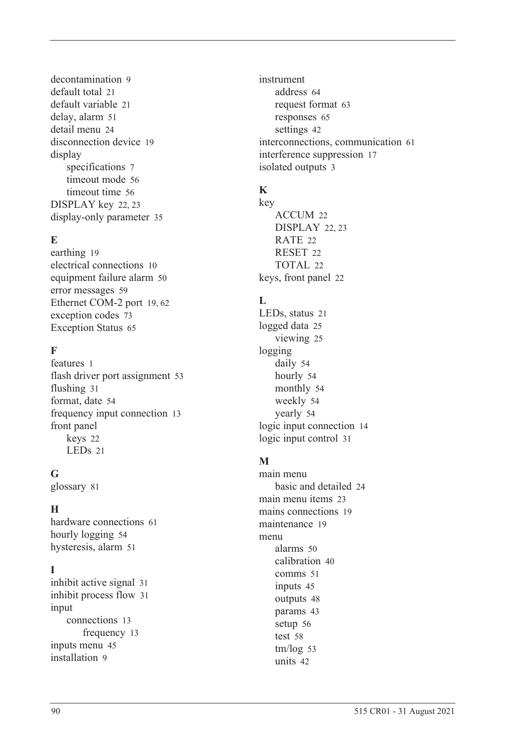decontamination 9
default total 21
default variable 21
delay, alarm 51
detail menu 24
disconnection device 19
display
  specifications 7
  timeout mode 56
  timeout time 56
DISPLAY key 22, 23
display-only parameter 35

**E**

earthing 19
electrical connections 10
equipment failure alarm 50
error messages 59
Ethernet COM-2 port 19, 62
exception codes 73
Exception Status 65

**F**

features 1
flash driver port assignment 53
flushing 31
format, date 54
frequency input connection 13
front panel
  keys 22
  LEDs 21

**G**

glossary 81

**H**

hardware connections 61
hourly logging 54
hysteresis, alarm 51

**I**

inhibit active signal 31
inhibit process flow 31
input
  connections 13
    frequency 13
inputs menu 45
installation 9
instrument
  address 64
  request format 63
  responses 65
  settings 42
interconnections, communication 61
interference suppression 17
isolated outputs 3

**K**

key
  ACCUM 22
  DISPLAY 22, 23
  RATE 22
  RESET 22
  TOTAL 22
keys, front panel 22

**L**

LEDs, status 21
logged data 25
  viewing 25
logging
  daily 54
  hourly 54
  monthly 54
  weekly 54
  yearly 54
logic input connection 14
logic input control 31

**M**

main menu
  basic and detailed 24
main menu items 23
mains connections 19
maintenance 19
menu
  alarms 50
  calibration 40
  comms 51
  inputs 45
  outputs 48
  params 43
  setup 56
  test 58
  tm/log 53
  units 42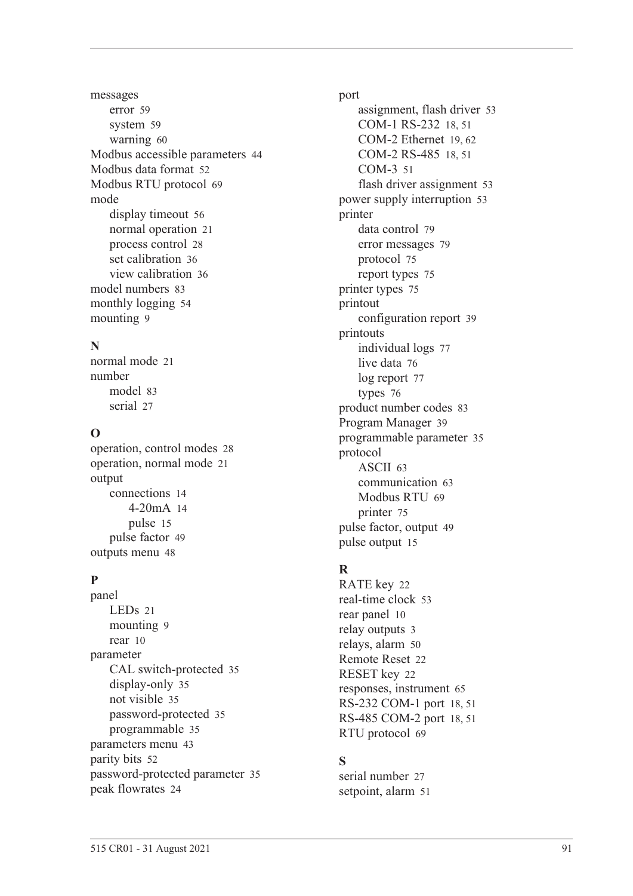messages
- error 59
- system 59
- warning 60

Modbus accessible parameters 44
Modbus data format 52
Modbus RTU protocol 69
mode
- display timeout 56
- normal operation 21
- process control 28
- set calibration 36
- view calibration 36

model numbers 83
monthly logging 54
mounting 9

## N

normal mode 21
number
- model 83
- serial 27

## O

operation, control modes 28
operation, normal mode 21
output
- connections 14
  - 4-20mA 14
  - pulse 15
- pulse factor 49

outputs menu 48

## P

panel
- LEDs 21
- mounting 9
- rear 10

parameter
- CAL switch-protected 35
- display-only 35
- not visible 35
- password-protected 35
- programmable 35

parameters menu 43
parity bits 52
password-protected parameter 35
peak flowrates 24
port
- assignment, flash driver 53
- COM-1 RS-232 18, 51
- COM-2 Ethernet 19, 62
- COM-2 RS-485 18, 51
- COM-3 51
- flash driver assignment 53

power supply interruption 53
printer
- data control 79
- error messages 79
- protocol 75
- report types 75

printer types 75
printout
- configuration report 39

printouts
- individual logs 77
- live data 76
- log report 77
- types 76

product number codes 83
Program Manager 39
programmable parameter 35
protocol
- ASCII 63
- communication 63
- Modbus RTU 69
- printer 75

pulse factor, output 49
pulse output 15

## R

RATE key 22
real-time clock 53
rear panel 10
relay outputs 3
relays, alarm 50
Remote Reset 22
RESET key 22
responses, instrument 65
RS-232 COM-1 port 18, 51
RS-485 COM-2 port 18, 51
RTU protocol 69

## S

serial number 27
setpoint, alarm 51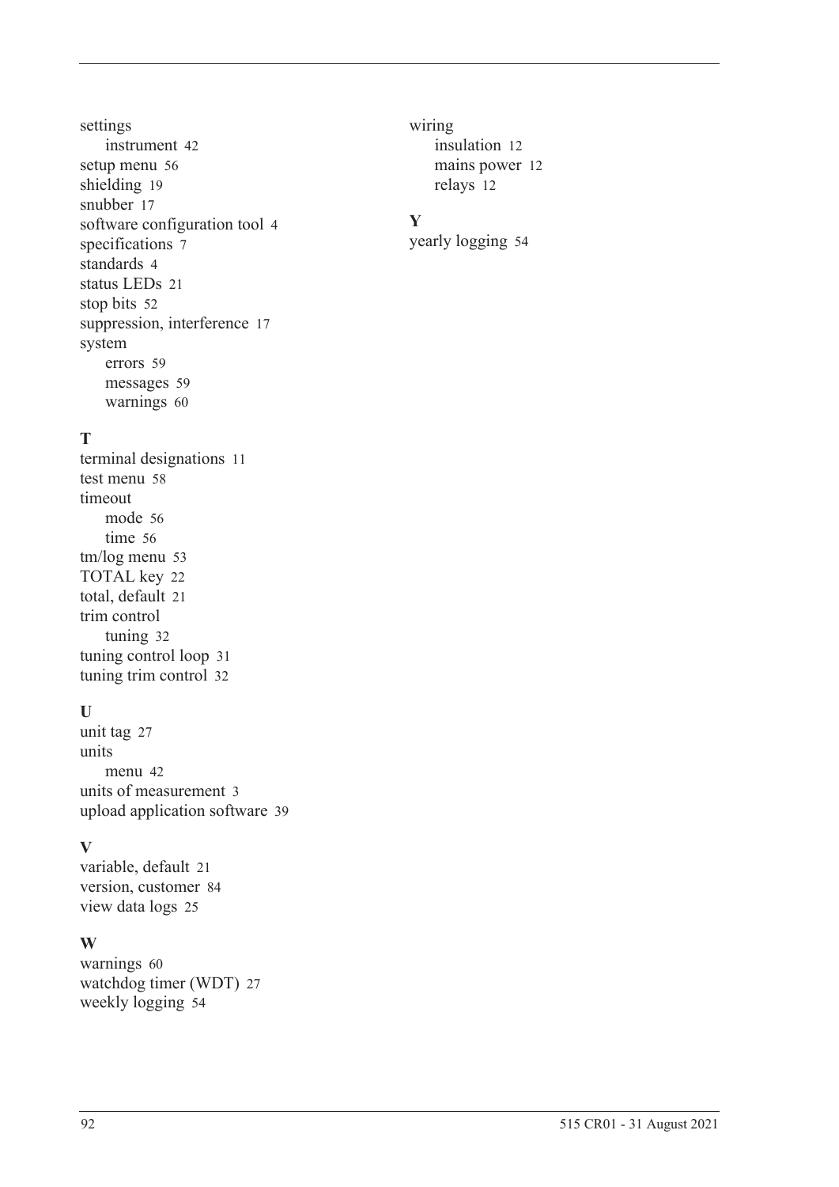settings
- instrument 42

setup menu 56
shielding 19
snubber 17
software configuration tool 4
specifications 7
standards 4
status LEDs 21
stop bits 52
suppression, interference 17
system
- errors 59
- messages 59
- warnings 60

### T

terminal designations 11
test menu 58
timeout
- mode 56
- time 56

tm/log menu 53
TOTAL key 22
total, default 21
trim control
- tuning 32

tuning control loop 31
tuning trim control 32

### U

unit tag 27
units
- menu 42

units of measurement 3
upload application software 39

### V

variable, default 21
version, customer 84
view data logs 25

### W

warnings 60
watchdog timer (WDT) 27
weekly logging 54
wiring
- insulation 12
- mains power 12
- relays 12

### Y

yearly logging 54